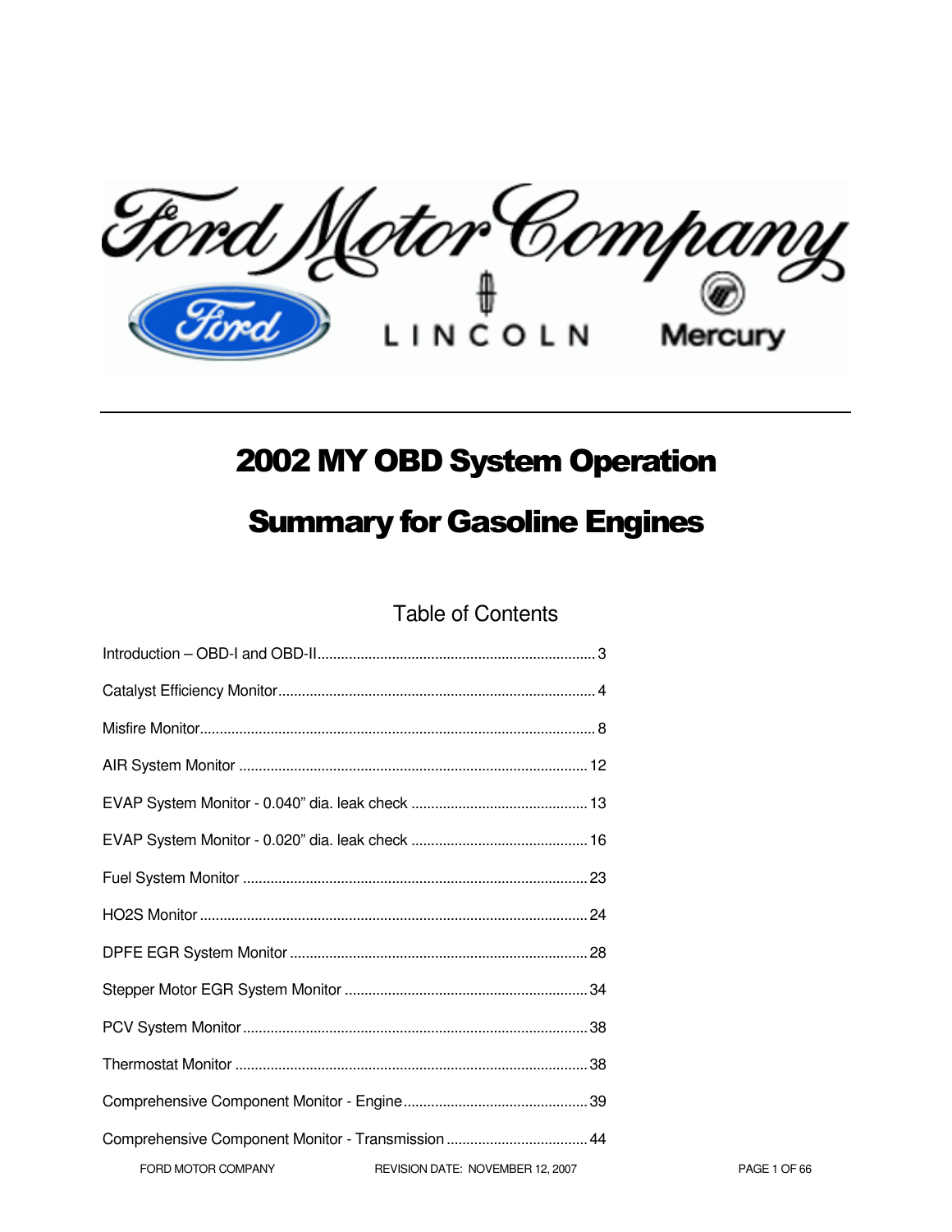# 2002 MY OBD System Operation

# Summary for Gasoline Engines

## Table of Contents

| Section | Page |
| --- | --- |
| Introduction – OBD-I and OBD-II | 3 |
| Catalyst Efficiency Monitor | 4 |
| Misfire Monitor | 8 |
| AIR System Monitor | 12 |
| EVAP System Monitor - 0.040" dia. leak check | 13 |
| EVAP System Monitor - 0.020" dia. leak check | 16 |
| Fuel System Monitor | 23 |
| HO2S Monitor | 24 |
| DPFE EGR System Monitor | 28 |
| Stepper Motor EGR System Monitor | 34 |
| PCV System Monitor | 38 |
| Thermostat Monitor | 38 |
| Comprehensive Component Monitor - Engine | 39 |
| Comprehensive Component Monitor - Transmission | 44 |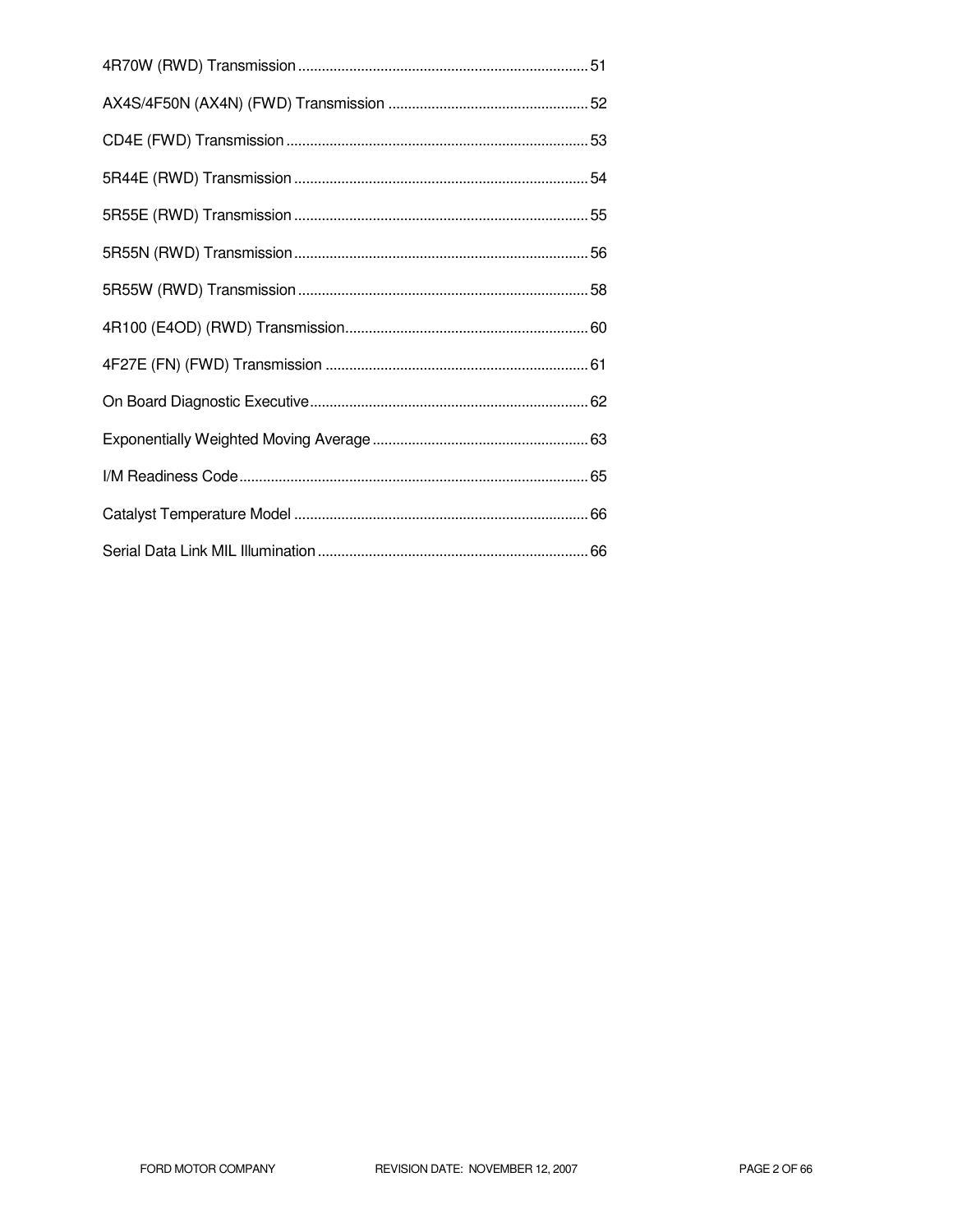4R70W (RWD) Transmission ........................................................................ 51

AX4S/4F50N (AX4N) (FWD) Transmission .................................................. 52

CD4E (FWD) Transmission ........................................................................... 53

5R44E (RWD) Transmission ......................................................................... 54

5R55E (RWD) Transmission ......................................................................... 55

5R55N (RWD) Transmission ......................................................................... 56

5R55W (RWD) Transmission ........................................................................ 58

4R100 (E4OD) (RWD) Transmission ............................................................ 60

4F27E (FN) (FWD) Transmission ................................................................. 61

On Board Diagnostic Executive ..................................................................... 62

Exponentially Weighted Moving Average ...................................................... 63

I/M Readiness Code ....................................................................................... 65

Catalyst Temperature Model ......................................................................... 66

Serial Data Link MIL Illumination ................................................................... 66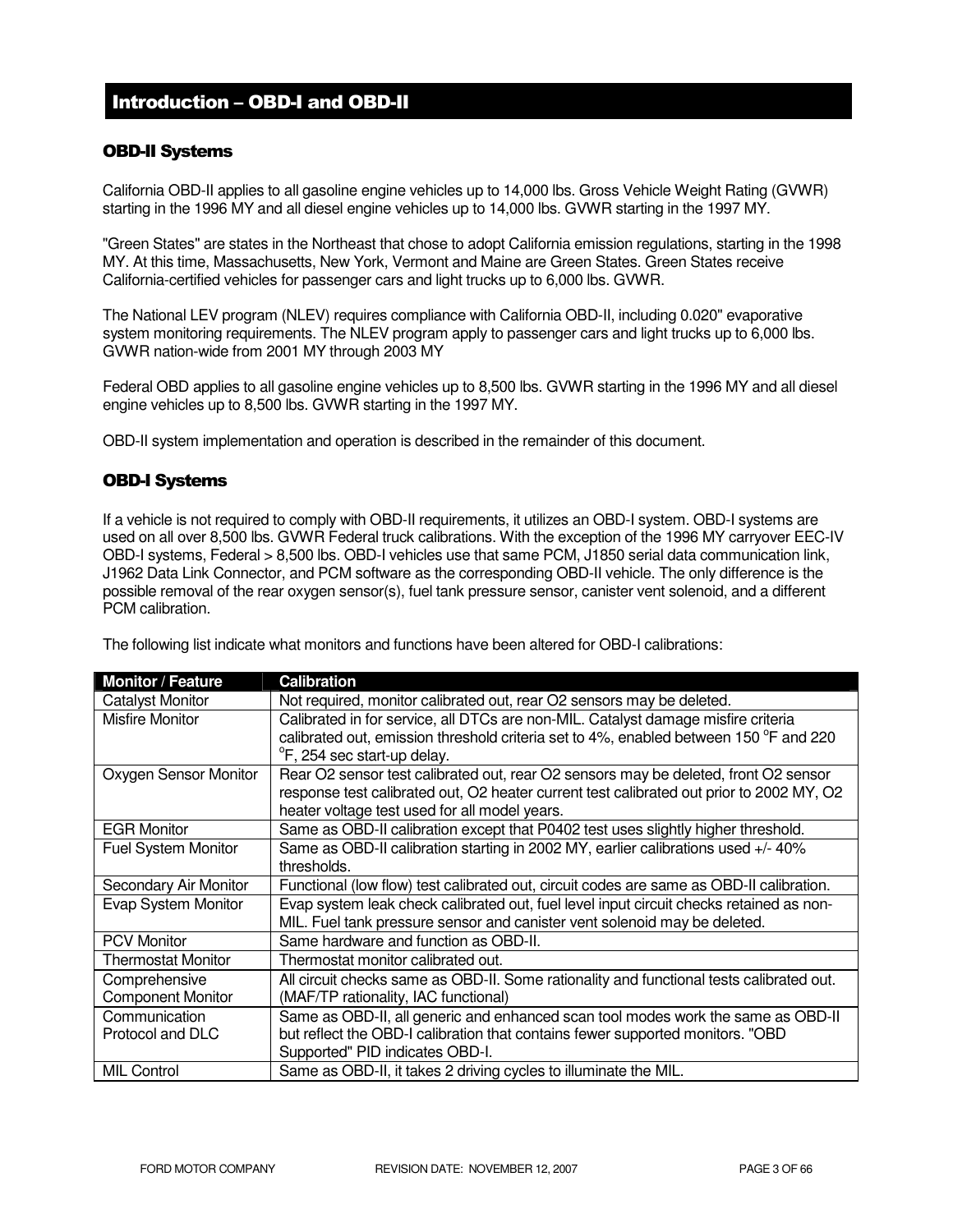# Introduction – OBD-I and OBD-II

## OBD-II Systems

California OBD-II applies to all gasoline engine vehicles up to 14,000 lbs. Gross Vehicle Weight Rating (GVWR) starting in the 1996 MY and all diesel engine vehicles up to 14,000 lbs. GVWR starting in the 1997 MY.

"Green States" are states in the Northeast that chose to adopt California emission regulations, starting in the 1998 MY. At this time, Massachusetts, New York, Vermont and Maine are Green States. Green States receive California-certified vehicles for passenger cars and light trucks up to 6,000 lbs. GVWR.

The National LEV program (NLEV) requires compliance with California OBD-II, including 0.020" evaporative system monitoring requirements. The NLEV program apply to passenger cars and light trucks up to 6,000 lbs. GVWR nation-wide from 2001 MY through 2003 MY

Federal OBD applies to all gasoline engine vehicles up to 8,500 lbs. GVWR starting in the 1996 MY and all diesel engine vehicles up to 8,500 lbs. GVWR starting in the 1997 MY.

OBD-II system implementation and operation is described in the remainder of this document.

## OBD-I Systems

If a vehicle is not required to comply with OBD-II requirements, it utilizes an OBD-I system. OBD-I systems are used on all over 8,500 lbs. GVWR Federal truck calibrations. With the exception of the 1996 MY carryover EEC-IV OBD-I systems, Federal > 8,500 lbs. OBD-I vehicles use that same PCM, J1850 serial data communication link, J1962 Data Link Connector, and PCM software as the corresponding OBD-II vehicle. The only difference is the possible removal of the rear oxygen sensor(s), fuel tank pressure sensor, canister vent solenoid, and a different PCM calibration.

The following list indicate what monitors and functions have been altered for OBD-I calibrations:

| Monitor / Feature | Calibration |
|---|---|
| Catalyst Monitor | Not required, monitor calibrated out, rear O2 sensors may be deleted. |
| Misfire Monitor | Calibrated in for service, all DTCs are non-MIL. Catalyst damage misfire criteria calibrated out, emission threshold criteria set to 4%, enabled between 150 °F and 220 °F, 254 sec start-up delay. |
| Oxygen Sensor Monitor | Rear O2 sensor test calibrated out, rear O2 sensors may be deleted, front O2 sensor response test calibrated out, O2 heater current test calibrated out prior to 2002 MY, O2 heater voltage test used for all model years. |
| EGR Monitor | Same as OBD-II calibration except that P0402 test uses slightly higher threshold. |
| Fuel System Monitor | Same as OBD-II calibration starting in 2002 MY, earlier calibrations used +/- 40% thresholds. |
| Secondary Air Monitor | Functional (low flow) test calibrated out, circuit codes are same as OBD-II calibration. |
| Evap System Monitor | Evap system leak check calibrated out, fuel level input circuit checks retained as non-MIL. Fuel tank pressure sensor and canister vent solenoid may be deleted. |
| PCV Monitor | Same hardware and function as OBD-II. |
| Thermostat Monitor | Thermostat monitor calibrated out. |
| Comprehensive Component Monitor | All circuit checks same as OBD-II. Some rationality and functional tests calibrated out. (MAF/TP rationality, IAC functional) |
| Communication Protocol and DLC | Same as OBD-II, all generic and enhanced scan tool modes work the same as OBD-II but reflect the OBD-I calibration that contains fewer supported monitors. "OBD Supported" PID indicates OBD-I. |
| MIL Control | Same as OBD-II, it takes 2 driving cycles to illuminate the MIL. |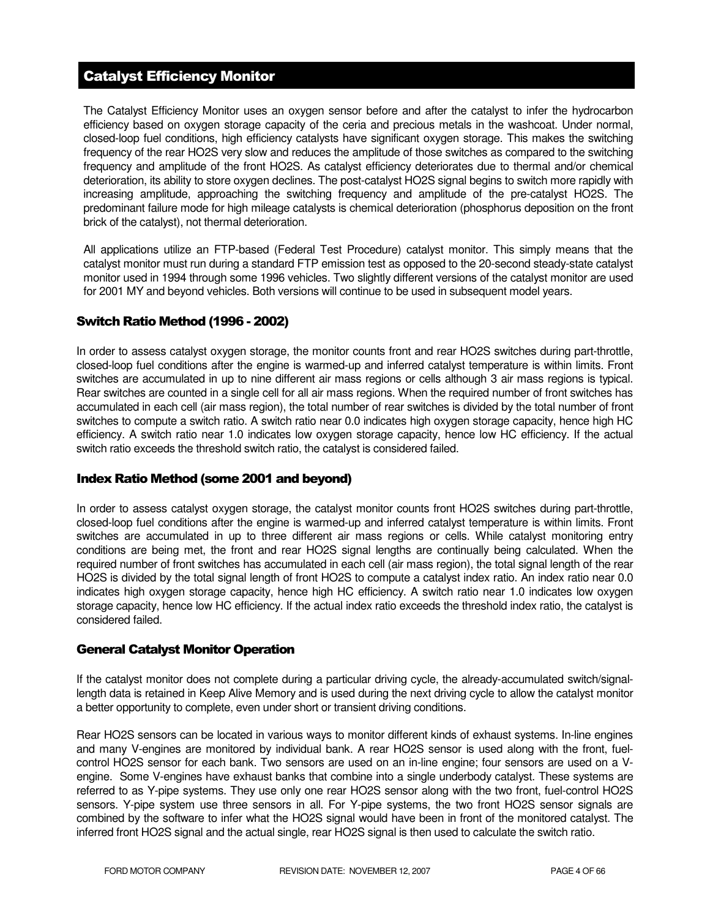## Catalyst Efficiency Monitor

The Catalyst Efficiency Monitor uses an oxygen sensor before and after the catalyst to infer the hydrocarbon efficiency based on oxygen storage capacity of the ceria and precious metals in the washcoat. Under normal, closed-loop fuel conditions, high efficiency catalysts have significant oxygen storage. This makes the switching frequency of the rear HO2S very slow and reduces the amplitude of those switches as compared to the switching frequency and amplitude of the front HO2S. As catalyst efficiency deteriorates due to thermal and/or chemical deterioration, its ability to store oxygen declines. The post-catalyst HO2S signal begins to switch more rapidly with increasing amplitude, approaching the switching frequency and amplitude of the pre-catalyst HO2S. The predominant failure mode for high mileage catalysts is chemical deterioration (phosphorus deposition on the front brick of the catalyst), not thermal deterioration.

All applications utilize an FTP-based (Federal Test Procedure) catalyst monitor. This simply means that the catalyst monitor must run during a standard FTP emission test as opposed to the 20-second steady-state catalyst monitor used in 1994 through some 1996 vehicles. Two slightly different versions of the catalyst monitor are used for 2001 MY and beyond vehicles. Both versions will continue to be used in subsequent model years.

### Switch Ratio Method (1996 - 2002)

In order to assess catalyst oxygen storage, the monitor counts front and rear HO2S switches during part-throttle, closed-loop fuel conditions after the engine is warmed-up and inferred catalyst temperature is within limits. Front switches are accumulated in up to nine different air mass regions or cells although 3 air mass regions is typical. Rear switches are counted in a single cell for all air mass regions. When the required number of front switches has accumulated in each cell (air mass region), the total number of rear switches is divided by the total number of front switches to compute a switch ratio. A switch ratio near 0.0 indicates high oxygen storage capacity, hence high HC efficiency. A switch ratio near 1.0 indicates low oxygen storage capacity, hence low HC efficiency. If the actual switch ratio exceeds the threshold switch ratio, the catalyst is considered failed.

### Index Ratio Method (some 2001 and beyond)

In order to assess catalyst oxygen storage, the catalyst monitor counts front HO2S switches during part-throttle, closed-loop fuel conditions after the engine is warmed-up and inferred catalyst temperature is within limits. Front switches are accumulated in up to three different air mass regions or cells. While catalyst monitoring entry conditions are being met, the front and rear HO2S signal lengths are continually being calculated. When the required number of front switches has accumulated in each cell (air mass region), the total signal length of the rear HO2S is divided by the total signal length of front HO2S to compute a catalyst index ratio. An index ratio near 0.0 indicates high oxygen storage capacity, hence high HC efficiency. A switch ratio near 1.0 indicates low oxygen storage capacity, hence low HC efficiency. If the actual index ratio exceeds the threshold index ratio, the catalyst is considered failed.

### General Catalyst Monitor Operation

If the catalyst monitor does not complete during a particular driving cycle, the already-accumulated switch/signal-length data is retained in Keep Alive Memory and is used during the next driving cycle to allow the catalyst monitor a better opportunity to complete, even under short or transient driving conditions.

Rear HO2S sensors can be located in various ways to monitor different kinds of exhaust systems. In-line engines and many V-engines are monitored by individual bank. A rear HO2S sensor is used along with the front, fuel-control HO2S sensor for each bank. Two sensors are used on an in-line engine; four sensors are used on a V-engine. Some V-engines have exhaust banks that combine into a single underbody catalyst. These systems are referred to as Y-pipe systems. They use only one rear HO2S sensor along with the two front, fuel-control HO2S sensors. Y-pipe system use three sensors in all. For Y-pipe systems, the two front HO2S sensor signals are combined by the software to infer what the HO2S signal would have been in front of the monitored catalyst. The inferred front HO2S signal and the actual single, rear HO2S signal is then used to calculate the switch ratio.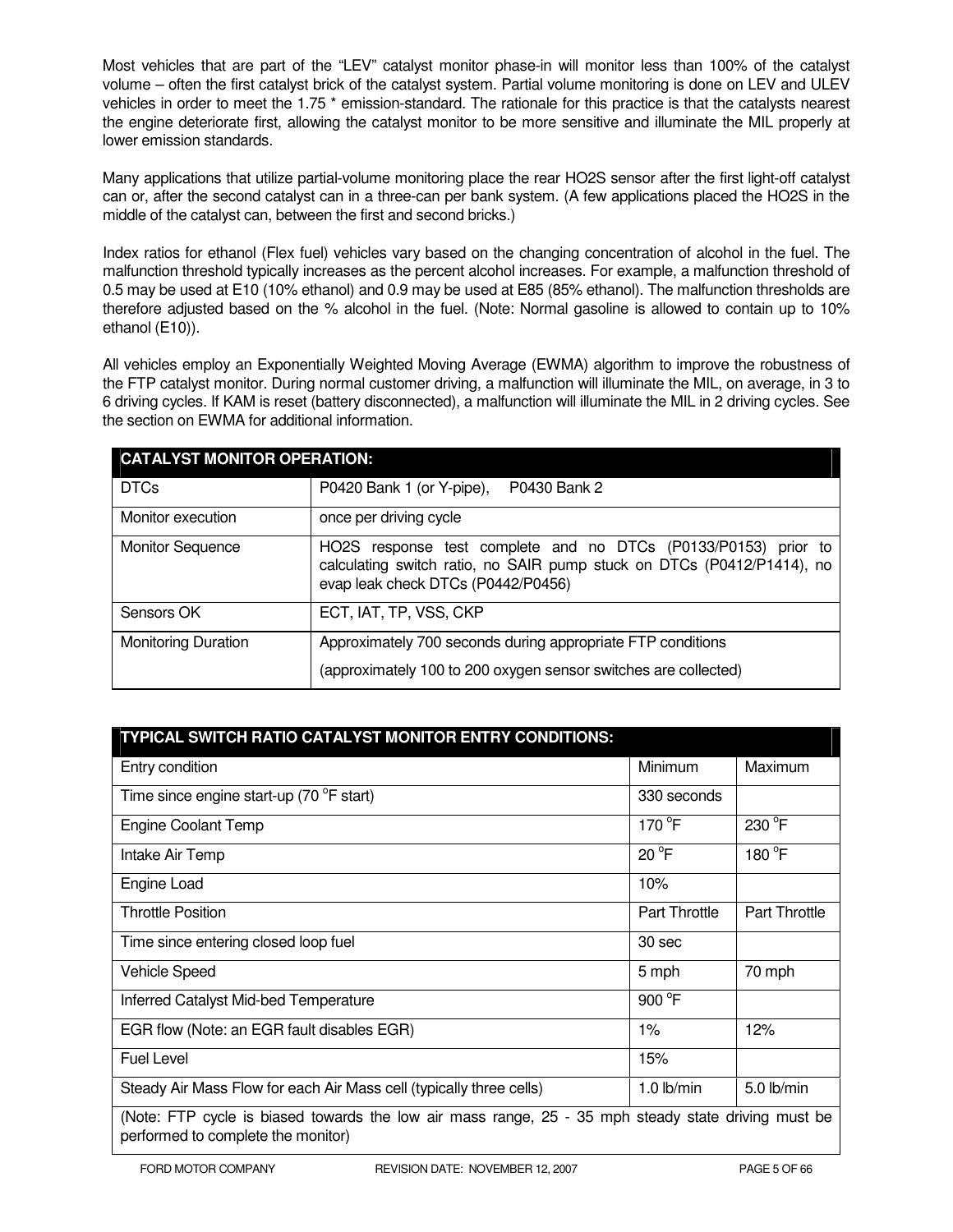Most vehicles that are part of the "LEV" catalyst monitor phase-in will monitor less than 100% of the catalyst volume – often the first catalyst brick of the catalyst system. Partial volume monitoring is done on LEV and ULEV vehicles in order to meet the 1.75 * emission-standard. The rationale for this practice is that the catalysts nearest the engine deteriorate first, allowing the catalyst monitor to be more sensitive and illuminate the MIL properly at lower emission standards.

Many applications that utilize partial-volume monitoring place the rear HO2S sensor after the first light-off catalyst can or, after the second catalyst can in a three-can per bank system. (A few applications placed the HO2S in the middle of the catalyst can, between the first and second bricks.)

Index ratios for ethanol (Flex fuel) vehicles vary based on the changing concentration of alcohol in the fuel. The malfunction threshold typically increases as the percent alcohol increases. For example, a malfunction threshold of 0.5 may be used at E10 (10% ethanol) and 0.9 may be used at E85 (85% ethanol). The malfunction thresholds are therefore adjusted based on the % alcohol in the fuel. (Note: Normal gasoline is allowed to contain up to 10% ethanol (E10)).

All vehicles employ an Exponentially Weighted Moving Average (EWMA) algorithm to improve the robustness of the FTP catalyst monitor. During normal customer driving, a malfunction will illuminate the MIL, on average, in 3 to 6 driving cycles. If KAM is reset (battery disconnected), a malfunction will illuminate the MIL in 2 driving cycles. See the section on EWMA for additional information.

| **CATALYST MONITOR OPERATION:** | |
|---|---|
| DTCs | P0420 Bank 1 (or Y-pipe),     P0430 Bank 2 |
| Monitor execution | once per driving cycle |
| Monitor Sequence | HO2S response test complete and no DTCs (P0133/P0153) prior to calculating switch ratio, no SAIR pump stuck on DTCs (P0412/P1414), no evap leak check DTCs (P0442/P0456) |
| Sensors OK | ECT, IAT, TP, VSS, CKP |
| Monitoring Duration | Approximately 700 seconds during appropriate FTP conditions<br>(approximately 100 to 200 oxygen sensor switches are collected) |

| **TYPICAL SWITCH RATIO CATALYST MONITOR ENTRY CONDITIONS:** | | |
|---|---|---|
| Entry condition | Minimum | Maximum |
| Time since engine start-up (70 °F start) | 330 seconds | |
| Engine Coolant Temp | 170 °F | 230 °F |
| Intake Air Temp | 20 °F | 180 °F |
| Engine Load | 10% | |
| Throttle Position | Part Throttle | Part Throttle |
| Time since entering closed loop fuel | 30 sec | |
| Vehicle Speed | 5 mph | 70 mph |
| Inferred Catalyst Mid-bed Temperature | 900 °F | |
| EGR flow (Note: an EGR fault disables EGR) | 1% | 12% |
| Fuel Level | 15% | |
| Steady Air Mass Flow for each Air Mass cell (typically three cells) | 1.0 lb/min | 5.0 lb/min |
| (Note: FTP cycle is biased towards the low air mass range, 25 - 35 mph steady state driving must be performed to complete the monitor) | | |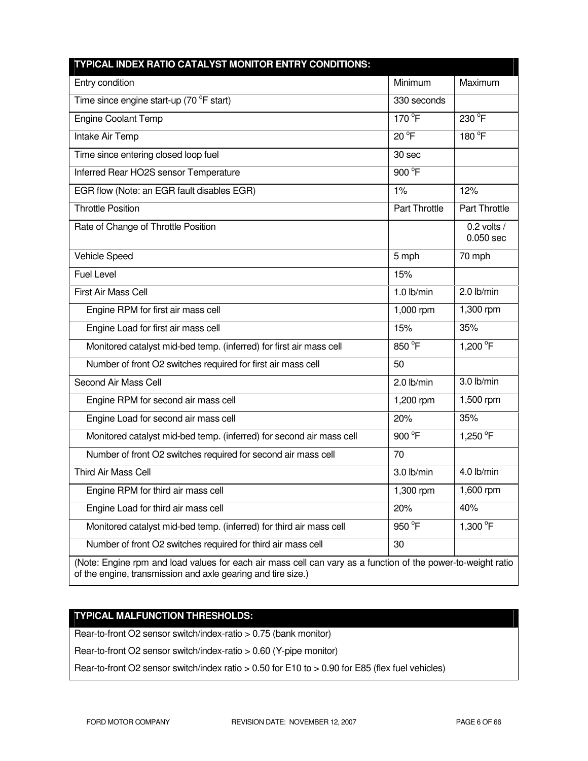| TYPICAL INDEX RATIO CATALYST MONITOR ENTRY CONDITIONS: | | |
|---|---|---|
| Entry condition | Minimum | Maximum |
| Time since engine start-up (70 °F start) | 330 seconds | |
| Engine Coolant Temp | 170 °F | 230 °F |
| Intake Air Temp | 20 °F | 180 °F |
| Time since entering closed loop fuel | 30 sec | |
| Inferred Rear HO2S sensor Temperature | 900 °F | |
| EGR flow (Note: an EGR fault disables EGR) | 1% | 12% |
| Throttle Position | Part Throttle | Part Throttle |
| Rate of Change of Throttle Position | | 0.2 volts / 0.050 sec |
| Vehicle Speed | 5 mph | 70 mph |
| Fuel Level | 15% | |
| First Air Mass Cell | 1.0 lb/min | 2.0 lb/min |
| Engine RPM for first air mass cell | 1,000 rpm | 1,300 rpm |
| Engine Load for first air mass cell | 15% | 35% |
| Monitored catalyst mid-bed temp. (inferred) for first air mass cell | 850 °F | 1,200 °F |
| Number of front O2 switches required for first air mass cell | 50 | |
| Second Air Mass Cell | 2.0 lb/min | 3.0 lb/min |
| Engine RPM for second air mass cell | 1,200 rpm | 1,500 rpm |
| Engine Load for second air mass cell | 20% | 35% |
| Monitored catalyst mid-bed temp. (inferred) for second air mass cell | 900 °F | 1,250 °F |
| Number of front O2 switches required for second air mass cell | 70 | |
| Third Air Mass Cell | 3.0 lb/min | 4.0 lb/min |
| Engine RPM for third air mass cell | 1,300 rpm | 1,600 rpm |
| Engine Load for third air mass cell | 20% | 40% |
| Monitored catalyst mid-bed temp. (inferred) for third air mass cell | 950 °F | 1,300 °F |
| Number of front O2 switches required for third air mass cell | 30 | |
| (Note: Engine rpm and load values for each air mass cell can vary as a function of the power-to-weight ratio of the engine, transmission and axle gearing and tire size.) | | |

| TYPICAL MALFUNCTION THRESHOLDS: |
|---|
| Rear-to-front O2 sensor switch/index-ratio > 0.75 (bank monitor) |
| Rear-to-front O2 sensor switch/index-ratio > 0.60 (Y-pipe monitor) |
| Rear-to-front O2 sensor switch/index ratio > 0.50 for E10 to > 0.90 for E85 (flex fuel vehicles) |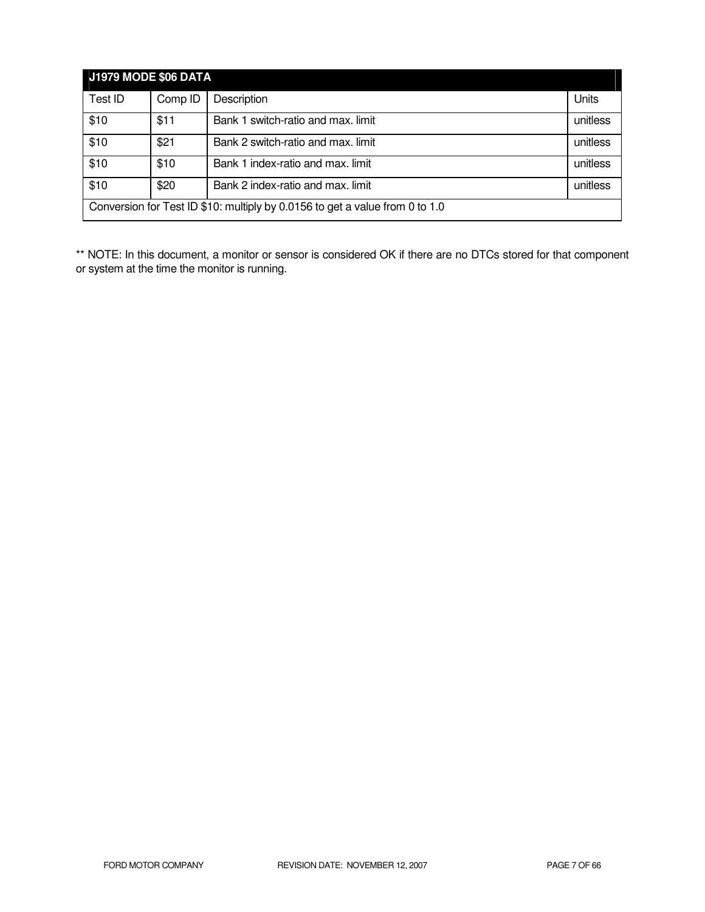| J1979 MODE $06 DATA | | | |
|---|---|---|---|
| Test ID | Comp ID | Description | Units |
| $10 | $11 | Bank 1 switch-ratio and max. limit | unitless |
| $10 | $21 | Bank 2 switch-ratio and max. limit | unitless |
| $10 | $10 | Bank 1 index-ratio and max. limit | unitless |
| $10 | $20 | Bank 2 index-ratio and max. limit | unitless |
| Conversion for Test ID $10: multiply by 0.0156 to get a value from 0 to 1.0 | | | |

** NOTE: In this document, a monitor or sensor is considered OK if there are no DTCs stored for that component or system at the time the monitor is running.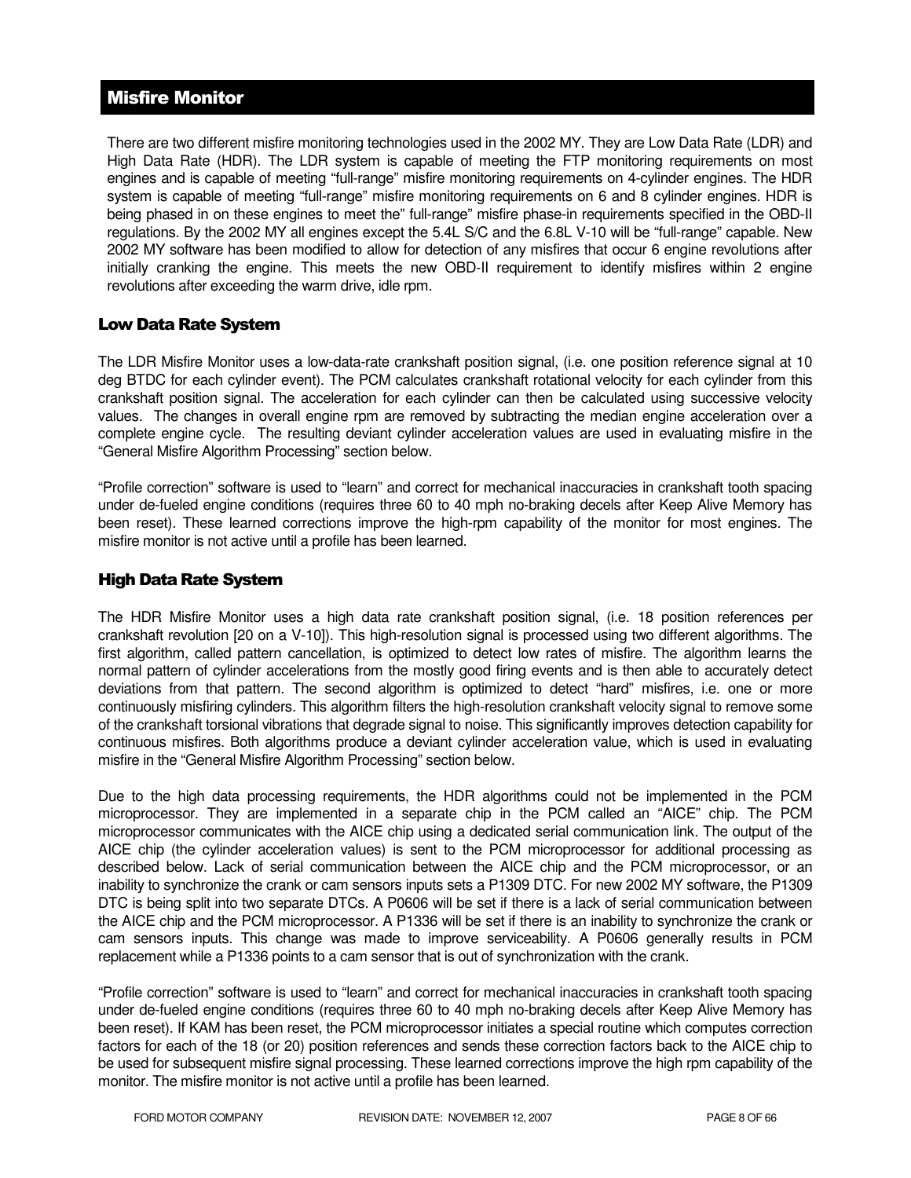## Misfire Monitor

There are two different misfire monitoring technologies used in the 2002 MY. They are Low Data Rate (LDR) and High Data Rate (HDR). The LDR system is capable of meeting the FTP monitoring requirements on most engines and is capable of meeting "full-range" misfire monitoring requirements on 4-cylinder engines. The HDR system is capable of meeting "full-range" misfire monitoring requirements on 6 and 8 cylinder engines. HDR is being phased in on these engines to meet the" full-range" misfire phase-in requirements specified in the OBD-II regulations. By the 2002 MY all engines except the 5.4L S/C and the 6.8L V-10 will be "full-range" capable. New 2002 MY software has been modified to allow for detection of any misfires that occur 6 engine revolutions after initially cranking the engine. This meets the new OBD-II requirement to identify misfires within 2 engine revolutions after exceeding the warm drive, idle rpm.

### Low Data Rate System

The LDR Misfire Monitor uses a low-data-rate crankshaft position signal, (i.e. one position reference signal at 10 deg BTDC for each cylinder event). The PCM calculates crankshaft rotational velocity for each cylinder from this crankshaft position signal. The acceleration for each cylinder can then be calculated using successive velocity values. The changes in overall engine rpm are removed by subtracting the median engine acceleration over a complete engine cycle. The resulting deviant cylinder acceleration values are used in evaluating misfire in the "General Misfire Algorithm Processing" section below.

"Profile correction" software is used to "learn" and correct for mechanical inaccuracies in crankshaft tooth spacing under de-fueled engine conditions (requires three 60 to 40 mph no-braking decels after Keep Alive Memory has been reset). These learned corrections improve the high-rpm capability of the monitor for most engines. The misfire monitor is not active until a profile has been learned.

### High Data Rate System

The HDR Misfire Monitor uses a high data rate crankshaft position signal, (i.e. 18 position references per crankshaft revolution [20 on a V-10]). This high-resolution signal is processed using two different algorithms. The first algorithm, called pattern cancellation, is optimized to detect low rates of misfire. The algorithm learns the normal pattern of cylinder accelerations from the mostly good firing events and is then able to accurately detect deviations from that pattern. The second algorithm is optimized to detect "hard" misfires, i.e. one or more continuously misfiring cylinders. This algorithm filters the high-resolution crankshaft velocity signal to remove some of the crankshaft torsional vibrations that degrade signal to noise. This significantly improves detection capability for continuous misfires. Both algorithms produce a deviant cylinder acceleration value, which is used in evaluating misfire in the "General Misfire Algorithm Processing" section below.

Due to the high data processing requirements, the HDR algorithms could not be implemented in the PCM microprocessor. They are implemented in a separate chip in the PCM called an "AICE" chip. The PCM microprocessor communicates with the AICE chip using a dedicated serial communication link. The output of the AICE chip (the cylinder acceleration values) is sent to the PCM microprocessor for additional processing as described below. Lack of serial communication between the AICE chip and the PCM microprocessor, or an inability to synchronize the crank or cam sensors inputs sets a P1309 DTC. For new 2002 MY software, the P1309 DTC is being split into two separate DTCs. A P0606 will be set if there is a lack of serial communication between the AICE chip and the PCM microprocessor. A P1336 will be set if there is an inability to synchronize the crank or cam sensors inputs. This change was made to improve serviceability. A P0606 generally results in PCM replacement while a P1336 points to a cam sensor that is out of synchronization with the crank.

"Profile correction" software is used to "learn" and correct for mechanical inaccuracies in crankshaft tooth spacing under de-fueled engine conditions (requires three 60 to 40 mph no-braking decels after Keep Alive Memory has been reset). If KAM has been reset, the PCM microprocessor initiates a special routine which computes correction factors for each of the 18 (or 20) position references and sends these correction factors back to the AICE chip to be used for subsequent misfire signal processing. These learned corrections improve the high rpm capability of the monitor. The misfire monitor is not active until a profile has been learned.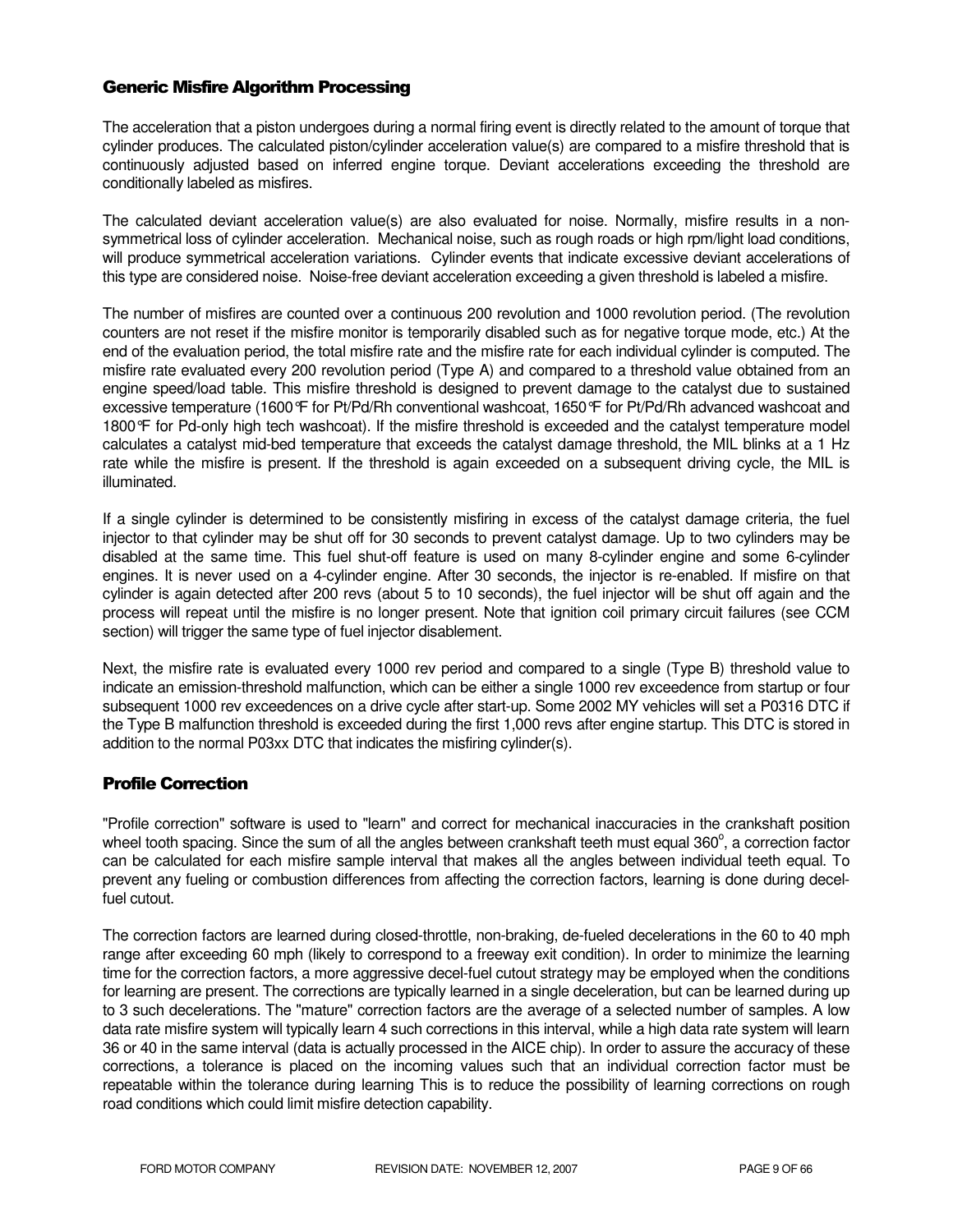## Generic Misfire Algorithm Processing

The acceleration that a piston undergoes during a normal firing event is directly related to the amount of torque that cylinder produces. The calculated piston/cylinder acceleration value(s) are compared to a misfire threshold that is continuously adjusted based on inferred engine torque. Deviant accelerations exceeding the threshold are conditionally labeled as misfires.

The calculated deviant acceleration value(s) are also evaluated for noise. Normally, misfire results in a non-symmetrical loss of cylinder acceleration. Mechanical noise, such as rough roads or high rpm/light load conditions, will produce symmetrical acceleration variations. Cylinder events that indicate excessive deviant accelerations of this type are considered noise. Noise-free deviant acceleration exceeding a given threshold is labeled a misfire.

The number of misfires are counted over a continuous 200 revolution and 1000 revolution period. (The revolution counters are not reset if the misfire monitor is temporarily disabled such as for negative torque mode, etc.) At the end of the evaluation period, the total misfire rate and the misfire rate for each individual cylinder is computed. The misfire rate evaluated every 200 revolution period (Type A) and compared to a threshold value obtained from an engine speed/load table. This misfire threshold is designed to prevent damage to the catalyst due to sustained excessive temperature (1600°F for Pt/Pd/Rh conventional washcoat, 1650°F for Pt/Pd/Rh advanced washcoat and 1800°F for Pd-only high tech washcoat). If the misfire threshold is exceeded and the catalyst temperature model calculates a catalyst mid-bed temperature that exceeds the catalyst damage threshold, the MIL blinks at a 1 Hz rate while the misfire is present. If the threshold is again exceeded on a subsequent driving cycle, the MIL is illuminated.

If a single cylinder is determined to be consistently misfiring in excess of the catalyst damage criteria, the fuel injector to that cylinder may be shut off for 30 seconds to prevent catalyst damage. Up to two cylinders may be disabled at the same time. This fuel shut-off feature is used on many 8-cylinder engine and some 6-cylinder engines. It is never used on a 4-cylinder engine. After 30 seconds, the injector is re-enabled. If misfire on that cylinder is again detected after 200 revs (about 5 to 10 seconds), the fuel injector will be shut off again and the process will repeat until the misfire is no longer present. Note that ignition coil primary circuit failures (see CCM section) will trigger the same type of fuel injector disablement.

Next, the misfire rate is evaluated every 1000 rev period and compared to a single (Type B) threshold value to indicate an emission-threshold malfunction, which can be either a single 1000 rev exceedence from startup or four subsequent 1000 rev exceedences on a drive cycle after start-up. Some 2002 MY vehicles will set a P0316 DTC if the Type B malfunction threshold is exceeded during the first 1,000 revs after engine startup. This DTC is stored in addition to the normal P03xx DTC that indicates the misfiring cylinder(s).

## Profile Correction

"Profile correction" software is used to "learn" and correct for mechanical inaccuracies in the crankshaft position wheel tooth spacing. Since the sum of all the angles between crankshaft teeth must equal 360°, a correction factor can be calculated for each misfire sample interval that makes all the angles between individual teeth equal. To prevent any fueling or combustion differences from affecting the correction factors, learning is done during decel-fuel cutout.

The correction factors are learned during closed-throttle, non-braking, de-fueled decelerations in the 60 to 40 mph range after exceeding 60 mph (likely to correspond to a freeway exit condition). In order to minimize the learning time for the correction factors, a more aggressive decel-fuel cutout strategy may be employed when the conditions for learning are present. The corrections are typically learned in a single deceleration, but can be learned during up to 3 such decelerations. The "mature" correction factors are the average of a selected number of samples. A low data rate misfire system will typically learn 4 such corrections in this interval, while a high data rate system will learn 36 or 40 in the same interval (data is actually processed in the AICE chip). In order to assure the accuracy of these corrections, a tolerance is placed on the incoming values such that an individual correction factor must be repeatable within the tolerance during learning This is to reduce the possibility of learning corrections on rough road conditions which could limit misfire detection capability.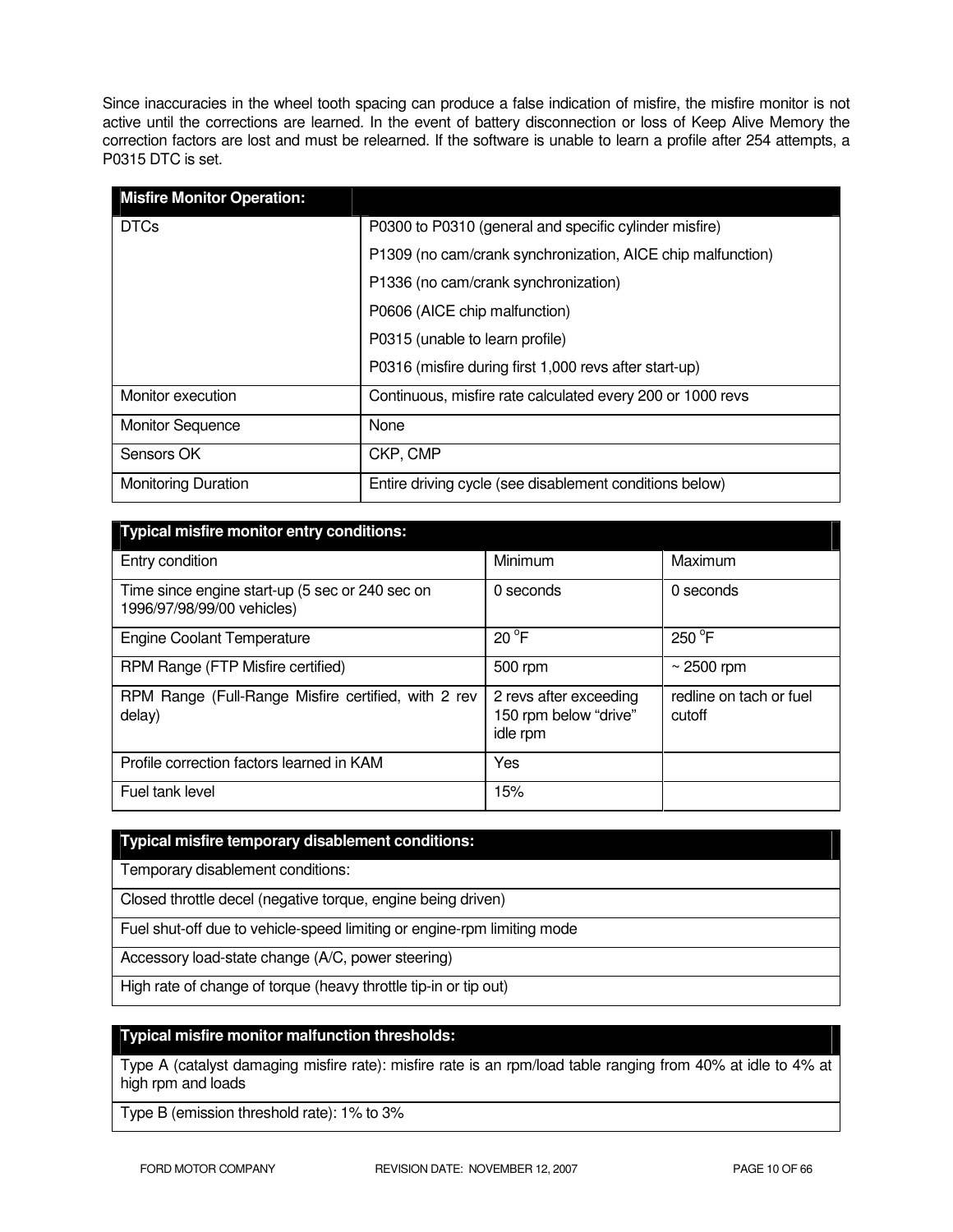Since inaccuracies in the wheel tooth spacing can produce a false indication of misfire, the misfire monitor is not active until the corrections are learned. In the event of battery disconnection or loss of Keep Alive Memory the correction factors are lost and must be relearned. If the software is unable to learn a profile after 254 attempts, a P0315 DTC is set.

| Misfire Monitor Operation: | |
|---|---|
| DTCs | P0300 to P0310 (general and specific cylinder misfire) |
| | P1309 (no cam/crank synchronization, AICE chip malfunction) |
| | P1336 (no cam/crank synchronization) |
| | P0606 (AICE chip malfunction) |
| | P0315 (unable to learn profile) |
| | P0316 (misfire during first 1,000 revs after start-up) |
| Monitor execution | Continuous, misfire rate calculated every 200 or 1000 revs |
| Monitor Sequence | None |
| Sensors OK | CKP, CMP |
| Monitoring Duration | Entire driving cycle (see disablement conditions below) |

| Typical misfire monitor entry conditions: | | |
|---|---|---|
| Entry condition | Minimum | Maximum |
| Time since engine start-up (5 sec or 240 sec on 1996/97/98/99/00 vehicles) | 0 seconds | 0 seconds |
| Engine Coolant Temperature | 20 °F | 250 °F |
| RPM Range (FTP Misfire certified) | 500 rpm | ~ 2500 rpm |
| RPM Range (Full-Range Misfire certified, with 2 rev delay) | 2 revs after exceeding 150 rpm below "drive" idle rpm | redline on tach or fuel cutoff |
| Profile correction factors learned in KAM | Yes | |
| Fuel tank level | 15% | |

| Typical misfire temporary disablement conditions: |
|---|
| Temporary disablement conditions: |
| Closed throttle decel (negative torque, engine being driven) |
| Fuel shut-off due to vehicle-speed limiting or engine-rpm limiting mode |
| Accessory load-state change (A/C, power steering) |
| High rate of change of torque (heavy throttle tip-in or tip out) |

| Typical misfire monitor malfunction thresholds: |
|---|
| Type A (catalyst damaging misfire rate): misfire rate is an rpm/load table ranging from 40% at idle to 4% at high rpm and loads |
| Type B (emission threshold rate): 1% to 3% |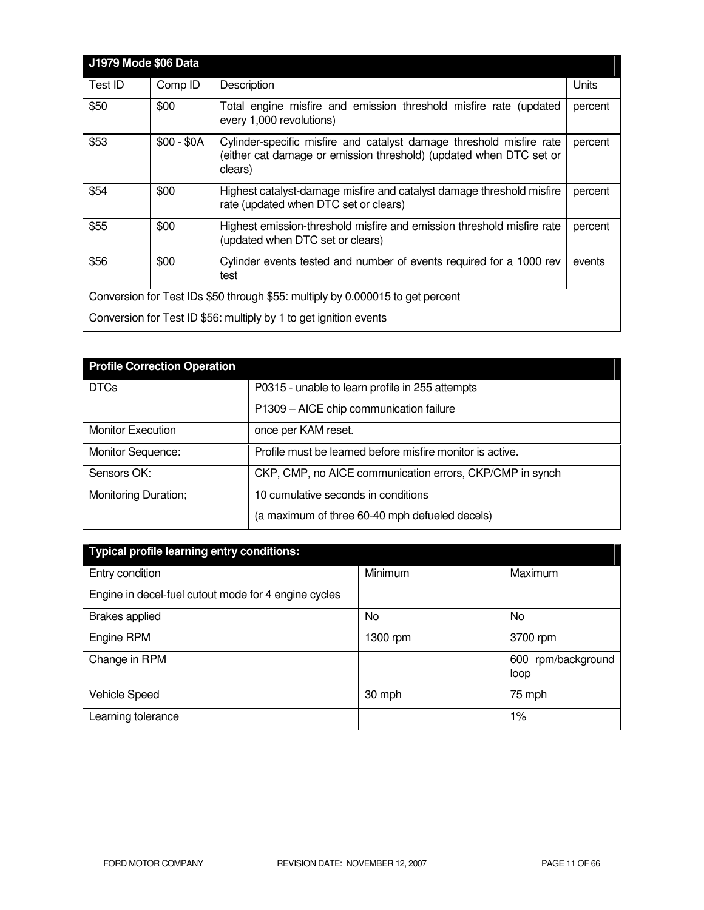| J1979 Mode $06 Data | | | |
|---|---|---|---|
| Test ID | Comp ID | Description | Units |
| $50 | $00 | Total engine misfire and emission threshold misfire rate (updated every 1,000 revolutions) | percent |
| $53 | $00 - $0A | Cylinder-specific misfire and catalyst damage threshold misfire rate (either cat damage or emission threshold) (updated when DTC set or clears) | percent |
| $54 | $00 | Highest catalyst-damage misfire and catalyst damage threshold misfire rate (updated when DTC set or clears) | percent |
| $55 | $00 | Highest emission-threshold misfire and emission threshold misfire rate (updated when DTC set or clears) | percent |
| $56 | $00 | Cylinder events tested and number of events required for a 1000 rev test | events |
| Conversion for Test IDs $50 through $55: multiply by 0.000015 to get percent<br>Conversion for Test ID $56: multiply by 1 to get ignition events | | | |

| Profile Correction Operation | |
|---|---|
| DTCs | P0315 - unable to learn profile in 255 attempts<br>P1309 – AICE chip communication failure |
| Monitor Execution | once per KAM reset. |
| Monitor Sequence: | Profile must be learned before misfire monitor is active. |
| Sensors OK: | CKP, CMP, no AICE communication errors, CKP/CMP in synch |
| Monitoring Duration; | 10 cumulative seconds in conditions<br>(a maximum of three 60-40 mph defueled decels) |

| Typical profile learning entry conditions: | | |
|---|---|---|
| Entry condition | Minimum | Maximum |
| Engine in decel-fuel cutout mode for 4 engine cycles | | |
| Brakes applied | No | No |
| Engine RPM | 1300 rpm | 3700 rpm |
| Change in RPM | | 600 rpm/background loop |
| Vehicle Speed | 30 mph | 75 mph |
| Learning tolerance | | 1% |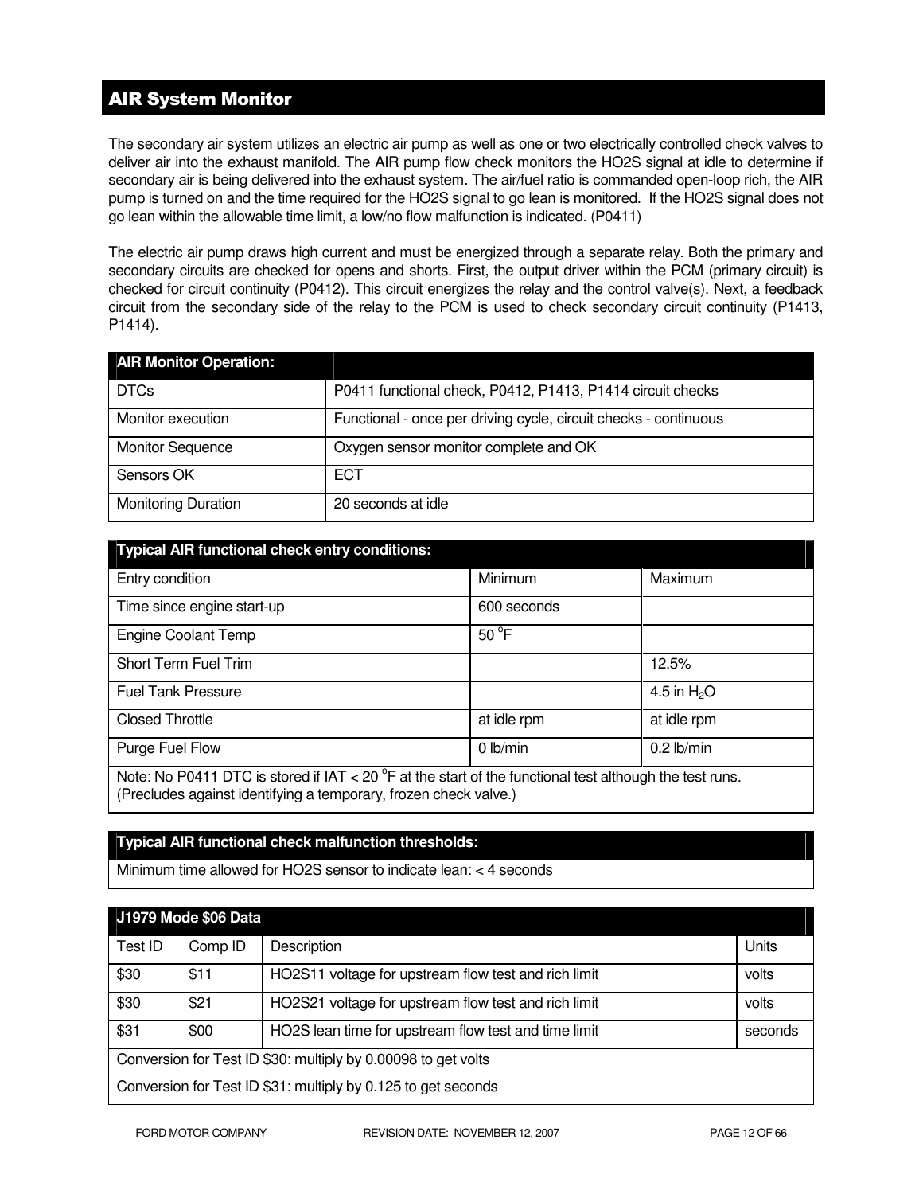## AIR System Monitor

The secondary air system utilizes an electric air pump as well as one or two electrically controlled check valves to deliver air into the exhaust manifold. The AIR pump flow check monitors the HO2S signal at idle to determine if secondary air is being delivered into the exhaust system. The air/fuel ratio is commanded open-loop rich, the AIR pump is turned on and the time required for the HO2S signal to go lean is monitored. If the HO2S signal does not go lean within the allowable time limit, a low/no flow malfunction is indicated. (P0411)

The electric air pump draws high current and must be energized through a separate relay. Both the primary and secondary circuits are checked for opens and shorts. First, the output driver within the PCM (primary circuit) is checked for circuit continuity (P0412). This circuit energizes the relay and the control valve(s). Next, a feedback circuit from the secondary side of the relay to the PCM is used to check secondary circuit continuity (P1413, P1414).

| AIR Monitor Operation: | |
|---|---|
| DTCs | P0411 functional check, P0412, P1413, P1414 circuit checks |
| Monitor execution | Functional - once per driving cycle, circuit checks - continuous |
| Monitor Sequence | Oxygen sensor monitor complete and OK |
| Sensors OK | ECT |
| Monitoring Duration | 20 seconds at idle |

| Typical AIR functional check entry conditions: | | |
|---|---|---|
| Entry condition | Minimum | Maximum |
| Time since engine start-up | 600 seconds | |
| Engine Coolant Temp | 50 °F | |
| Short Term Fuel Trim | | 12.5% |
| Fuel Tank Pressure | | 4.5 in $H_2O$ |
| Closed Throttle | at idle rpm | at idle rpm |
| Purge Fuel Flow | 0 lb/min | 0.2 lb/min |
| Note: No P0411 DTC is stored if IAT < 20 °F at the start of the functional test although the test runs. (Precludes against identifying a temporary, frozen check valve.) | | |

| Typical AIR functional check malfunction thresholds: |
|---|
| Minimum time allowed for HO2S sensor to indicate lean: < 4 seconds |

| J1979 Mode $06 Data | | | |
|---|---|---|---|
| Test ID | Comp ID | Description | Units |
| $30 | $11 | HO2S11 voltage for upstream flow test and rich limit | volts |
| $30 | $21 | HO2S21 voltage for upstream flow test and rich limit | volts |
| $31 | $00 | HO2S lean time for upstream flow test and time limit | seconds |
| Conversion for Test ID $30: multiply by 0.00098 to get volts<br>Conversion for Test ID $31: multiply by 0.125 to get seconds | | | |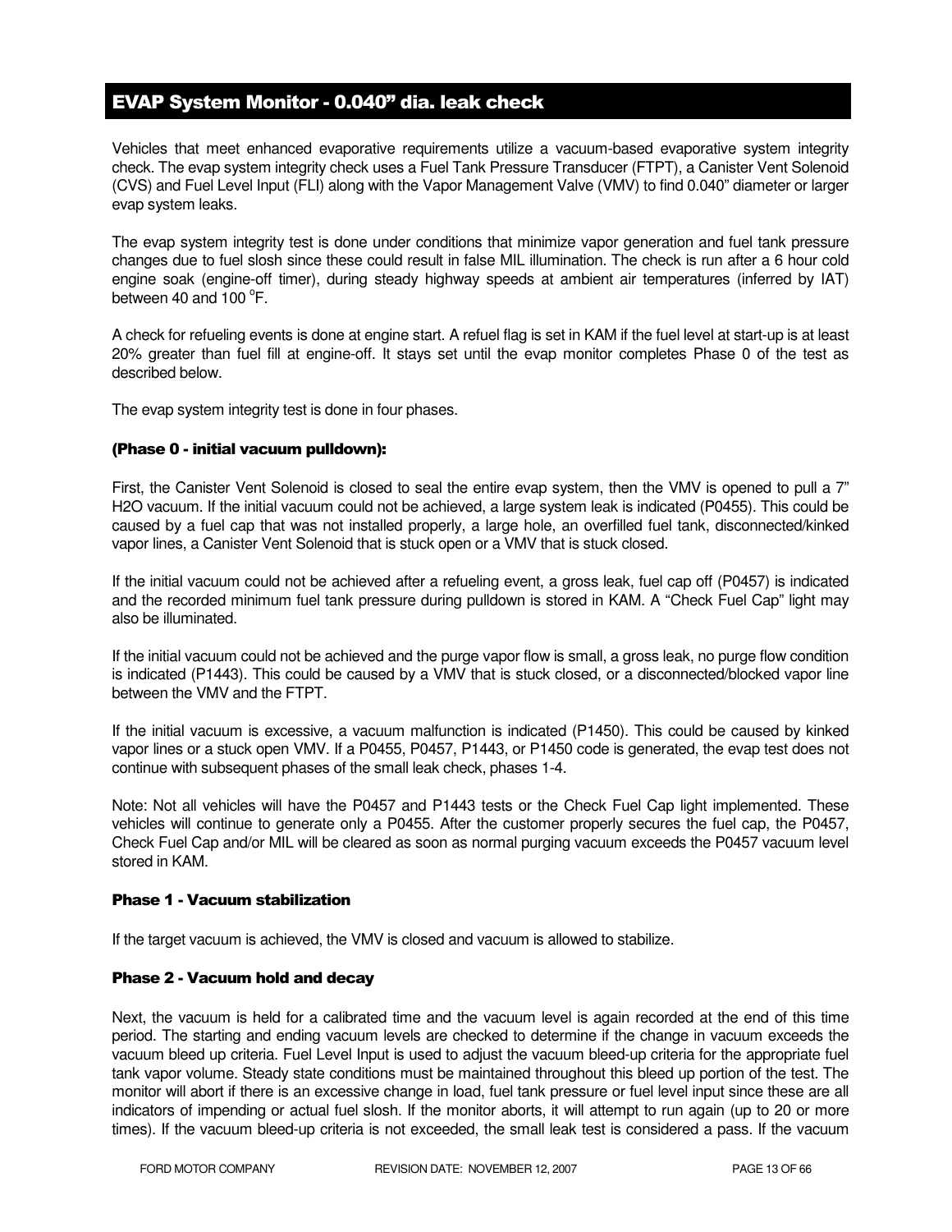## EVAP System Monitor - 0.040” dia. leak check

Vehicles that meet enhanced evaporative requirements utilize a vacuum-based evaporative system integrity check. The evap system integrity check uses a Fuel Tank Pressure Transducer (FTPT), a Canister Vent Solenoid (CVS) and Fuel Level Input (FLI) along with the Vapor Management Valve (VMV) to find 0.040” diameter or larger evap system leaks.

The evap system integrity test is done under conditions that minimize vapor generation and fuel tank pressure changes due to fuel slosh since these could result in false MIL illumination. The check is run after a 6 hour cold engine soak (engine-off timer), during steady highway speeds at ambient air temperatures (inferred by IAT) between 40 and 100 $^{o}$F.

A check for refueling events is done at engine start. A refuel flag is set in KAM if the fuel level at start-up is at least 20% greater than fuel fill at engine-off. It stays set until the evap monitor completes Phase 0 of the test as described below.

The evap system integrity test is done in four phases.

#### (Phase 0 - initial vacuum pulldown):

First, the Canister Vent Solenoid is closed to seal the entire evap system, then the VMV is opened to pull a 7” H2O vacuum. If the initial vacuum could not be achieved, a large system leak is indicated (P0455). This could be caused by a fuel cap that was not installed properly, a large hole, an overfilled fuel tank, disconnected/kinked vapor lines, a Canister Vent Solenoid that is stuck open or a VMV that is stuck closed.

If the initial vacuum could not be achieved after a refueling event, a gross leak, fuel cap off (P0457) is indicated and the recorded minimum fuel tank pressure during pulldown is stored in KAM. A “Check Fuel Cap” light may also be illuminated.

If the initial vacuum could not be achieved and the purge vapor flow is small, a gross leak, no purge flow condition is indicated (P1443). This could be caused by a VMV that is stuck closed, or a disconnected/blocked vapor line between the VMV and the FTPT.

If the initial vacuum is excessive, a vacuum malfunction is indicated (P1450). This could be caused by kinked vapor lines or a stuck open VMV. If a P0455, P0457, P1443, or P1450 code is generated, the evap test does not continue with subsequent phases of the small leak check, phases 1-4.

Note: Not all vehicles will have the P0457 and P1443 tests or the Check Fuel Cap light implemented. These vehicles will continue to generate only a P0455. After the customer properly secures the fuel cap, the P0457, Check Fuel Cap and/or MIL will be cleared as soon as normal purging vacuum exceeds the P0457 vacuum level stored in KAM.

#### Phase 1 - Vacuum stabilization

If the target vacuum is achieved, the VMV is closed and vacuum is allowed to stabilize.

#### Phase 2 - Vacuum hold and decay

Next, the vacuum is held for a calibrated time and the vacuum level is again recorded at the end of this time period. The starting and ending vacuum levels are checked to determine if the change in vacuum exceeds the vacuum bleed up criteria. Fuel Level Input is used to adjust the vacuum bleed-up criteria for the appropriate fuel tank vapor volume. Steady state conditions must be maintained throughout this bleed up portion of the test. The monitor will abort if there is an excessive change in load, fuel tank pressure or fuel level input since these are all indicators of impending or actual fuel slosh. If the monitor aborts, it will attempt to run again (up to 20 or more times). If the vacuum bleed-up criteria is not exceeded, the small leak test is considered a pass. If the vacuum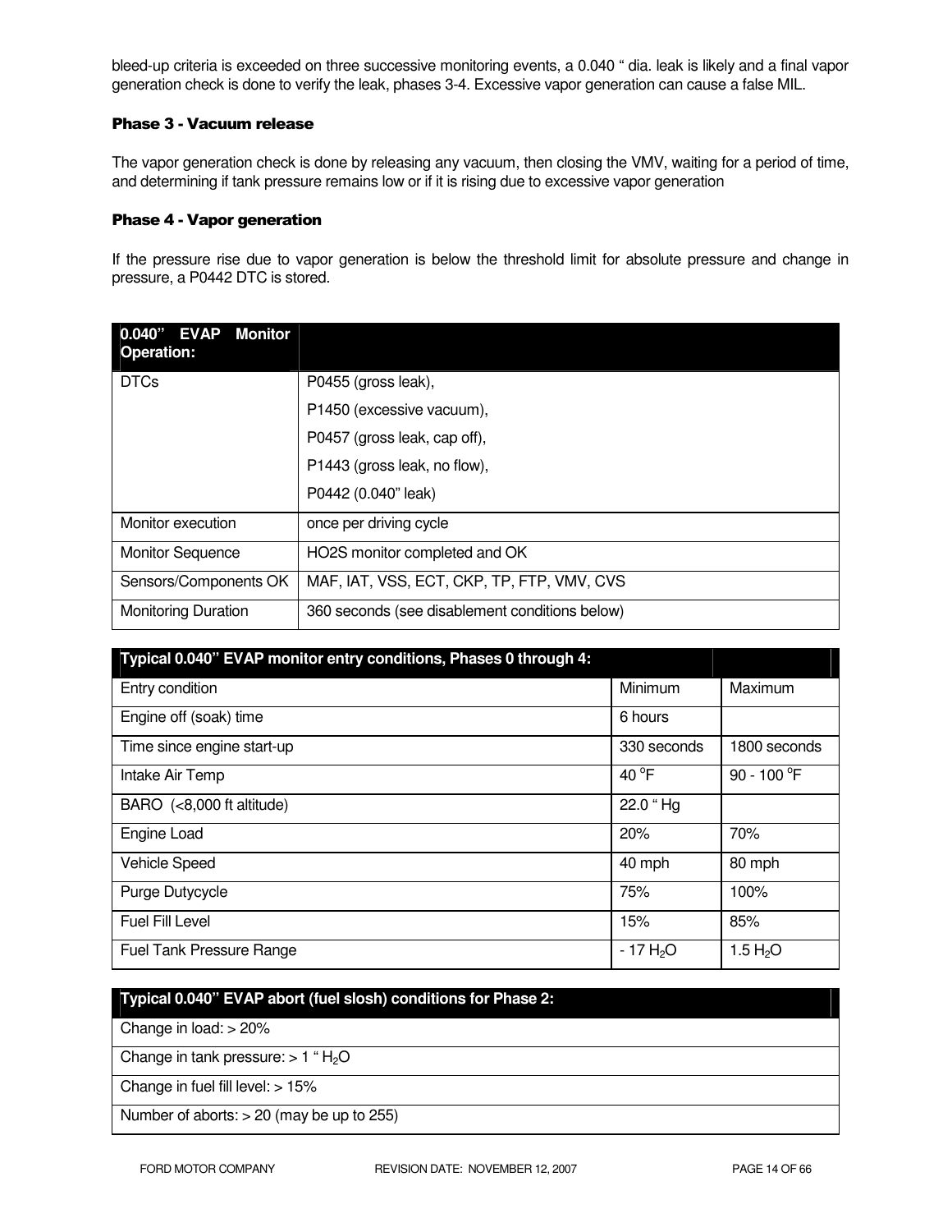bleed-up criteria is exceeded on three successive monitoring events, a 0.040 " dia. leak is likely and a final vapor generation check is done to verify the leak, phases 3-4. Excessive vapor generation can cause a false MIL.

### Phase 3 - Vacuum release

The vapor generation check is done by releasing any vacuum, then closing the VMV, waiting for a period of time, and determining if tank pressure remains low or if it is rising due to excessive vapor generation

### Phase 4 - Vapor generation

If the pressure rise due to vapor generation is below the threshold limit for absolute pressure and change in pressure, a P0442 DTC is stored.

| 0.040" EVAP Monitor Operation: | |
|---|---|
| DTCs | P0455 (gross leak),<br>P1450 (excessive vacuum),<br>P0457 (gross leak, cap off),<br>P1443 (gross leak, no flow),<br>P0442 (0.040" leak) |
| Monitor execution | once per driving cycle |
| Monitor Sequence | HO2S monitor completed and OK |
| Sensors/Components OK | MAF, IAT, VSS, ECT, CKP, TP, FTP, VMV, CVS |
| Monitoring Duration | 360 seconds (see disablement conditions below) |

| Typical 0.040" EVAP monitor entry conditions, Phases 0 through 4: | | |
|---|---|---|
| Entry condition | Minimum | Maximum |
| Engine off (soak) time | 6 hours | |
| Time since engine start-up | 330 seconds | 1800 seconds |
| Intake Air Temp | 40 °F | 90 - 100 °F |
| BARO (<8,000 ft altitude) | 22.0 " Hg | |
| Engine Load | 20% | 70% |
| Vehicle Speed | 40 mph | 80 mph |
| Purge Dutycycle | 75% | 100% |
| Fuel Fill Level | 15% | 85% |
| Fuel Tank Pressure Range | - 17 $H_2O$ | 1.5 $H_2O$ |

| Typical 0.040" EVAP abort (fuel slosh) conditions for Phase 2: |
|---|
| Change in load: > 20% |
| Change in tank pressure: > 1 " $H_2O$ |
| Change in fuel fill level: > 15% |
| Number of aborts: > 20 (may be up to 255) |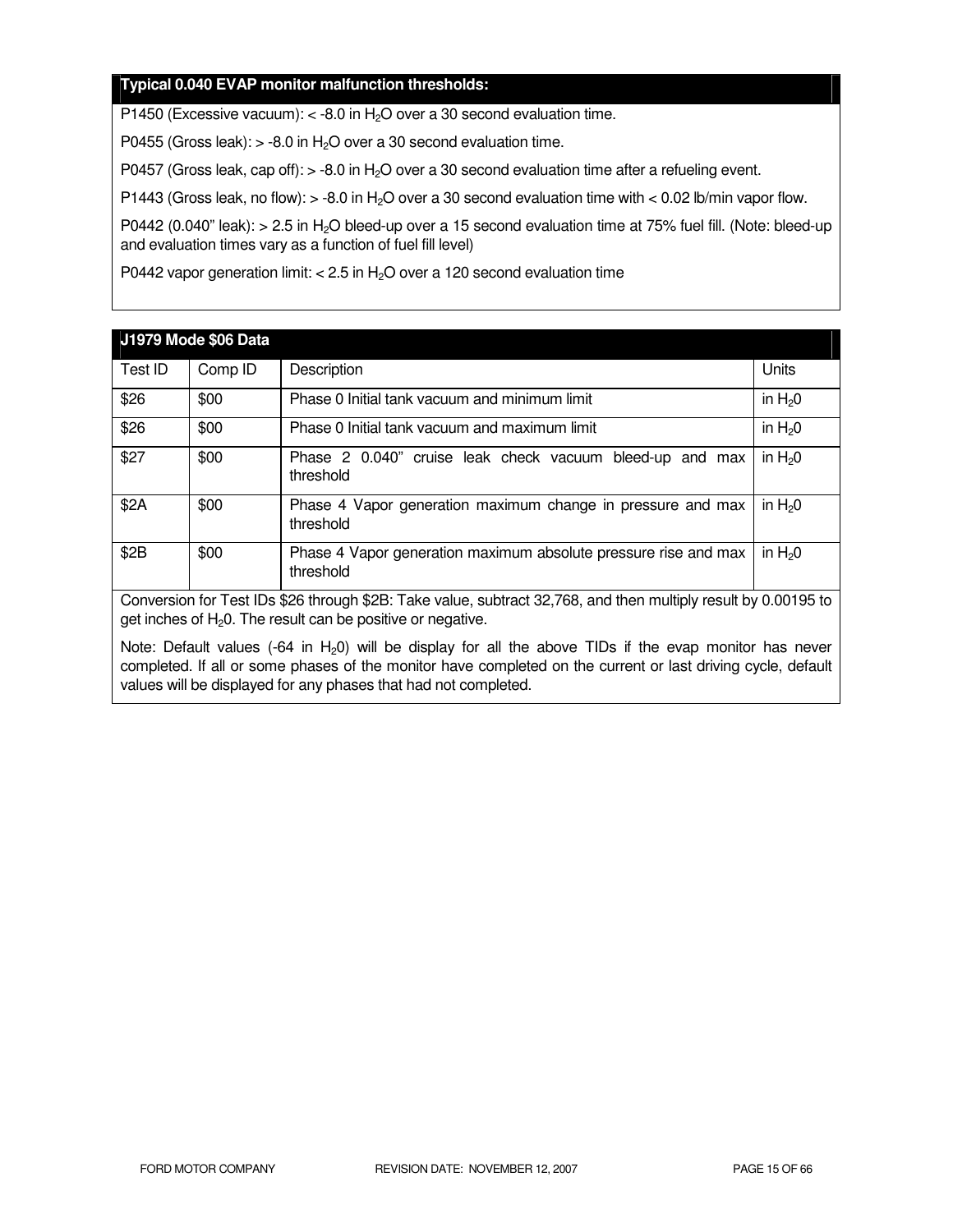**Typical 0.040 EVAP monitor malfunction thresholds:**

P1450 (Excessive vacuum): < -8.0 in $H_2O$ over a 30 second evaluation time.

P0455 (Gross leak): > -8.0 in $H_2O$ over a 30 second evaluation time.

P0457 (Gross leak, cap off): > -8.0 in $H_2O$ over a 30 second evaluation time after a refueling event.

P1443 (Gross leak, no flow): > -8.0 in $H_2O$ over a 30 second evaluation time with < 0.02 lb/min vapor flow.

P0442 (0.040" leak): > 2.5 in $H_2O$ bleed-up over a 15 second evaluation time at 75% fuel fill. (Note: bleed-up and evaluation times vary as a function of fuel fill level)

P0442 vapor generation limit: < 2.5 in $H_2O$ over a 120 second evaluation time

**J1979 Mode $06 Data**

| Test ID | Comp ID | Description | Units |
|---|---|---|---|
| $26 | $00 | Phase 0 Initial tank vacuum and minimum limit | in $H_20$ |
| $26 | $00 | Phase 0 Initial tank vacuum and maximum limit | in $H_20$ |
| $27 | $00 | Phase 2 0.040" cruise leak check vacuum bleed-up and max threshold | in $H_20$ |
| $2A | $00 | Phase 4 Vapor generation maximum change in pressure and max threshold | in $H_20$ |
| $2B | $00 | Phase 4 Vapor generation maximum absolute pressure rise and max threshold | in $H_20$ |

Conversion for Test IDs $26 through $2B: Take value, subtract 32,768, and then multiply result by 0.00195 to get inches of $H_20$. The result can be positive or negative.

Note: Default values (-64 in $H_20$) will be display for all the above TIDs if the evap monitor has never completed. If all or some phases of the monitor have completed on the current or last driving cycle, default values will be displayed for any phases that had not completed.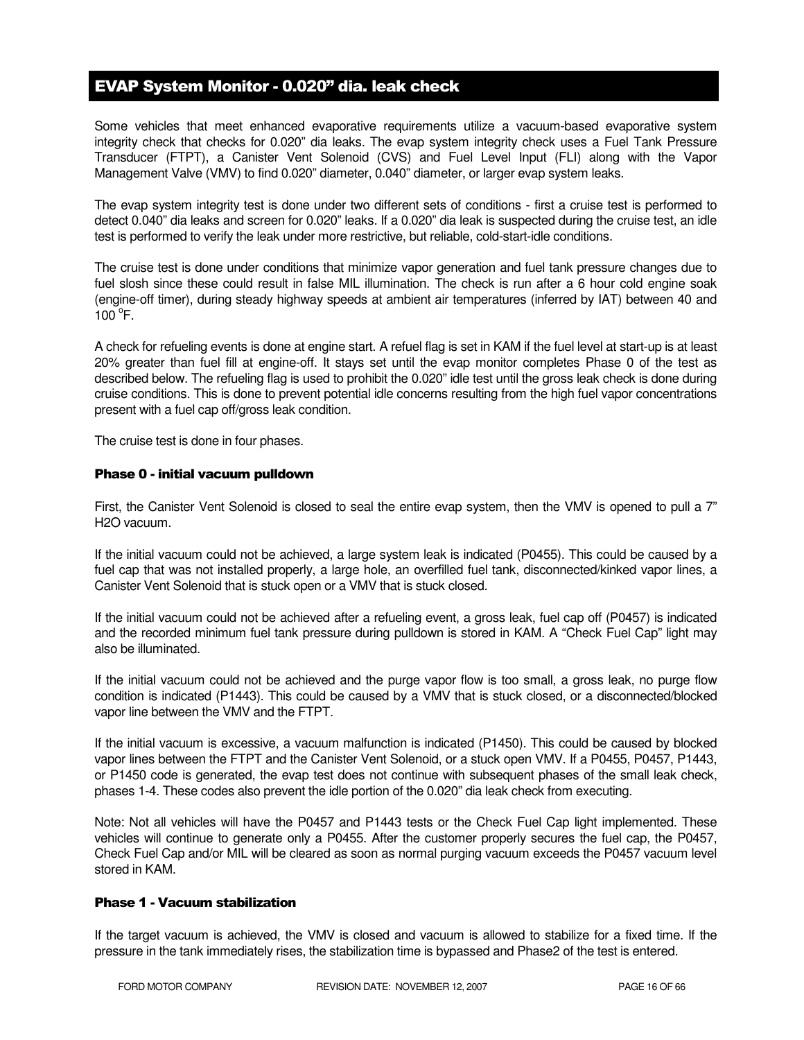## EVAP System Monitor - 0.020" dia. leak check

Some vehicles that meet enhanced evaporative requirements utilize a vacuum-based evaporative system integrity check that checks for 0.020" dia leaks. The evap system integrity check uses a Fuel Tank Pressure Transducer (FTPT), a Canister Vent Solenoid (CVS) and Fuel Level Input (FLI) along with the Vapor Management Valve (VMV) to find 0.020" diameter, 0.040" diameter, or larger evap system leaks.

The evap system integrity test is done under two different sets of conditions - first a cruise test is performed to detect 0.040" dia leaks and screen for 0.020" leaks. If a 0.020" dia leak is suspected during the cruise test, an idle test is performed to verify the leak under more restrictive, but reliable, cold-start-idle conditions.

The cruise test is done under conditions that minimize vapor generation and fuel tank pressure changes due to fuel slosh since these could result in false MIL illumination. The check is run after a 6 hour cold engine soak (engine-off timer), during steady highway speeds at ambient air temperatures (inferred by IAT) between 40 and 100 $^{o}$F.

A check for refueling events is done at engine start. A refuel flag is set in KAM if the fuel level at start-up is at least 20% greater than fuel fill at engine-off. It stays set until the evap monitor completes Phase 0 of the test as described below. The refueling flag is used to prohibit the 0.020" idle test until the gross leak check is done during cruise conditions. This is done to prevent potential idle concerns resulting from the high fuel vapor concentrations present with a fuel cap off/gross leak condition.

The cruise test is done in four phases.

### Phase 0 - initial vacuum pulldown

First, the Canister Vent Solenoid is closed to seal the entire evap system, then the VMV is opened to pull a 7" H2O vacuum.

If the initial vacuum could not be achieved, a large system leak is indicated (P0455). This could be caused by a fuel cap that was not installed properly, a large hole, an overfilled fuel tank, disconnected/kinked vapor lines, a Canister Vent Solenoid that is stuck open or a VMV that is stuck closed.

If the initial vacuum could not be achieved after a refueling event, a gross leak, fuel cap off (P0457) is indicated and the recorded minimum fuel tank pressure during pulldown is stored in KAM. A "Check Fuel Cap" light may also be illuminated.

If the initial vacuum could not be achieved and the purge vapor flow is too small, a gross leak, no purge flow condition is indicated (P1443). This could be caused by a VMV that is stuck closed, or a disconnected/blocked vapor line between the VMV and the FTPT.

If the initial vacuum is excessive, a vacuum malfunction is indicated (P1450). This could be caused by blocked vapor lines between the FTPT and the Canister Vent Solenoid, or a stuck open VMV. If a P0455, P0457, P1443, or P1450 code is generated, the evap test does not continue with subsequent phases of the small leak check, phases 1-4. These codes also prevent the idle portion of the 0.020" dia leak check from executing.

Note: Not all vehicles will have the P0457 and P1443 tests or the Check Fuel Cap light implemented. These vehicles will continue to generate only a P0455. After the customer properly secures the fuel cap, the P0457, Check Fuel Cap and/or MIL will be cleared as soon as normal purging vacuum exceeds the P0457 vacuum level stored in KAM.

### Phase 1 - Vacuum stabilization

If the target vacuum is achieved, the VMV is closed and vacuum is allowed to stabilize for a fixed time. If the pressure in the tank immediately rises, the stabilization time is bypassed and Phase2 of the test is entered.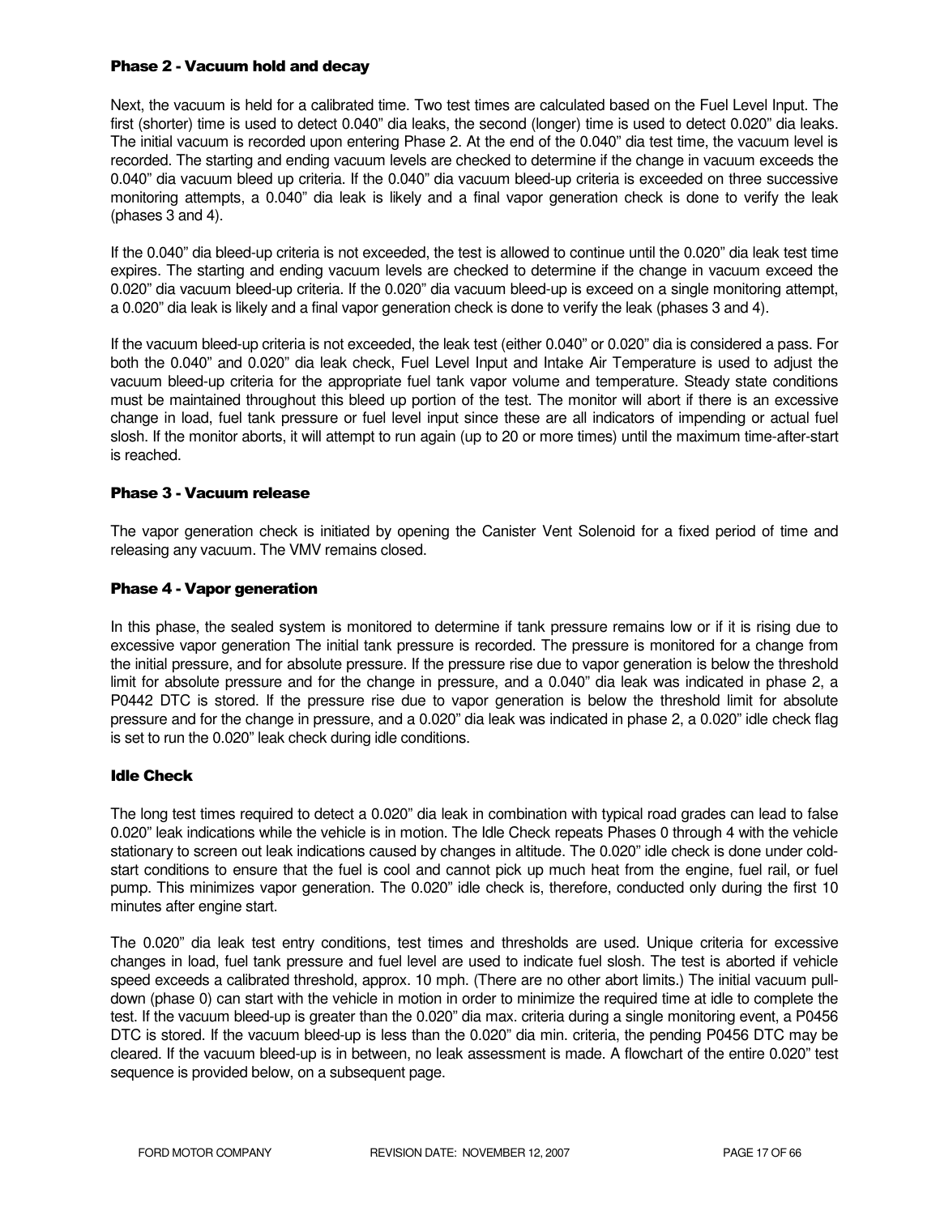### Phase 2 - Vacuum hold and decay

Next, the vacuum is held for a calibrated time. Two test times are calculated based on the Fuel Level Input. The first (shorter) time is used to detect 0.040" dia leaks, the second (longer) time is used to detect 0.020" dia leaks. The initial vacuum is recorded upon entering Phase 2. At the end of the 0.040" dia test time, the vacuum level is recorded. The starting and ending vacuum levels are checked to determine if the change in vacuum exceeds the 0.040" dia vacuum bleed up criteria. If the 0.040" dia vacuum bleed-up criteria is exceeded on three successive monitoring attempts, a 0.040" dia leak is likely and a final vapor generation check is done to verify the leak (phases 3 and 4).

If the 0.040" dia bleed-up criteria is not exceeded, the test is allowed to continue until the 0.020" dia leak test time expires. The starting and ending vacuum levels are checked to determine if the change in vacuum exceed the 0.020" dia vacuum bleed-up criteria. If the 0.020" dia vacuum bleed-up is exceed on a single monitoring attempt, a 0.020" dia leak is likely and a final vapor generation check is done to verify the leak (phases 3 and 4).

If the vacuum bleed-up criteria is not exceeded, the leak test (either 0.040" or 0.020" dia is considered a pass. For both the 0.040" and 0.020" dia leak check, Fuel Level Input and Intake Air Temperature is used to adjust the vacuum bleed-up criteria for the appropriate fuel tank vapor volume and temperature. Steady state conditions must be maintained throughout this bleed up portion of the test. The monitor will abort if there is an excessive change in load, fuel tank pressure or fuel level input since these are all indicators of impending or actual fuel slosh. If the monitor aborts, it will attempt to run again (up to 20 or more times) until the maximum time-after-start is reached.

### Phase 3 - Vacuum release

The vapor generation check is initiated by opening the Canister Vent Solenoid for a fixed period of time and releasing any vacuum. The VMV remains closed.

### Phase 4 - Vapor generation

In this phase, the sealed system is monitored to determine if tank pressure remains low or if it is rising due to excessive vapor generation The initial tank pressure is recorded. The pressure is monitored for a change from the initial pressure, and for absolute pressure. If the pressure rise due to vapor generation is below the threshold limit for absolute pressure and for the change in pressure, and a 0.040" dia leak was indicated in phase 2, a P0442 DTC is stored. If the pressure rise due to vapor generation is below the threshold limit for absolute pressure and for the change in pressure, and a 0.020" dia leak was indicated in phase 2, a 0.020" idle check flag is set to run the 0.020" leak check during idle conditions.

### Idle Check

The long test times required to detect a 0.020" dia leak in combination with typical road grades can lead to false 0.020" leak indications while the vehicle is in motion. The Idle Check repeats Phases 0 through 4 with the vehicle stationary to screen out leak indications caused by changes in altitude. The 0.020" idle check is done under cold-start conditions to ensure that the fuel is cool and cannot pick up much heat from the engine, fuel rail, or fuel pump. This minimizes vapor generation. The 0.020" idle check is, therefore, conducted only during the first 10 minutes after engine start.

The 0.020" dia leak test entry conditions, test times and thresholds are used. Unique criteria for excessive changes in load, fuel tank pressure and fuel level are used to indicate fuel slosh. The test is aborted if vehicle speed exceeds a calibrated threshold, approx. 10 mph. (There are no other abort limits.) The initial vacuum pull-down (phase 0) can start with the vehicle in motion in order to minimize the required time at idle to complete the test. If the vacuum bleed-up is greater than the 0.020" dia max. criteria during a single monitoring event, a P0456 DTC is stored. If the vacuum bleed-up is less than the 0.020" dia min. criteria, the pending P0456 DTC may be cleared. If the vacuum bleed-up is in between, no leak assessment is made. A flowchart of the entire 0.020" test sequence is provided below, on a subsequent page.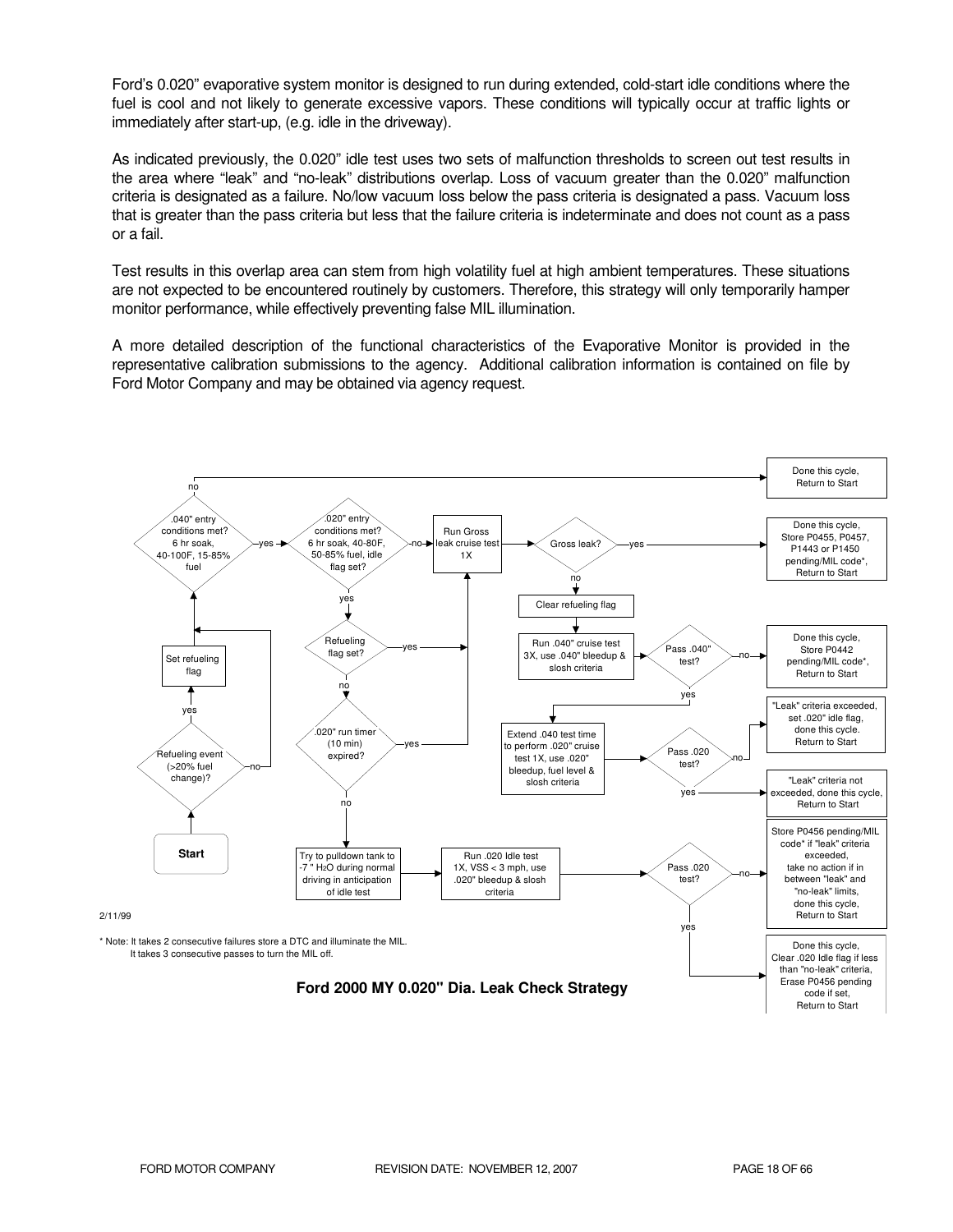Ford's 0.020" evaporative system monitor is designed to run during extended, cold-start idle conditions where the fuel is cool and not likely to generate excessive vapors. These conditions will typically occur at traffic lights or immediately after start-up, (e.g. idle in the driveway).

As indicated previously, the 0.020" idle test uses two sets of malfunction thresholds to screen out test results in the area where "leak" and "no-leak" distributions overlap. Loss of vacuum greater than the 0.020" malfunction criteria is designated as a failure. No/low vacuum loss below the pass criteria is designated a pass. Vacuum loss that is greater than the pass criteria but less that the failure criteria is indeterminate and does not count as a pass or a fail.

Test results in this overlap area can stem from high volatility fuel at high ambient temperatures. These situations are not expected to be encountered routinely by customers. Therefore, this strategy will only temporarily hamper monitor performance, while effectively preventing false MIL illumination.

A more detailed description of the functional characteristics of the Evaporative Monitor is provided in the representative calibration submissions to the agency. Additional calibration information is contained on file by Ford Motor Company and may be obtained via agency request.

Start

Refueling event (>20% fuel change)? — yes → Set refueling flag; no →

.040" entry conditions met? 6 hr soak, 40-100F, 15-85% fuel — no → Done this cycle, Return to Start; yes →

.020" entry conditions met? 6 hr soak, 40-80F, 50-85% fuel, idle flag set? — no → Run Gross leak cruise test 1X; yes →

Refueling flag set? — yes → Run Gross leak cruise test 1X; no →

.020" run timer (10 min) expired? — yes → Run Gross leak cruise test 1X; no →

Try to pulldown tank to -7 " $H_2O$ during normal driving in anticipation of idle test → Run .020 Idle test 1X, VSS < 3 mph, use .020" bleedup & slosh criteria → Pass .020 test?

- no → Store P0456 pending/MIL code* if "leak" criteria exceeded, take no action if in between "leak" and "no-leak" limits, done this cycle, Return to Start
- yes → Done this cycle, Clear .020 Idle flag if less than "no-leak" criteria, Erase P0456 pending code if set, Return to Start

Run Gross leak cruise test 1X → Gross leak?

- yes → Done this cycle, Store P0455, P0457, P1443 or P1450 pending/MIL code*, Return to Start
- no → Clear refueling flag → Run .040" cruise test 3X, use .040" bleedup & slosh criteria → Pass .040" test?
  - no → Done this cycle, Store P0442 pending/MIL code*, Return to Start
  - yes → Extend .040 test time to perform .020" cruise test 1X, use .020" bleedup, fuel level & slosh criteria → Pass .020 test?
    - no → "Leak" criteria exceeded, set .020" idle flag, done this cycle. Return to Start
    - yes → "Leak" criteria not exceeded, done this cycle, Return to Start

2/11/99

* Note: It takes 2 consecutive failures store a DTC and illuminate the MIL. It takes 3 consecutive passes to turn the MIL off.

**Ford 2000 MY 0.020" Dia. Leak Check Strategy**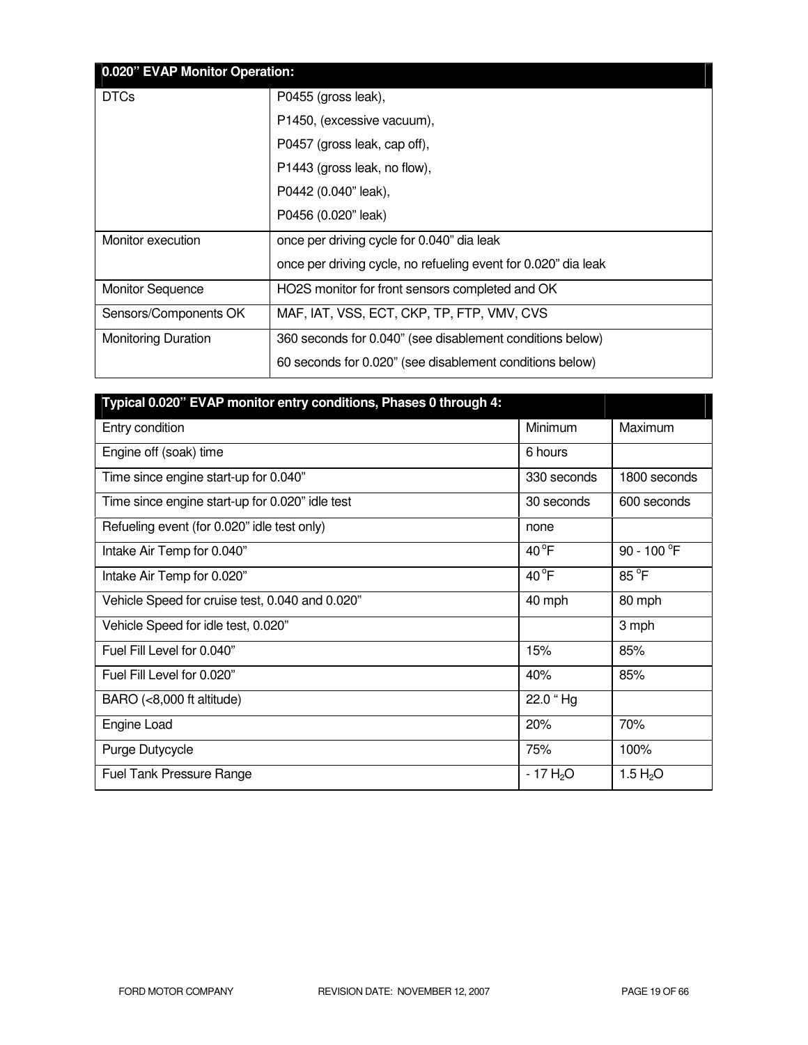| 0.020" EVAP Monitor Operation: | |
|---|---|
| DTCs | P0455 (gross leak),<br>P1450, (excessive vacuum),<br>P0457 (gross leak, cap off),<br>P1443 (gross leak, no flow),<br>P0442 (0.040" leak),<br>P0456 (0.020" leak) |
| Monitor execution | once per driving cycle for 0.040" dia leak<br>once per driving cycle, no refueling event for 0.020" dia leak |
| Monitor Sequence | HO2S monitor for front sensors completed and OK |
| Sensors/Components OK | MAF, IAT, VSS, ECT, CKP, TP, FTP, VMV, CVS |
| Monitoring Duration | 360 seconds for 0.040" (see disablement conditions below)<br>60 seconds for 0.020" (see disablement conditions below) |

| Typical 0.020" EVAP monitor entry conditions, Phases 0 through 4: | | |
|---|---|---|
| Entry condition | Minimum | Maximum |
| Engine off (soak) time | 6 hours | |
| Time since engine start-up for 0.040" | 330 seconds | 1800 seconds |
| Time since engine start-up for 0.020" idle test | 30 seconds | 600 seconds |
| Refueling event (for 0.020" idle test only) | none | |
| Intake Air Temp for 0.040" | 40 °F | 90 - 100 °F |
| Intake Air Temp for 0.020" | 40 °F | 85 °F |
| Vehicle Speed for cruise test, 0.040 and 0.020" | 40 mph | 80 mph |
| Vehicle Speed for idle test, 0.020" | | 3 mph |
| Fuel Fill Level for 0.040" | 15% | 85% |
| Fuel Fill Level for 0.020" | 40% | 85% |
| BARO (<8,000 ft altitude) | 22.0 " Hg | |
| Engine Load | 20% | 70% |
| Purge Dutycycle | 75% | 100% |
| Fuel Tank Pressure Range | - 17 $H_2O$ | 1.5 $H_2O$ |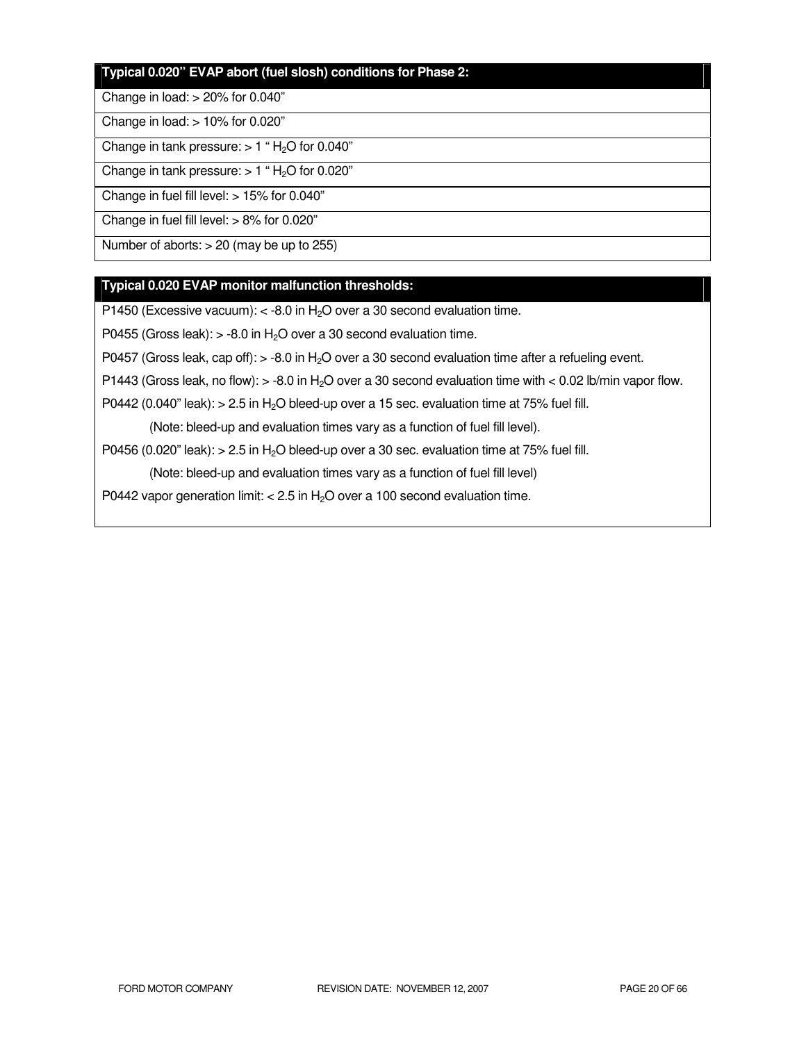| Typical 0.020" EVAP abort (fuel slosh) conditions for Phase 2: |
|---|
| Change in load: > 20% for 0.040" |
| Change in load: > 10% for 0.020" |
| Change in tank pressure: > 1 " $H_2O$ for 0.040" |
| Change in tank pressure: > 1 " $H_2O$ for 0.020" |
| Change in fuel fill level: > 15% for 0.040" |
| Change in fuel fill level: > 8% for 0.020" |
| Number of aborts: > 20 (may be up to 255) |

| Typical 0.020 EVAP monitor malfunction thresholds: |
|---|
| P1450 (Excessive vacuum): < -8.0 in $H_2O$ over a 30 second evaluation time. |
| P0455 (Gross leak): > -8.0 in $H_2O$ over a 30 second evaluation time. |
| P0457 (Gross leak, cap off): > -8.0 in $H_2O$ over a 30 second evaluation time after a refueling event. |
| P1443 (Gross leak, no flow): > -8.0 in $H_2O$ over a 30 second evaluation time with < 0.02 lb/min vapor flow. |
| P0442 (0.040" leak): > 2.5 in $H_2O$ bleed-up over a 15 sec. evaluation time at 75% fuel fill. |
| (Note: bleed-up and evaluation times vary as a function of fuel fill level). |
| P0456 (0.020" leak): > 2.5 in $H_2O$ bleed-up over a 30 sec. evaluation time at 75% fuel fill. |
| (Note: bleed-up and evaluation times vary as a function of fuel fill level) |
| P0442 vapor generation limit: < 2.5 in $H_2O$ over a 100 second evaluation time. |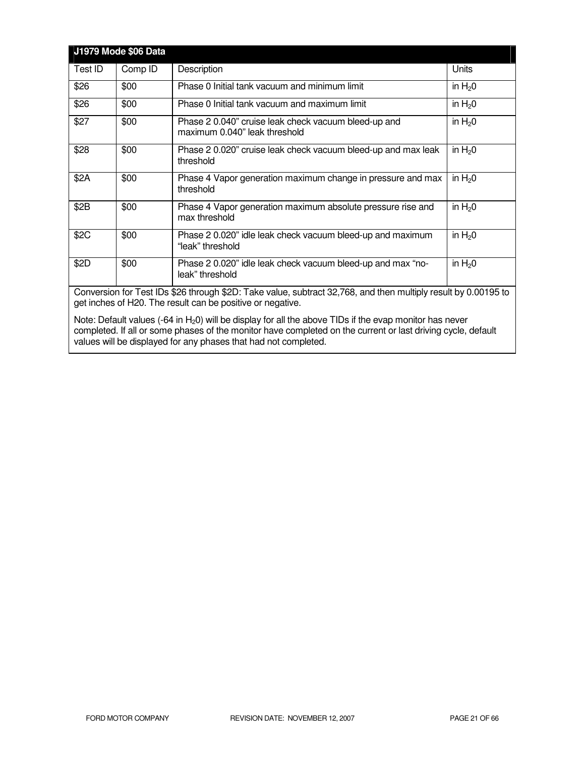| J1979 Mode $06 Data | | | |
|---|---|---|---|
| Test ID | Comp ID | Description | Units |
| $26 | $00 | Phase 0 Initial tank vacuum and minimum limit | in $H_20$ |
| $26 | $00 | Phase 0 Initial tank vacuum and maximum limit | in $H_20$ |
| $27 | $00 | Phase 2 0.040" cruise leak check vacuum bleed-up and maximum 0.040" leak threshold | in $H_20$ |
| $28 | $00 | Phase 2 0.020" cruise leak check vacuum bleed-up and max leak threshold | in $H_20$ |
| $2A | $00 | Phase 4 Vapor generation maximum change in pressure and max threshold | in $H_20$ |
| $2B | $00 | Phase 4 Vapor generation maximum absolute pressure rise and max threshold | in $H_20$ |
| $2C | $00 | Phase 2 0.020" idle leak check vacuum bleed-up and maximum "leak" threshold | in $H_20$ |
| $2D | $00 | Phase 2 0.020" idle leak check vacuum bleed-up and max "no-leak" threshold | in $H_20$ |

Conversion for Test IDs $26 through $2D: Take value, subtract 32,768, and then multiply result by 0.00195 to get inches of H20. The result can be positive or negative.

Note: Default values (-64 in $H_20$) will be display for all the above TIDs if the evap monitor has never completed. If all or some phases of the monitor have completed on the current or last driving cycle, default values will be displayed for any phases that had not completed.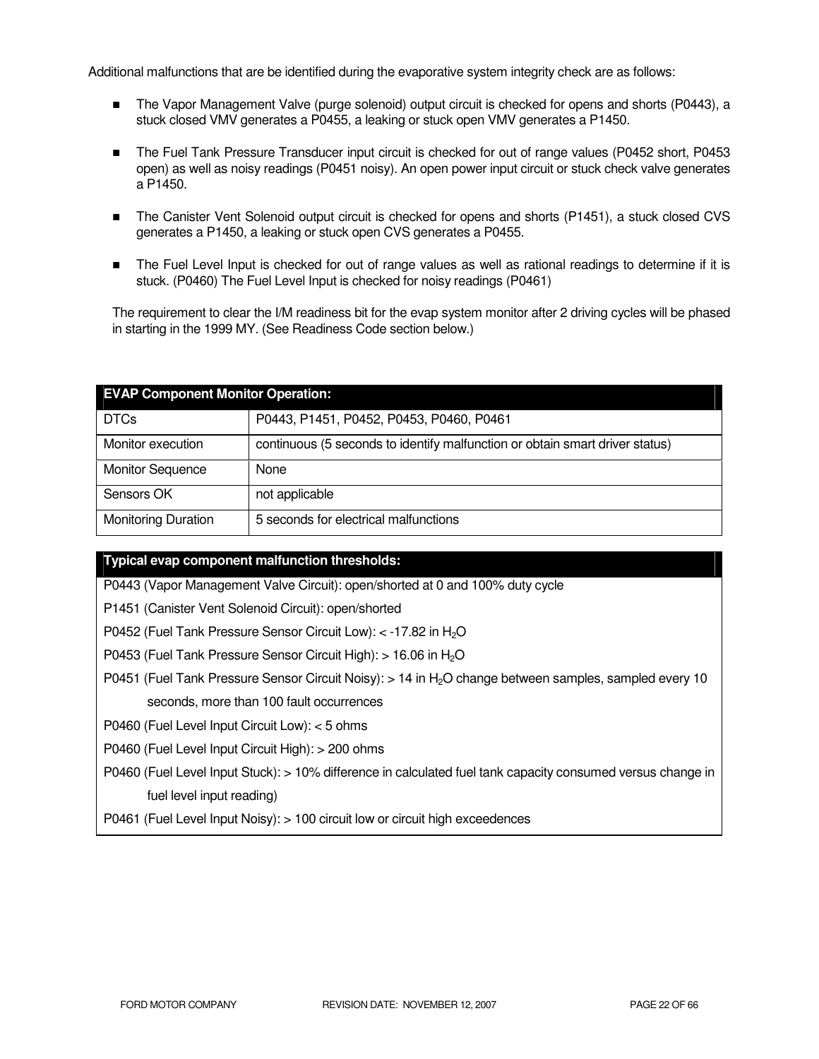Additional malfunctions that are be identified during the evaporative system integrity check are as follows:

- The Vapor Management Valve (purge solenoid) output circuit is checked for opens and shorts (P0443), a stuck closed VMV generates a P0455, a leaking or stuck open VMV generates a P1450.
- The Fuel Tank Pressure Transducer input circuit is checked for out of range values (P0452 short, P0453 open) as well as noisy readings (P0451 noisy). An open power input circuit or stuck check valve generates a P1450.
- The Canister Vent Solenoid output circuit is checked for opens and shorts (P1451), a stuck closed CVS generates a P1450, a leaking or stuck open CVS generates a P0455.
- The Fuel Level Input is checked for out of range values as well as rational readings to determine if it is stuck. (P0460) The Fuel Level Input is checked for noisy readings (P0461)

The requirement to clear the I/M readiness bit for the evap system monitor after 2 driving cycles will be phased in starting in the 1999 MY. (See Readiness Code section below.)

| **EVAP Component Monitor Operation:** | |
|---|---|
| DTCs | P0443, P1451, P0452, P0453, P0460, P0461 |
| Monitor execution | continuous (5 seconds to identify malfunction or obtain smart driver status) |
| Monitor Sequence | None |
| Sensors OK | not applicable |
| Monitoring Duration | 5 seconds for electrical malfunctions |

| **Typical evap component malfunction thresholds:** |
|---|
| P0443 (Vapor Management Valve Circuit): open/shorted at 0 and 100% duty cycle |
| P1451 (Canister Vent Solenoid Circuit): open/shorted |
| P0452 (Fuel Tank Pressure Sensor Circuit Low): < -17.82 in $H_2O$ |
| P0453 (Fuel Tank Pressure Sensor Circuit High): > 16.06 in $H_2O$ |
| P0451 (Fuel Tank Pressure Sensor Circuit Noisy): > 14 in $H_2O$ change between samples, sampled every 10 seconds, more than 100 fault occurrences |
| P0460 (Fuel Level Input Circuit Low): < 5 ohms |
| P0460 (Fuel Level Input Circuit High): > 200 ohms |
| P0460 (Fuel Level Input Stuck): > 10% difference in calculated fuel tank capacity consumed versus change in fuel level input reading) |
| P0461 (Fuel Level Input Noisy): > 100 circuit low or circuit high exceedences |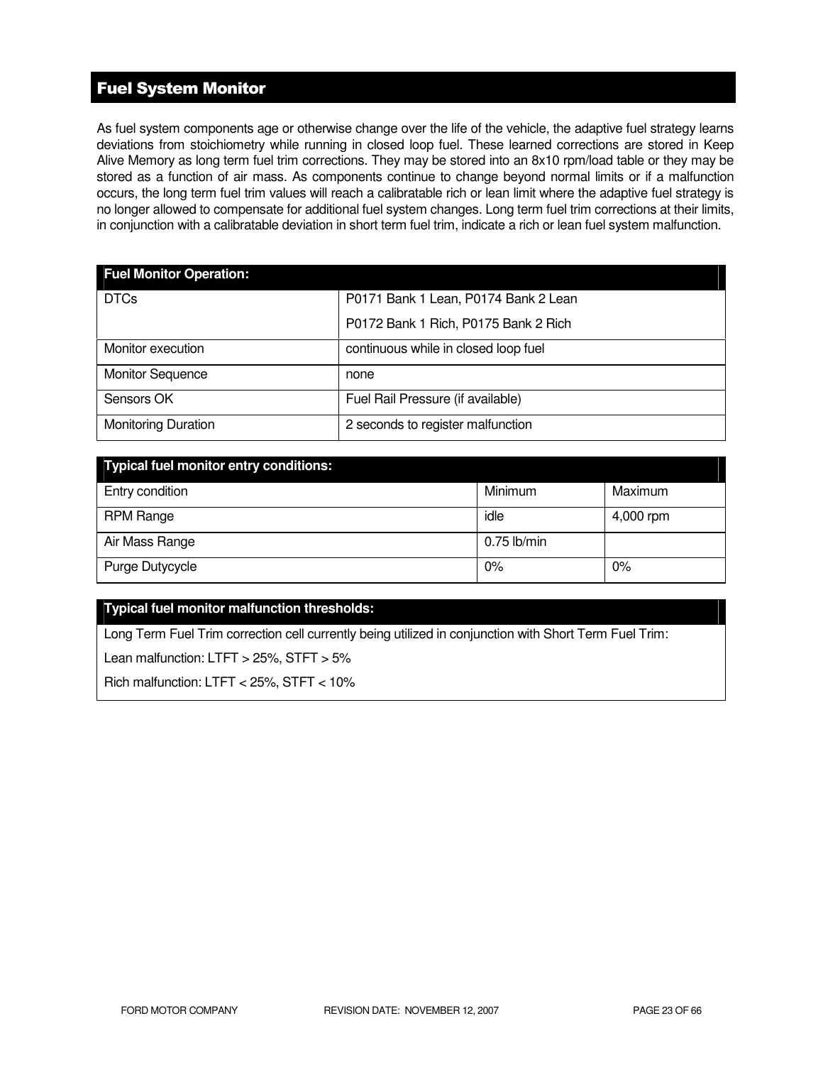## Fuel System Monitor

As fuel system components age or otherwise change over the life of the vehicle, the adaptive fuel strategy learns deviations from stoichiometry while running in closed loop fuel. These learned corrections are stored in Keep Alive Memory as long term fuel trim corrections. They may be stored into an 8x10 rpm/load table or they may be stored as a function of air mass. As components continue to change beyond normal limits or if a malfunction occurs, the long term fuel trim values will reach a calibratable rich or lean limit where the adaptive fuel strategy is no longer allowed to compensate for additional fuel system changes. Long term fuel trim corrections at their limits, in conjunction with a calibratable deviation in short term fuel trim, indicate a rich or lean fuel system malfunction.

| Fuel Monitor Operation: | |
|---|---|
| DTCs | P0171 Bank 1 Lean, P0174 Bank 2 Lean<br>P0172 Bank 1 Rich, P0175 Bank 2 Rich |
| Monitor execution | continuous while in closed loop fuel |
| Monitor Sequence | none |
| Sensors OK | Fuel Rail Pressure (if available) |
| Monitoring Duration | 2 seconds to register malfunction |

| Typical fuel monitor entry conditions: | | |
|---|---|---|
| Entry condition | Minimum | Maximum |
| RPM Range | idle | 4,000 rpm |
| Air Mass Range | 0.75 lb/min | |
| Purge Dutycycle | 0% | 0% |

| Typical fuel monitor malfunction thresholds: |
|---|
| Long Term Fuel Trim correction cell currently being utilized in conjunction with Short Term Fuel Trim: |
| Lean malfunction: LTFT > 25%, STFT > 5% |
| Rich malfunction: LTFT < 25%, STFT < 10% |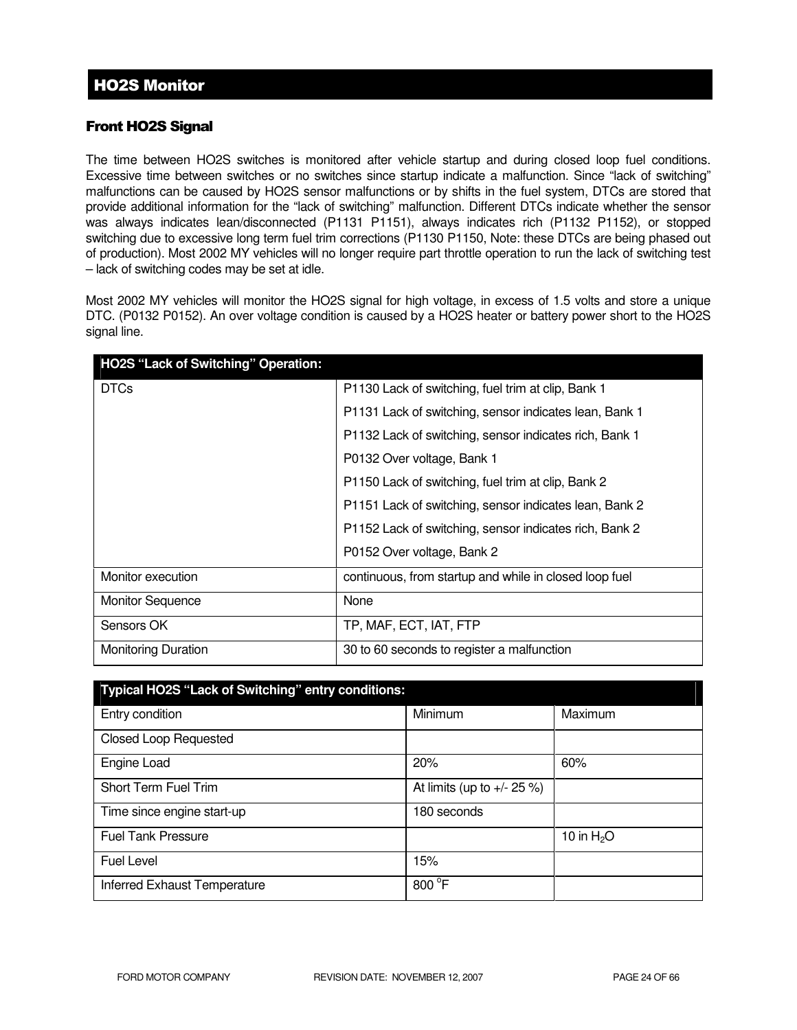## HO2S Monitor

### Front HO2S Signal

The time between HO2S switches is monitored after vehicle startup and during closed loop fuel conditions. Excessive time between switches or no switches since startup indicate a malfunction. Since "lack of switching" malfunctions can be caused by HO2S sensor malfunctions or by shifts in the fuel system, DTCs are stored that provide additional information for the "lack of switching" malfunction. Different DTCs indicate whether the sensor was always indicates lean/disconnected (P1131 P1151), always indicates rich (P1132 P1152), or stopped switching due to excessive long term fuel trim corrections (P1130 P1150, Note: these DTCs are being phased out of production). Most 2002 MY vehicles will no longer require part throttle operation to run the lack of switching test – lack of switching codes may be set at idle.

Most 2002 MY vehicles will monitor the HO2S signal for high voltage, in excess of 1.5 volts and store a unique DTC. (P0132 P0152). An over voltage condition is caused by a HO2S heater or battery power short to the HO2S signal line.

| HO2S "Lack of Switching" Operation: | |
|---|---|
| DTCs | P1130 Lack of switching, fuel trim at clip, Bank 1<br>P1131 Lack of switching, sensor indicates lean, Bank 1<br>P1132 Lack of switching, sensor indicates rich, Bank 1<br>P0132 Over voltage, Bank 1<br>P1150 Lack of switching, fuel trim at clip, Bank 2<br>P1151 Lack of switching, sensor indicates lean, Bank 2<br>P1152 Lack of switching, sensor indicates rich, Bank 2<br>P0152 Over voltage, Bank 2 |
| Monitor execution | continuous, from startup and while in closed loop fuel |
| Monitor Sequence | None |
| Sensors OK | TP, MAF, ECT, IAT, FTP |
| Monitoring Duration | 30 to 60 seconds to register a malfunction |

| Typical HO2S "Lack of Switching" entry conditions: | | |
|---|---|---|
| Entry condition | Minimum | Maximum |
| Closed Loop Requested | | |
| Engine Load | 20% | 60% |
| Short Term Fuel Trim | At limits (up to +/- 25 %) | |
| Time since engine start-up | 180 seconds | |
| Fuel Tank Pressure | | 10 in $H_2O$ |
| Fuel Level | 15% | |
| Inferred Exhaust Temperature | 800 $^oF$ | |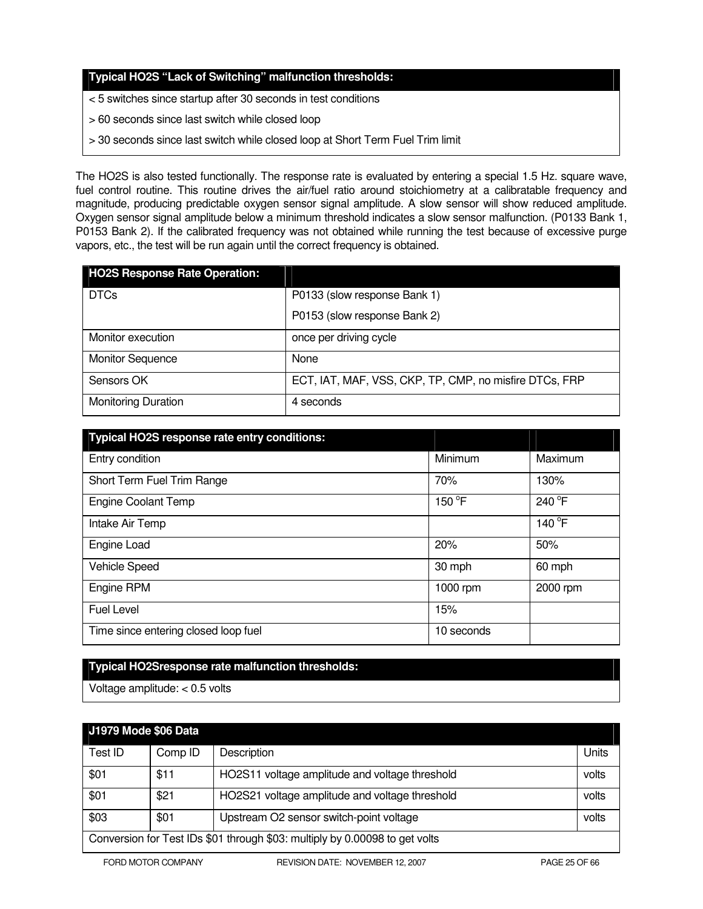| Typical HO2S "Lack of Switching" malfunction thresholds: |
|---|
| < 5 switches since startup after 30 seconds in test conditions |
| > 60 seconds since last switch while closed loop |
| > 30 seconds since last switch while closed loop at Short Term Fuel Trim limit |

The HO2S is also tested functionally. The response rate is evaluated by entering a special 1.5 Hz. square wave, fuel control routine. This routine drives the air/fuel ratio around stoichiometry at a calibratable frequency and magnitude, producing predictable oxygen sensor signal amplitude. A slow sensor will show reduced amplitude. Oxygen sensor signal amplitude below a minimum threshold indicates a slow sensor malfunction. (P0133 Bank 1, P0153 Bank 2). If the calibrated frequency was not obtained while running the test because of excessive purge vapors, etc., the test will be run again until the correct frequency is obtained.

| HO2S Response Rate Operation: | |
|---|---|
| DTCs | P0133 (slow response Bank 1)<br>P0153 (slow response Bank 2) |
| Monitor execution | once per driving cycle |
| Monitor Sequence | None |
| Sensors OK | ECT, IAT, MAF, VSS, CKP, TP, CMP, no misfire DTCs, FRP |
| Monitoring Duration | 4 seconds |

| Typical HO2S response rate entry conditions: | | |
|---|---|---|
| Entry condition | Minimum | Maximum |
| Short Term Fuel Trim Range | 70% | 130% |
| Engine Coolant Temp | 150 °F | 240 °F |
| Intake Air Temp | | 140 °F |
| Engine Load | 20% | 50% |
| Vehicle Speed | 30 mph | 60 mph |
| Engine RPM | 1000 rpm | 2000 rpm |
| Fuel Level | 15% | |
| Time since entering closed loop fuel | 10 seconds | |

| Typical HO2Sresponse rate malfunction thresholds: |
|---|
| Voltage amplitude: < 0.5 volts |

| J1979 Mode $06 Data | | | |
|---|---|---|---|
| Test ID | Comp ID | Description | Units |
| $01 | $11 | HO2S11 voltage amplitude and voltage threshold | volts |
| $01 | $21 | HO2S21 voltage amplitude and voltage threshold | volts |
| $03 | $01 | Upstream O2 sensor switch-point voltage | volts |
| Conversion for Test IDs $01 through $03: multiply by 0.00098 to get volts | | | |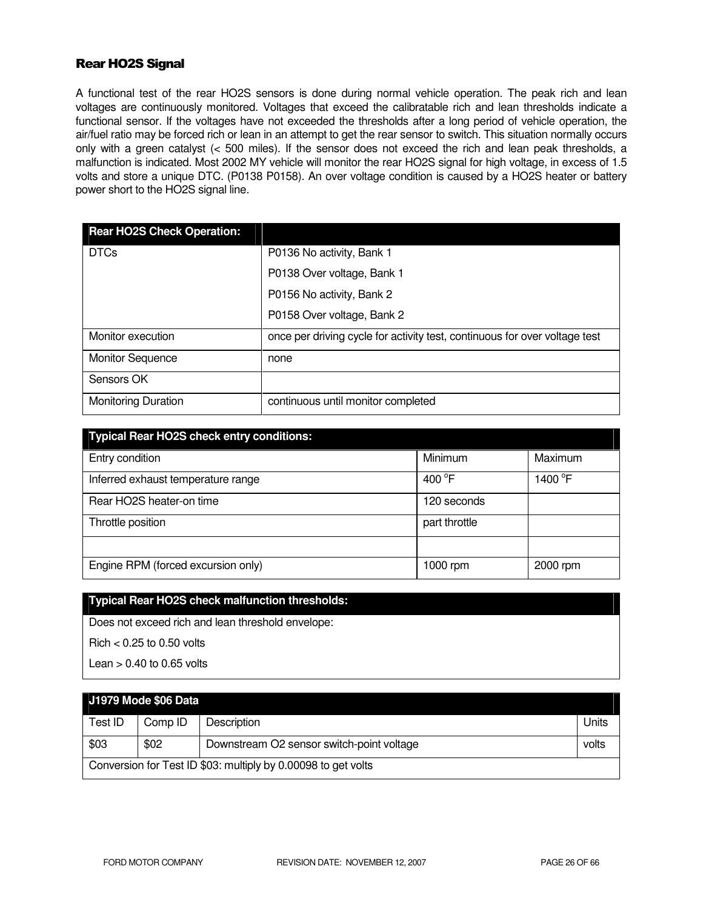### Rear HO2S Signal

A functional test of the rear HO2S sensors is done during normal vehicle operation. The peak rich and lean voltages are continuously monitored. Voltages that exceed the calibratable rich and lean thresholds indicate a functional sensor. If the voltages have not exceeded the thresholds after a long period of vehicle operation, the air/fuel ratio may be forced rich or lean in an attempt to get the rear sensor to switch. This situation normally occurs only with a green catalyst (< 500 miles). If the sensor does not exceed the rich and lean peak thresholds, a malfunction is indicated. Most 2002 MY vehicle will monitor the rear HO2S signal for high voltage, in excess of 1.5 volts and store a unique DTC. (P0138 P0158). An over voltage condition is caused by a HO2S heater or battery power short to the HO2S signal line.

| Rear HO2S Check Operation: | |
|---|---|
| DTCs | P0136 No activity, Bank 1<br>P0138 Over voltage, Bank 1<br>P0156 No activity, Bank 2<br>P0158 Over voltage, Bank 2 |
| Monitor execution | once per driving cycle for activity test, continuous for over voltage test |
| Monitor Sequence | none |
| Sensors OK | |
| Monitoring Duration | continuous until monitor completed |

| Typical Rear HO2S check entry conditions: | | |
|---|---|---|
| Entry condition | Minimum | Maximum |
| Inferred exhaust temperature range | 400 °F | 1400 °F |
| Rear HO2S heater-on time | 120 seconds | |
| Throttle position | part throttle | |
| | | |
| Engine RPM (forced excursion only) | 1000 rpm | 2000 rpm |

| Typical Rear HO2S check malfunction thresholds: |
|---|
| Does not exceed rich and lean threshold envelope:<br>Rich < 0.25 to 0.50 volts<br>Lean > 0.40 to 0.65 volts |

| J1979 Mode $06 Data | | | |
|---|---|---|---|
| Test ID | Comp ID | Description | Units |
| $03 | $02 | Downstream O2 sensor switch-point voltage | volts |
| Conversion for Test ID $03: multiply by 0.00098 to get volts | | | |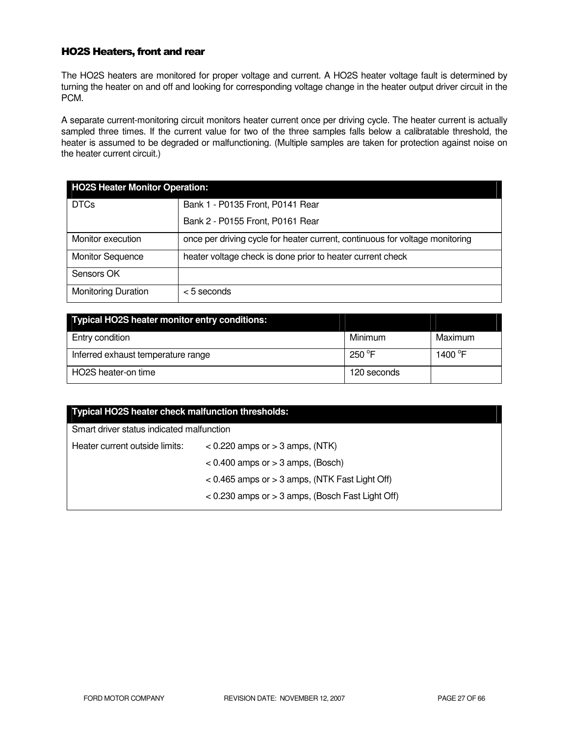### HO2S Heaters, front and rear

The HO2S heaters are monitored for proper voltage and current. A HO2S heater voltage fault is determined by turning the heater on and off and looking for corresponding voltage change in the heater output driver circuit in the PCM.

A separate current-monitoring circuit monitors heater current once per driving cycle. The heater current is actually sampled three times. If the current value for two of the three samples falls below a calibratable threshold, the heater is assumed to be degraded or malfunctioning. (Multiple samples are taken for protection against noise on the heater current circuit.)

| HO2S Heater Monitor Operation: | |
|---|---|
| DTCs | Bank 1 - P0135 Front, P0141 Rear<br>Bank 2 - P0155 Front, P0161 Rear |
| Monitor execution | once per driving cycle for heater current, continuous for voltage monitoring |
| Monitor Sequence | heater voltage check is done prior to heater current check |
| Sensors OK | |
| Monitoring Duration | < 5 seconds |

| Typical HO2S heater monitor entry conditions: | | |
|---|---|---|
| Entry condition | Minimum | Maximum |
| Inferred exhaust temperature range | 250 °F | 1400 °F |
| HO2S heater-on time | 120 seconds | |

| Typical HO2S heater check malfunction thresholds: | |
|---|---|
| Smart driver status indicated malfunction | |
| Heater current outside limits: | < 0.220 amps or > 3 amps, (NTK) |
| | < 0.400 amps or > 3 amps, (Bosch) |
| | < 0.465 amps or > 3 amps, (NTK Fast Light Off) |
| | < 0.230 amps or > 3 amps, (Bosch Fast Light Off) |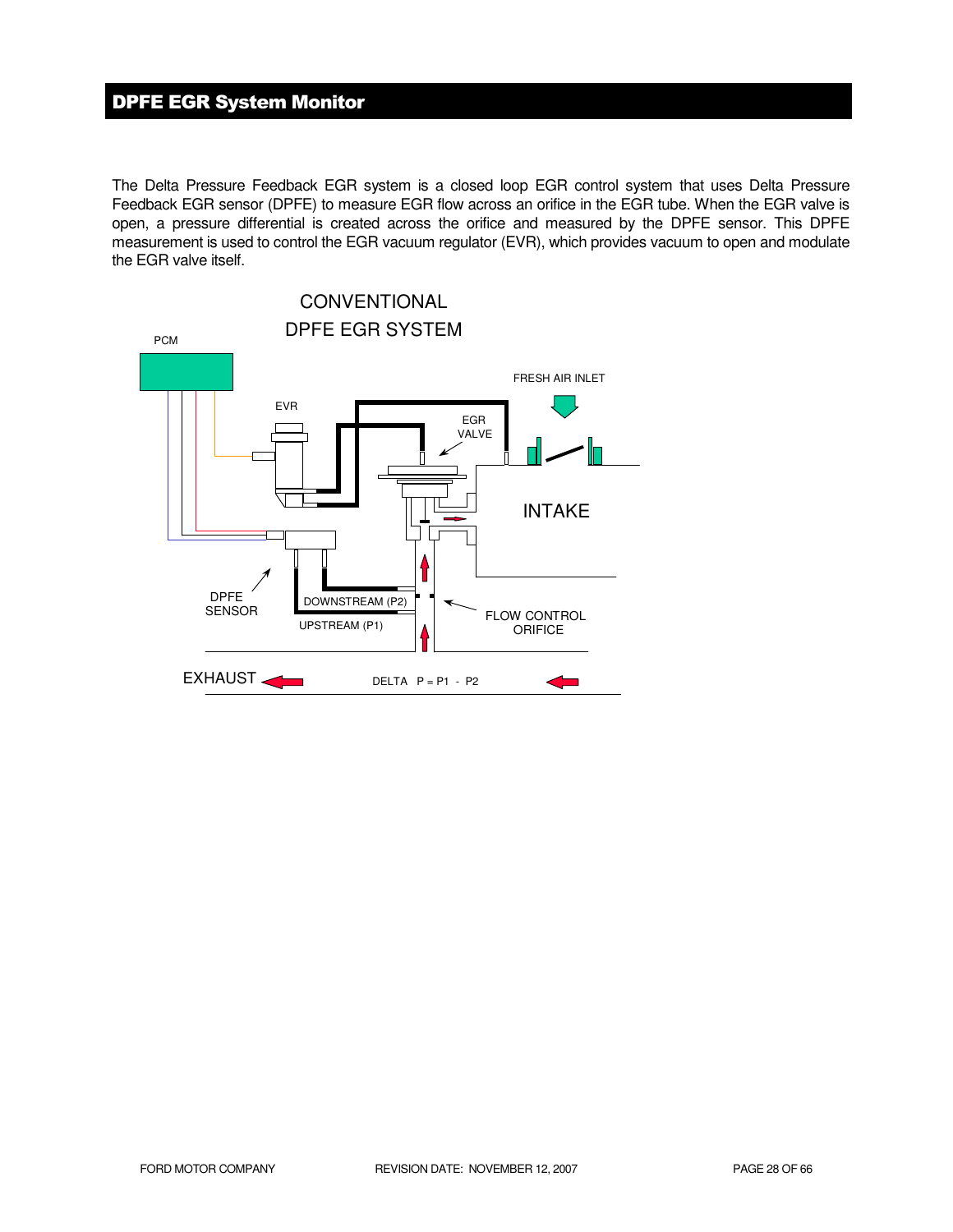# DPFE EGR System Monitor

The Delta Pressure Feedback EGR system is a closed loop EGR control system that uses Delta Pressure Feedback EGR sensor (DPFE) to measure EGR flow across an orifice in the EGR tube. When the EGR valve is open, a pressure differential is created across the orifice and measured by the DPFE sensor. This DPFE measurement is used to control the EGR vacuum regulator (EVR), which provides vacuum to open and modulate the EGR valve itself.

CONVENTIONAL
DPFE EGR SYSTEM

PCM

EVR

EGR VALVE

FRESH AIR INLET

INTAKE

DPFE SENSOR

DOWNSTREAM (P2)

UPSTREAM (P1)

FLOW CONTROL ORIFICE

EXHAUST

DELTA P = P1 - P2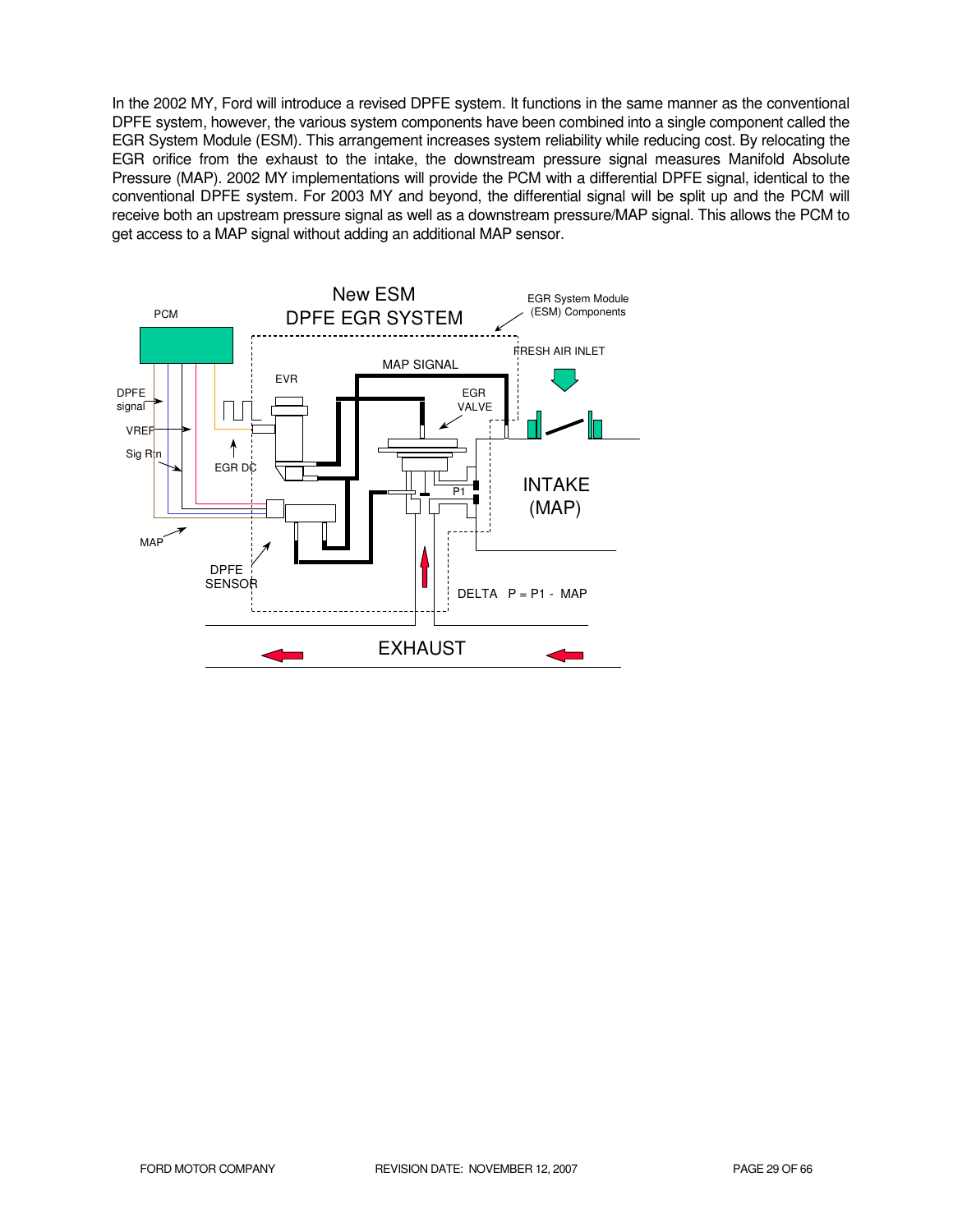In the 2002 MY, Ford will introduce a revised DPFE system. It functions in the same manner as the conventional DPFE system, however, the various system components have been combined into a single component called the EGR System Module (ESM). This arrangement increases system reliability while reducing cost. By relocating the EGR orifice from the exhaust to the intake, the downstream pressure signal measures Manifold Absolute Pressure (MAP). 2002 MY implementations will provide the PCM with a differential DPFE signal, identical to the conventional DPFE system. For 2003 MY and beyond, the differential signal will be split up and the PCM will receive both an upstream pressure signal as well as a downstream pressure/MAP signal. This allows the PCM to get access to a MAP signal without adding an additional MAP sensor.

New ESM
DPFE EGR SYSTEM

PCM

EGR System Module (ESM) Components

FRESH AIR INLET

MAP SIGNAL

EVR

EGR VALVE

DPFE signal

VREF

Sig Rtn

EGR DC

P1

INTAKE (MAP)

MAP

DPFE SENSOR

DELTA P = P1 - MAP

EXHAUST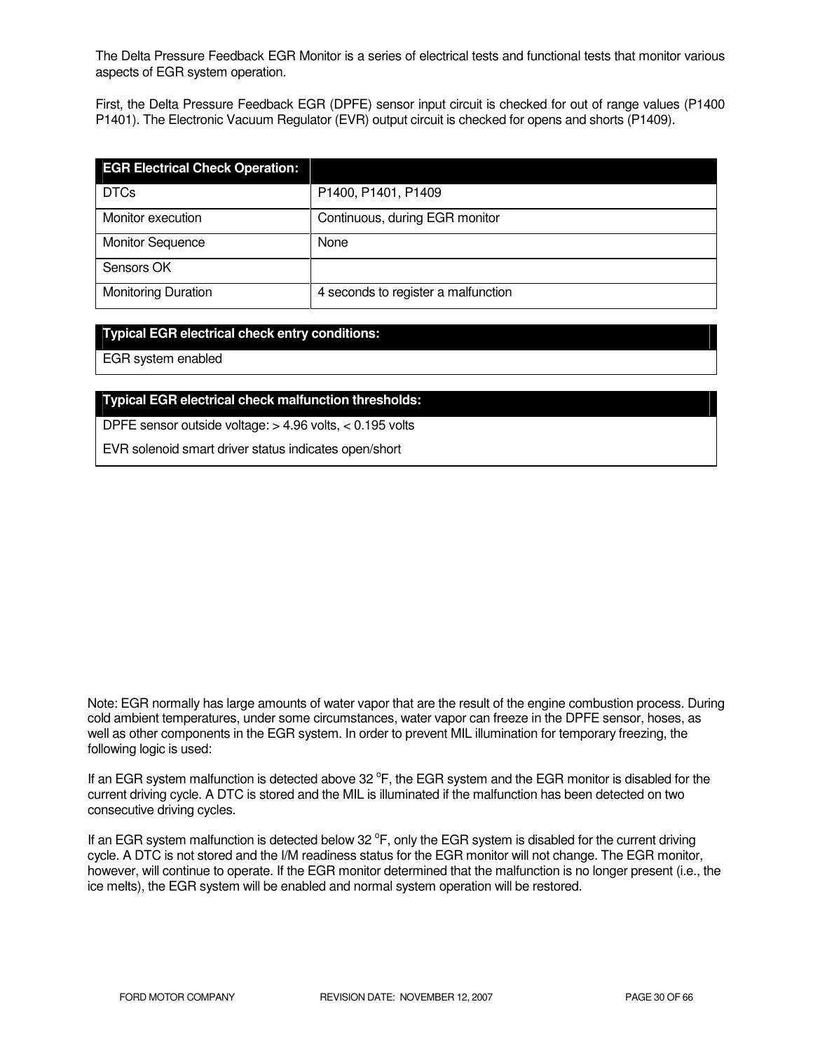The Delta Pressure Feedback EGR Monitor is a series of electrical tests and functional tests that monitor various aspects of EGR system operation.

First, the Delta Pressure Feedback EGR (DPFE) sensor input circuit is checked for out of range values (P1400 P1401). The Electronic Vacuum Regulator (EVR) output circuit is checked for opens and shorts (P1409).

| EGR Electrical Check Operation: | |
|---|---|
| DTCs | P1400, P1401, P1409 |
| Monitor execution | Continuous, during EGR monitor |
| Monitor Sequence | None |
| Sensors OK | |
| Monitoring Duration | 4 seconds to register a malfunction |

| Typical EGR electrical check entry conditions: |
|---|
| EGR system enabled |

| Typical EGR electrical check malfunction thresholds: |
|---|
| DPFE sensor outside voltage: > 4.96 volts, < 0.195 volts |
| EVR solenoid smart driver status indicates open/short |

Note: EGR normally has large amounts of water vapor that are the result of the engine combustion process. During cold ambient temperatures, under some circumstances, water vapor can freeze in the DPFE sensor, hoses, as well as other components in the EGR system. In order to prevent MIL illumination for temporary freezing, the following logic is used:

If an EGR system malfunction is detected above 32 $^{o}$F, the EGR system and the EGR monitor is disabled for the current driving cycle. A DTC is stored and the MIL is illuminated if the malfunction has been detected on two consecutive driving cycles.

If an EGR system malfunction is detected below 32 $^{o}$F, only the EGR system is disabled for the current driving cycle. A DTC is not stored and the I/M readiness status for the EGR monitor will not change. The EGR monitor, however, will continue to operate. If the EGR monitor determined that the malfunction is no longer present (i.e., the ice melts), the EGR system will be enabled and normal system operation will be restored.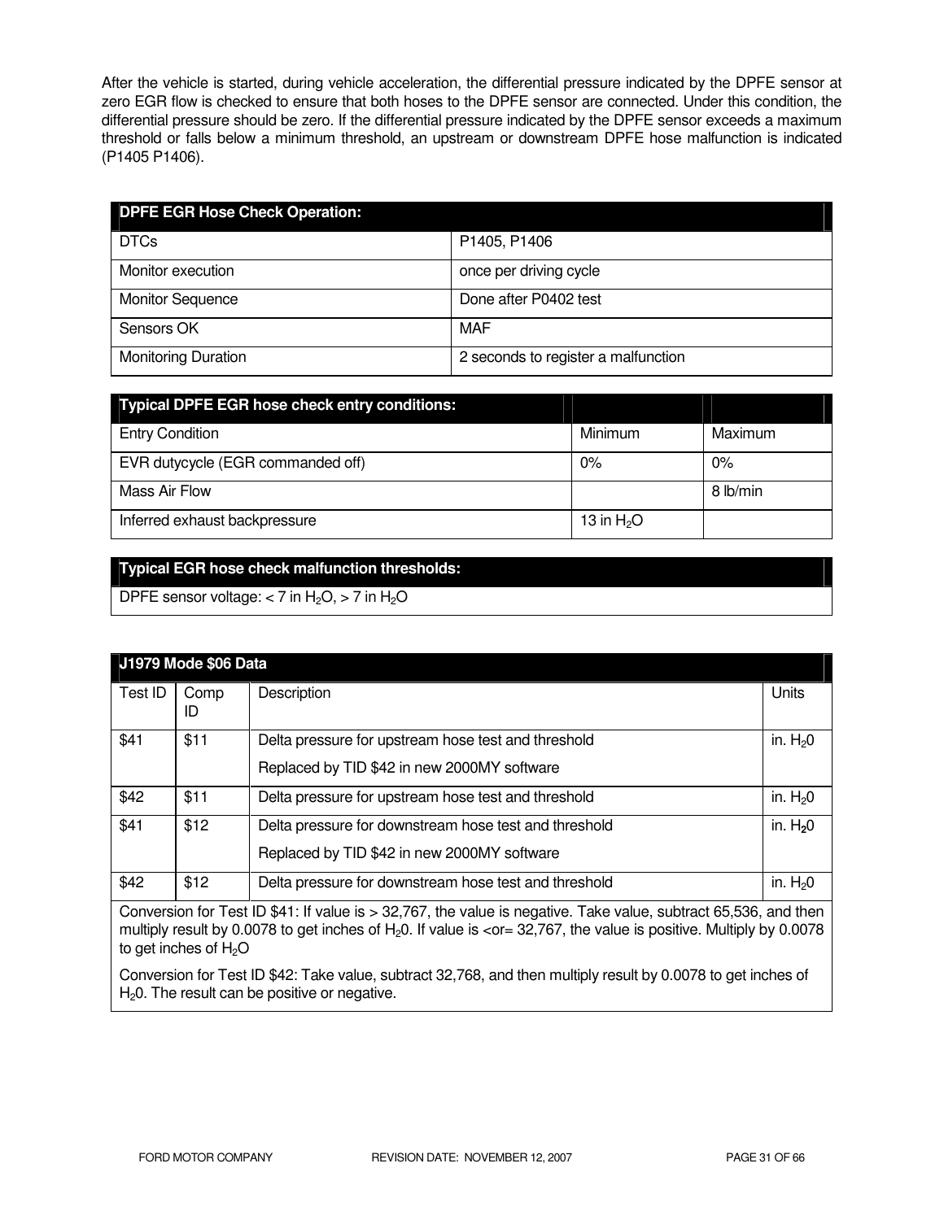After the vehicle is started, during vehicle acceleration, the differential pressure indicated by the DPFE sensor at zero EGR flow is checked to ensure that both hoses to the DPFE sensor are connected. Under this condition, the differential pressure should be zero. If the differential pressure indicated by the DPFE sensor exceeds a maximum threshold or falls below a minimum threshold, an upstream or downstream DPFE hose malfunction is indicated (P1405 P1406).

| DPFE EGR Hose Check Operation: | |
|---|---|
| DTCs | P1405, P1406 |
| Monitor execution | once per driving cycle |
| Monitor Sequence | Done after P0402 test |
| Sensors OK | MAF |
| Monitoring Duration | 2 seconds to register a malfunction |

| Typical DPFE EGR hose check entry conditions: | | |
|---|---|---|
| Entry Condition | Minimum | Maximum |
| EVR dutycycle (EGR commanded off) | 0% | 0% |
| Mass Air Flow | | 8 lb/min |
| Inferred exhaust backpressure | 13 in $H_2O$ | |

| Typical EGR hose check malfunction thresholds: |
|---|
| DPFE sensor voltage: < 7 in $H_2O$, > 7 in $H_2O$ |

| J1979 Mode $06 Data | | | |
|---|---|---|---|
| Test ID | Comp ID | Description | Units |
| $41 | $11 | Delta pressure for upstream hose test and threshold<br>Replaced by TID $42 in new 2000MY software | in. $H_2$0 |
| $42 | $11 | Delta pressure for upstream hose test and threshold | in. $H_2$0 |
| $41 | $12 | Delta pressure for downstream hose test and threshold<br>Replaced by TID $42 in new 2000MY software | in. $H_2$0 |
| $42 | $12 | Delta pressure for downstream hose test and threshold | in. $H_2$0 |
| Conversion for Test ID $41: If value is > 32,767, the value is negative. Take value, subtract 65,536, and then multiply result by 0.0078 to get inches of $H_2$0. If value is <or= 32,767, the value is positive. Multiply by 0.0078 to get inches of $H_2O$<br><br>Conversion for Test ID $42: Take value, subtract 32,768, and then multiply result by 0.0078 to get inches of $H_2$0. The result can be positive or negative. | | | |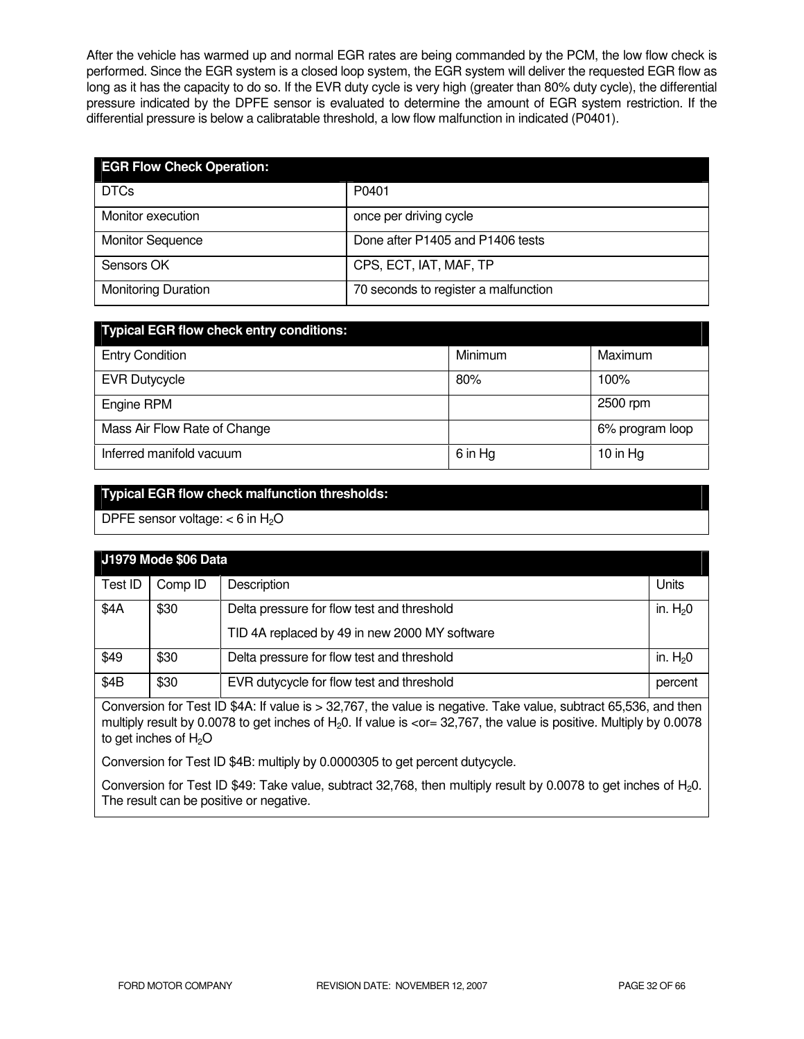After the vehicle has warmed up and normal EGR rates are being commanded by the PCM, the low flow check is performed. Since the EGR system is a closed loop system, the EGR system will deliver the requested EGR flow as long as it has the capacity to do so. If the EVR duty cycle is very high (greater than 80% duty cycle), the differential pressure indicated by the DPFE sensor is evaluated to determine the amount of EGR system restriction. If the differential pressure is below a calibratable threshold, a low flow malfunction in indicated (P0401).

| EGR Flow Check Operation: | |
|---|---|
| DTCs | P0401 |
| Monitor execution | once per driving cycle |
| Monitor Sequence | Done after P1405 and P1406 tests |
| Sensors OK | CPS, ECT, IAT, MAF, TP |
| Monitoring Duration | 70 seconds to register a malfunction |

| Typical EGR flow check entry conditions: | | |
|---|---|---|
| Entry Condition | Minimum | Maximum |
| EVR Dutycycle | 80% | 100% |
| Engine RPM | | 2500 rpm |
| Mass Air Flow Rate of Change | | 6% program loop |
| Inferred manifold vacuum | 6 in Hg | 10 in Hg |

| Typical EGR flow check malfunction thresholds: |
|---|
| DPFE sensor voltage: < 6 in $H_2O$ |

| J1979 Mode $06 Data | | | |
|---|---|---|---|
| Test ID | Comp ID | Description | Units |
| $4A | $30 | Delta pressure for flow test and threshold<br>TID 4A replaced by 49 in new 2000 MY software | in. $H_20$ |
| $49 | $30 | Delta pressure for flow test and threshold | in. $H_20$ |
| $4B | $30 | EVR dutycycle for flow test and threshold | percent |

Conversion for Test ID $4A: If value is > 32,767, the value is negative. Take value, subtract 65,536, and then multiply result by 0.0078 to get inches of $H_20$. If value is <or= 32,767, the value is positive. Multiply by 0.0078 to get inches of $H_2O$

Conversion for Test ID $4B: multiply by 0.0000305 to get percent dutycycle.

Conversion for Test ID $49: Take value, subtract 32,768, then multiply result by 0.0078 to get inches of $H_20$. The result can be positive or negative.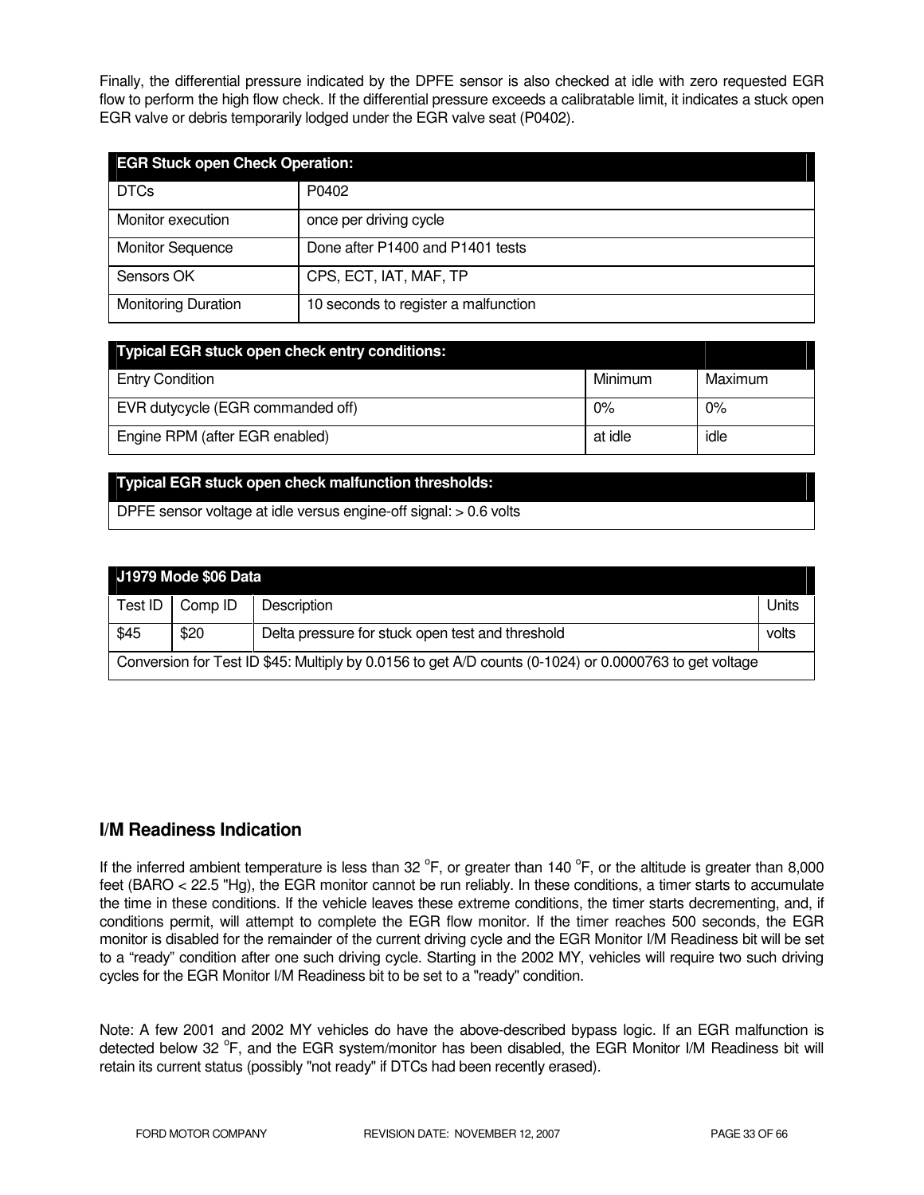Finally, the differential pressure indicated by the DPFE sensor is also checked at idle with zero requested EGR flow to perform the high flow check. If the differential pressure exceeds a calibratable limit, it indicates a stuck open EGR valve or debris temporarily lodged under the EGR valve seat (P0402).

| EGR Stuck open Check Operation: | |
|---|---|
| DTCs | P0402 |
| Monitor execution | once per driving cycle |
| Monitor Sequence | Done after P1400 and P1401 tests |
| Sensors OK | CPS, ECT, IAT, MAF, TP |
| Monitoring Duration | 10 seconds to register a malfunction |

| Typical EGR stuck open check entry conditions: | | |
|---|---|---|
| Entry Condition | Minimum | Maximum |
| EVR dutycycle (EGR commanded off) | 0% | 0% |
| Engine RPM (after EGR enabled) | at idle | idle |

| Typical EGR stuck open check malfunction thresholds: |
|---|
| DPFE sensor voltage at idle versus engine-off signal: > 0.6 volts |

| J1979 Mode $06 Data | | | |
|---|---|---|---|
| Test ID | Comp ID | Description | Units |
| $45 | $20 | Delta pressure for stuck open test and threshold | volts |
| Conversion for Test ID $45: Multiply by 0.0156 to get A/D counts (0-1024) or 0.0000763 to get voltage | | | |

## I/M Readiness Indication

If the inferred ambient temperature is less than 32 °F, or greater than 140 °F, or the altitude is greater than 8,000 feet (BARO < 22.5 "Hg), the EGR monitor cannot be run reliably. In these conditions, a timer starts to accumulate the time in these conditions. If the vehicle leaves these extreme conditions, the timer starts decrementing, and, if conditions permit, will attempt to complete the EGR flow monitor. If the timer reaches 500 seconds, the EGR monitor is disabled for the remainder of the current driving cycle and the EGR Monitor I/M Readiness bit will be set to a "ready" condition after one such driving cycle. Starting in the 2002 MY, vehicles will require two such driving cycles for the EGR Monitor I/M Readiness bit to be set to a "ready" condition.

Note: A few 2001 and 2002 MY vehicles do have the above-described bypass logic. If an EGR malfunction is detected below 32 °F, and the EGR system/monitor has been disabled, the EGR Monitor I/M Readiness bit will retain its current status (possibly "not ready" if DTCs had been recently erased).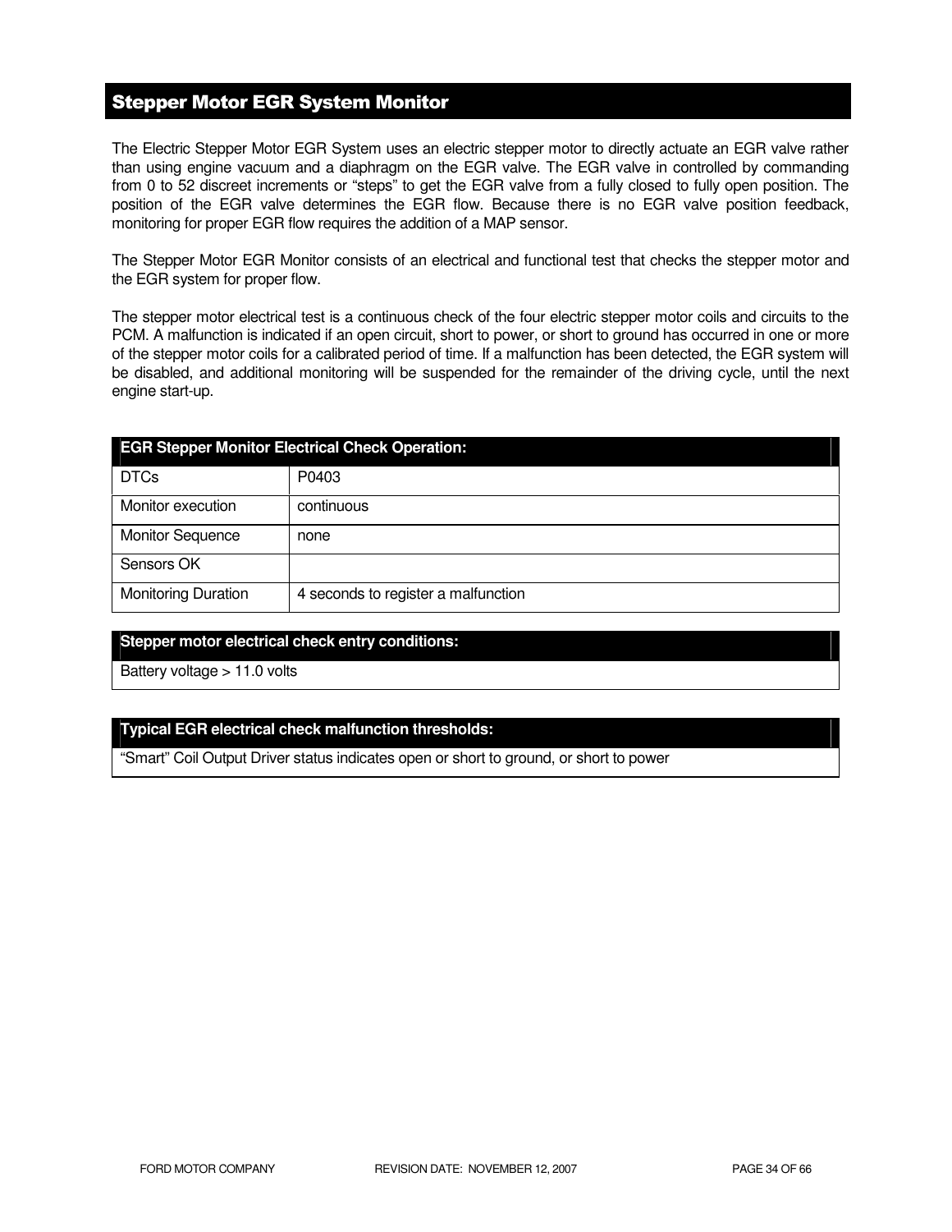## Stepper Motor EGR System Monitor

The Electric Stepper Motor EGR System uses an electric stepper motor to directly actuate an EGR valve rather than using engine vacuum and a diaphragm on the EGR valve. The EGR valve in controlled by commanding from 0 to 52 discreet increments or "steps" to get the EGR valve from a fully closed to fully open position. The position of the EGR valve determines the EGR flow. Because there is no EGR valve position feedback, monitoring for proper EGR flow requires the addition of a MAP sensor.

The Stepper Motor EGR Monitor consists of an electrical and functional test that checks the stepper motor and the EGR system for proper flow.

The stepper motor electrical test is a continuous check of the four electric stepper motor coils and circuits to the PCM. A malfunction is indicated if an open circuit, short to power, or short to ground has occurred in one or more of the stepper motor coils for a calibrated period of time. If a malfunction has been detected, the EGR system will be disabled, and additional monitoring will be suspended for the remainder of the driving cycle, until the next engine start-up.

| EGR Stepper Monitor Electrical Check Operation: | |
|---|---|
| DTCs | P0403 |
| Monitor execution | continuous |
| Monitor Sequence | none |
| Sensors OK | |
| Monitoring Duration | 4 seconds to register a malfunction |

| Stepper motor electrical check entry conditions: |
|---|
| Battery voltage > 11.0 volts |

| Typical EGR electrical check malfunction thresholds: |
|---|
| "Smart" Coil Output Driver status indicates open or short to ground, or short to power |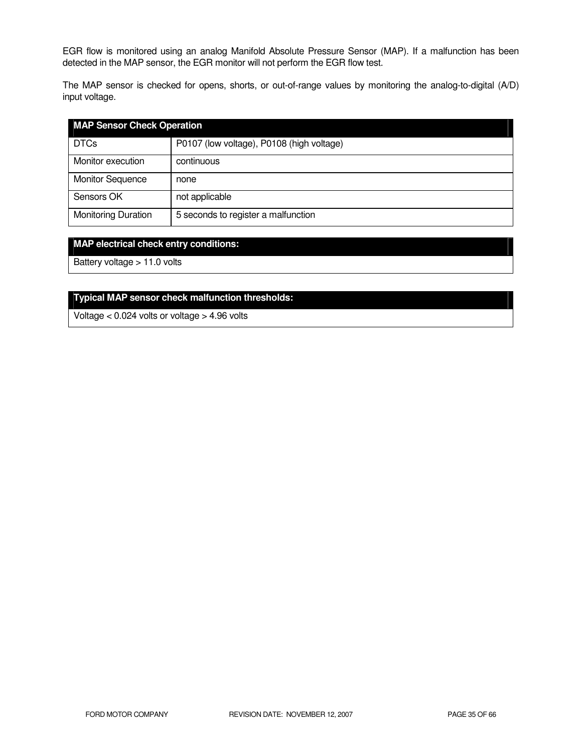EGR flow is monitored using an analog Manifold Absolute Pressure Sensor (MAP). If a malfunction has been detected in the MAP sensor, the EGR monitor will not perform the EGR flow test.

The MAP sensor is checked for opens, shorts, or out-of-range values by monitoring the analog-to-digital (A/D) input voltage.

| MAP Sensor Check Operation | |
|---|---|
| DTCs | P0107 (low voltage), P0108 (high voltage) |
| Monitor execution | continuous |
| Monitor Sequence | none |
| Sensors OK | not applicable |
| Monitoring Duration | 5 seconds to register a malfunction |

| MAP electrical check entry conditions: |
|---|
| Battery voltage > 11.0 volts |

| Typical MAP sensor check malfunction thresholds: |
|---|
| Voltage < 0.024 volts or voltage > 4.96 volts |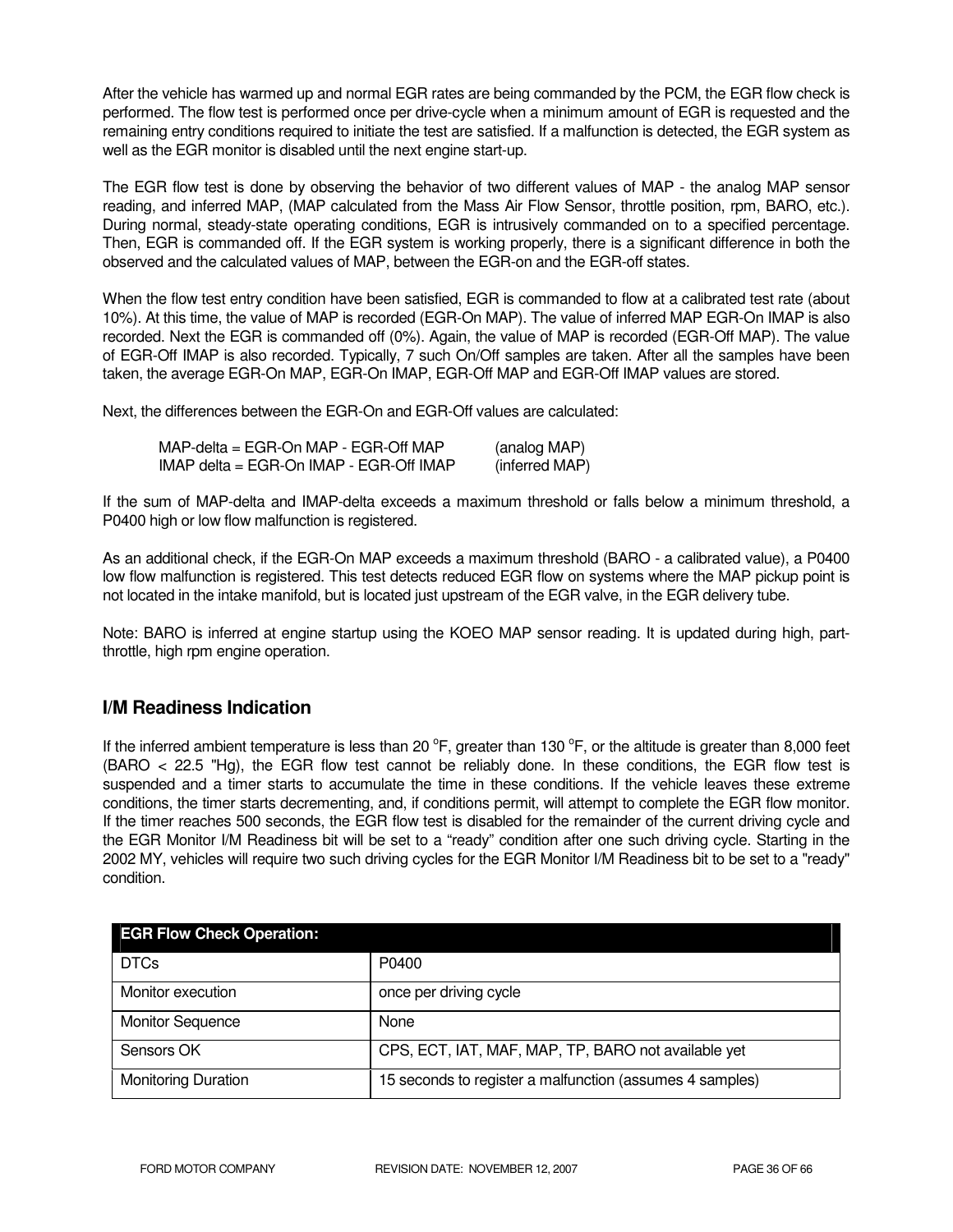After the vehicle has warmed up and normal EGR rates are being commanded by the PCM, the EGR flow check is performed. The flow test is performed once per drive-cycle when a minimum amount of EGR is requested and the remaining entry conditions required to initiate the test are satisfied. If a malfunction is detected, the EGR system as well as the EGR monitor is disabled until the next engine start-up.

The EGR flow test is done by observing the behavior of two different values of MAP - the analog MAP sensor reading, and inferred MAP, (MAP calculated from the Mass Air Flow Sensor, throttle position, rpm, BARO, etc.). During normal, steady-state operating conditions, EGR is intrusively commanded on to a specified percentage. Then, EGR is commanded off. If the EGR system is working properly, there is a significant difference in both the observed and the calculated values of MAP, between the EGR-on and the EGR-off states.

When the flow test entry condition have been satisfied, EGR is commanded to flow at a calibrated test rate (about 10%). At this time, the value of MAP is recorded (EGR-On MAP). The value of inferred MAP EGR-On IMAP is also recorded. Next the EGR is commanded off (0%). Again, the value of MAP is recorded (EGR-Off MAP). The value of EGR-Off IMAP is also recorded. Typically, 7 such On/Off samples are taken. After all the samples have been taken, the average EGR-On MAP, EGR-On IMAP, EGR-Off MAP and EGR-Off IMAP values are stored.

Next, the differences between the EGR-On and EGR-Off values are calculated:

MAP-delta = EGR-On MAP - EGR-Off MAP (analog MAP)
IMAP delta = EGR-On IMAP - EGR-Off IMAP (inferred MAP)

If the sum of MAP-delta and IMAP-delta exceeds a maximum threshold or falls below a minimum threshold, a P0400 high or low flow malfunction is registered.

As an additional check, if the EGR-On MAP exceeds a maximum threshold (BARO - a calibrated value), a P0400 low flow malfunction is registered. This test detects reduced EGR flow on systems where the MAP pickup point is not located in the intake manifold, but is located just upstream of the EGR valve, in the EGR delivery tube.

Note: BARO is inferred at engine startup using the KOEO MAP sensor reading. It is updated during high, part-throttle, high rpm engine operation.

## I/M Readiness Indication

If the inferred ambient temperature is less than 20 $^{o}$F, greater than 130 $^{o}$F, or the altitude is greater than 8,000 feet (BARO < 22.5 "Hg), the EGR flow test cannot be reliably done. In these conditions, the EGR flow test is suspended and a timer starts to accumulate the time in these conditions. If the vehicle leaves these extreme conditions, the timer starts decrementing, and, if conditions permit, will attempt to complete the EGR flow monitor. If the timer reaches 500 seconds, the EGR flow test is disabled for the remainder of the current driving cycle and the EGR Monitor I/M Readiness bit will be set to a “ready” condition after one such driving cycle. Starting in the 2002 MY, vehicles will require two such driving cycles for the EGR Monitor I/M Readiness bit to be set to a "ready" condition.

| **EGR Flow Check Operation:** | |
|---|---|
| DTCs | P0400 |
| Monitor execution | once per driving cycle |
| Monitor Sequence | None |
| Sensors OK | CPS, ECT, IAT, MAF, MAP, TP, BARO not available yet |
| Monitoring Duration | 15 seconds to register a malfunction (assumes 4 samples) |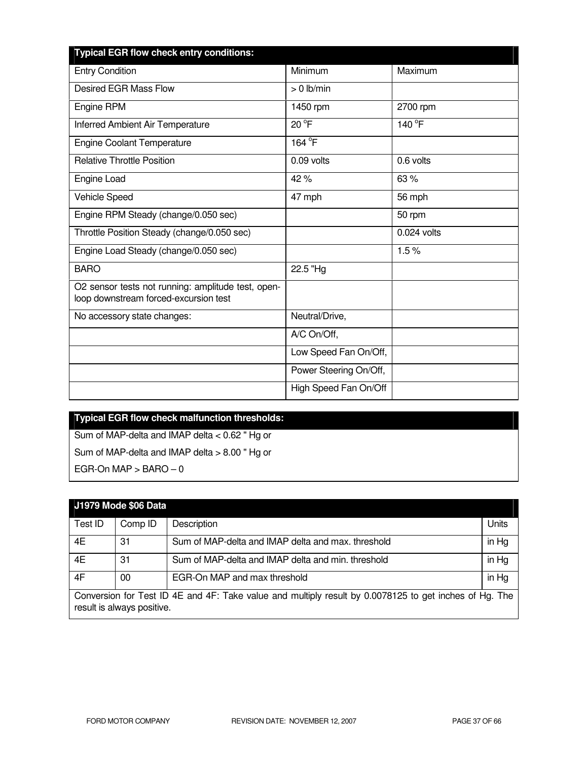| Typical EGR flow check entry conditions: | | |
|---|---|---|
| Entry Condition | Minimum | Maximum |
| Desired EGR Mass Flow | > 0 lb/min | |
| Engine RPM | 1450 rpm | 2700 rpm |
| Inferred Ambient Air Temperature | 20 °F | 140 °F |
| Engine Coolant Temperature | 164 °F | |
| Relative Throttle Position | 0.09 volts | 0.6 volts |
| Engine Load | 42 % | 63 % |
| Vehicle Speed | 47 mph | 56 mph |
| Engine RPM Steady (change/0.050 sec) | | 50 rpm |
| Throttle Position Steady (change/0.050 sec) | | 0.024 volts |
| Engine Load Steady (change/0.050 sec) | | 1.5 % |
| BARO | 22.5 "Hg | |
| O2 sensor tests not running: amplitude test, open-loop downstream forced-excursion test | | |
| No accessory state changes: | Neutral/Drive, | |
| | A/C On/Off, | |
| | Low Speed Fan On/Off, | |
| | Power Steering On/Off, | |
| | High Speed Fan On/Off | |

**Typical EGR flow check malfunction thresholds:**

Sum of MAP-delta and IMAP delta < 0.62 " Hg or

Sum of MAP-delta and IMAP delta > 8.00 " Hg or

EGR-On MAP > BARO – 0

| J1979 Mode $06 Data | | | |
|---|---|---|---|
| Test ID | Comp ID | Description | Units |
| 4E | 31 | Sum of MAP-delta and IMAP delta and max. threshold | in Hg |
| 4E | 31 | Sum of MAP-delta and IMAP delta and min. threshold | in Hg |
| 4F | 00 | EGR-On MAP and max threshold | in Hg |
| Conversion for Test ID 4E and 4F: Take value and multiply result by 0.0078125 to get inches of Hg. The result is always positive. | | | |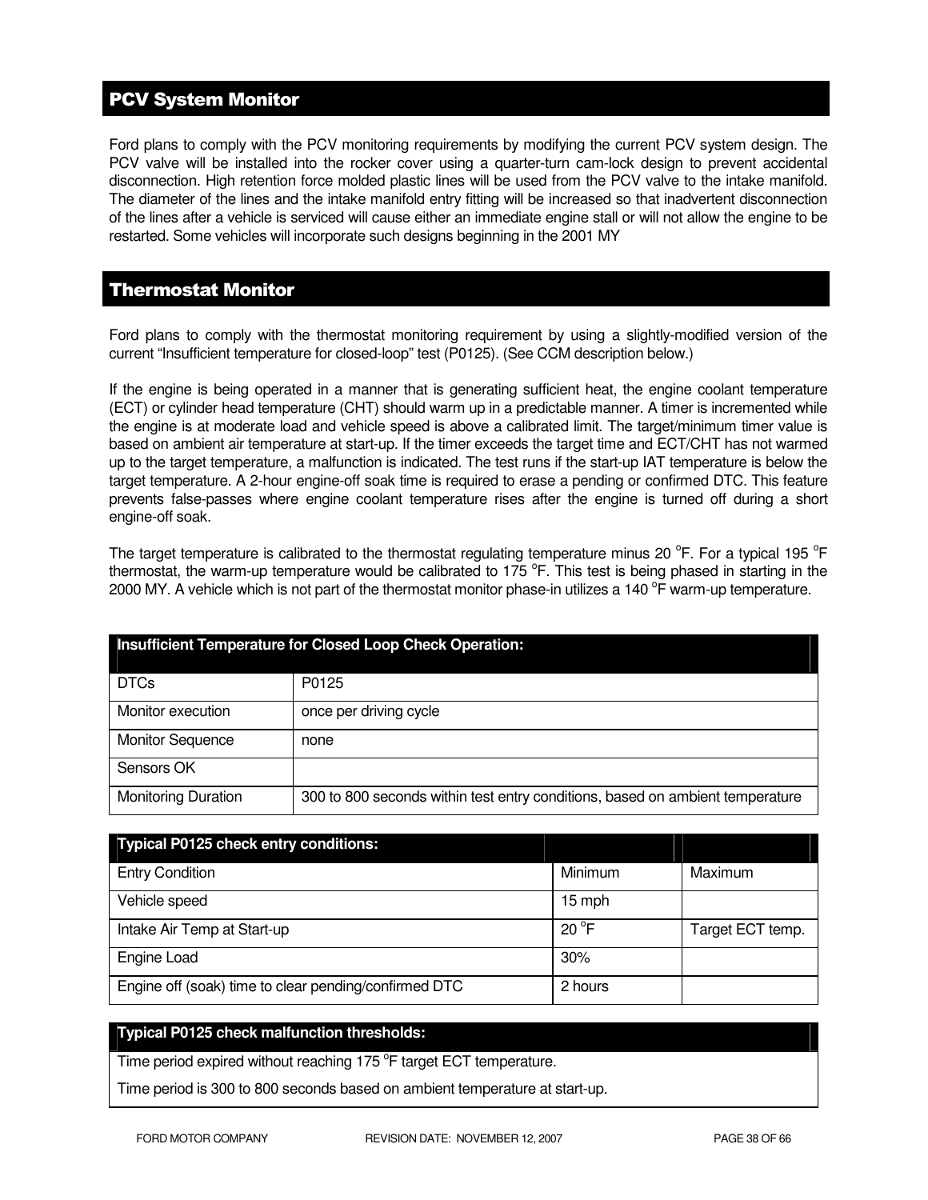## PCV System Monitor

Ford plans to comply with the PCV monitoring requirements by modifying the current PCV system design. The PCV valve will be installed into the rocker cover using a quarter-turn cam-lock design to prevent accidental disconnection. High retention force molded plastic lines will be used from the PCV valve to the intake manifold. The diameter of the lines and the intake manifold entry fitting will be increased so that inadvertent disconnection of the lines after a vehicle is serviced will cause either an immediate engine stall or will not allow the engine to be restarted. Some vehicles will incorporate such designs beginning in the 2001 MY

## Thermostat Monitor

Ford plans to comply with the thermostat monitoring requirement by using a slightly-modified version of the current "Insufficient temperature for closed-loop" test (P0125). (See CCM description below.)

If the engine is being operated in a manner that is generating sufficient heat, the engine coolant temperature (ECT) or cylinder head temperature (CHT) should warm up in a predictable manner. A timer is incremented while the engine is at moderate load and vehicle speed is above a calibrated limit. The target/minimum timer value is based on ambient air temperature at start-up. If the timer exceeds the target time and ECT/CHT has not warmed up to the target temperature, a malfunction is indicated. The test runs if the start-up IAT temperature is below the target temperature. A 2-hour engine-off soak time is required to erase a pending or confirmed DTC. This feature prevents false-passes where engine coolant temperature rises after the engine is turned off during a short engine-off soak.

The target temperature is calibrated to the thermostat regulating temperature minus 20 $^{o}$F. For a typical 195 $^{o}$F thermostat, the warm-up temperature would be calibrated to 175 $^{o}$F. This test is being phased in starting in the 2000 MY. A vehicle which is not part of the thermostat monitor phase-in utilizes a 140 $^{o}$F warm-up temperature.

| Insufficient Temperature for Closed Loop Check Operation: | |
|---|---|
| DTCs | P0125 |
| Monitor execution | once per driving cycle |
| Monitor Sequence | none |
| Sensors OK | |
| Monitoring Duration | 300 to 800 seconds within test entry conditions, based on ambient temperature |

| Typical P0125 check entry conditions: | | |
|---|---|---|
| Entry Condition | Minimum | Maximum |
| Vehicle speed | 15 mph | |
| Intake Air Temp at Start-up | 20 $^{o}$F | Target ECT temp. |
| Engine Load | 30% | |
| Engine off (soak) time to clear pending/confirmed DTC | 2 hours | |

| Typical P0125 check malfunction thresholds: |
|---|
| Time period expired without reaching 175 $^{o}$F target ECT temperature. <br> Time period is 300 to 800 seconds based on ambient temperature at start-up. |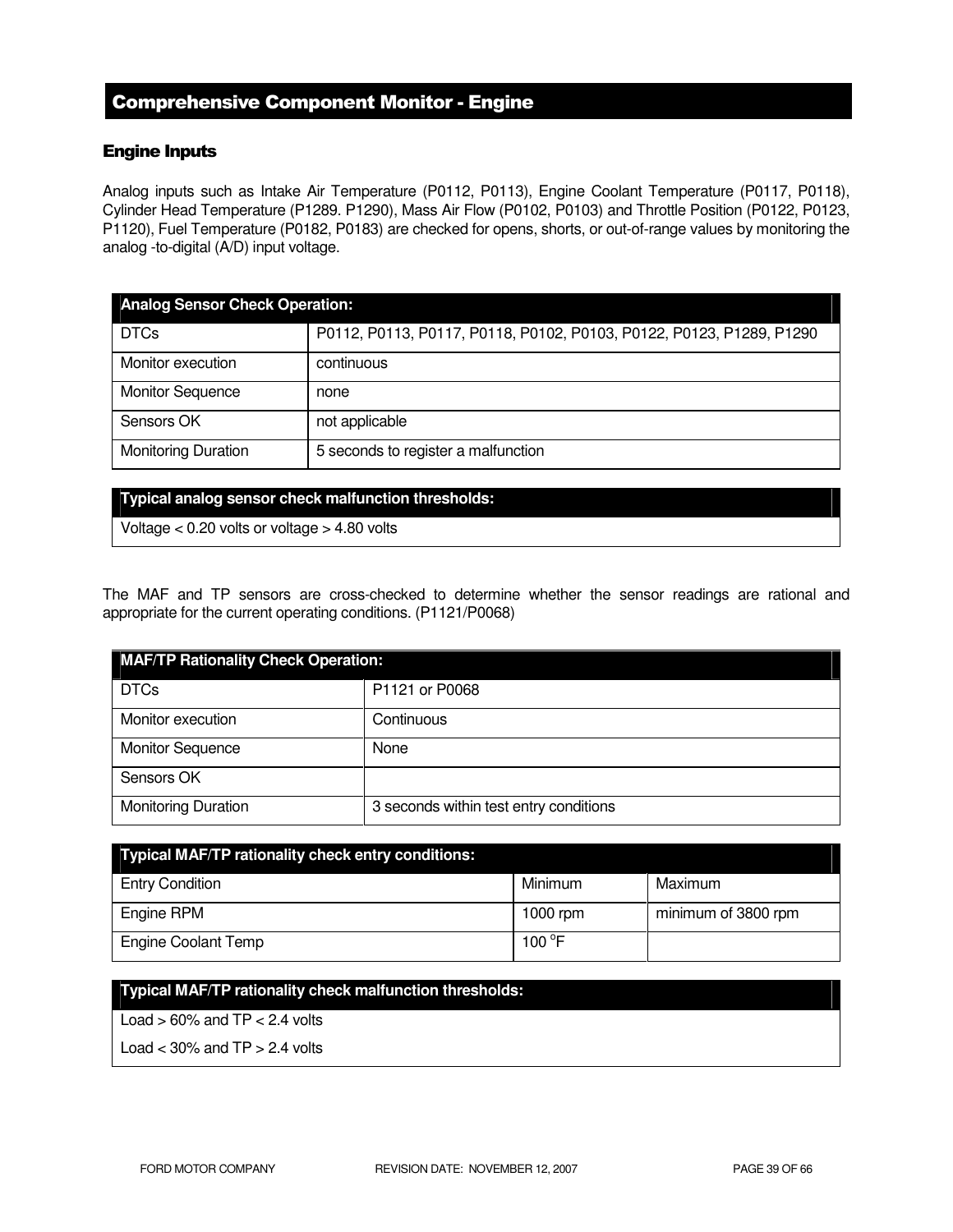## Comprehensive Component Monitor - Engine

### Engine Inputs

Analog inputs such as Intake Air Temperature (P0112, P0113), Engine Coolant Temperature (P0117, P0118), Cylinder Head Temperature (P1289. P1290), Mass Air Flow (P0102, P0103) and Throttle Position (P0122, P0123, P1120), Fuel Temperature (P0182, P0183) are checked for opens, shorts, or out-of-range values by monitoring the analog -to-digital (A/D) input voltage.

| Analog Sensor Check Operation: | |
|---|---|
| DTCs | P0112, P0113, P0117, P0118, P0102, P0103, P0122, P0123, P1289, P1290 |
| Monitor execution | continuous |
| Monitor Sequence | none |
| Sensors OK | not applicable |
| Monitoring Duration | 5 seconds to register a malfunction |

| Typical analog sensor check malfunction thresholds: |
|---|
| Voltage < 0.20 volts or voltage > 4.80 volts |

The MAF and TP sensors are cross-checked to determine whether the sensor readings are rational and appropriate for the current operating conditions. (P1121/P0068)

| MAF/TP Rationality Check Operation: | |
|---|---|
| DTCs | P1121 or P0068 |
| Monitor execution | Continuous |
| Monitor Sequence | None |
| Sensors OK | |
| Monitoring Duration | 3 seconds within test entry conditions |

| Typical MAF/TP rationality check entry conditions: | | |
|---|---|---|
| Entry Condition | Minimum | Maximum |
| Engine RPM | 1000 rpm | minimum of 3800 rpm |
| Engine Coolant Temp | 100 °F | |

| Typical MAF/TP rationality check malfunction thresholds: |
|---|
| Load > 60% and TP < 2.4 volts |
| Load < 30% and TP > 2.4 volts |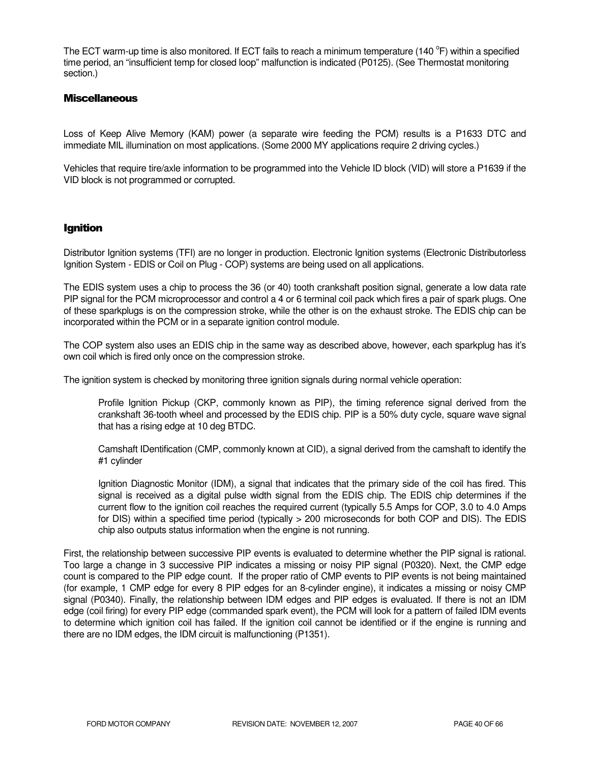The ECT warm-up time is also monitored. If ECT fails to reach a minimum temperature (140 $^{o}$F) within a specified time period, an "insufficient temp for closed loop" malfunction is indicated (P0125). (See Thermostat monitoring section.)

### Miscellaneous

Loss of Keep Alive Memory (KAM) power (a separate wire feeding the PCM) results is a P1633 DTC and immediate MIL illumination on most applications. (Some 2000 MY applications require 2 driving cycles.)

Vehicles that require tire/axle information to be programmed into the Vehicle ID block (VID) will store a P1639 if the VID block is not programmed or corrupted.

### Ignition

Distributor Ignition systems (TFI) are no longer in production. Electronic Ignition systems (Electronic Distributorless Ignition System - EDIS or Coil on Plug - COP) systems are being used on all applications.

The EDIS system uses a chip to process the 36 (or 40) tooth crankshaft position signal, generate a low data rate PIP signal for the PCM microprocessor and control a 4 or 6 terminal coil pack which fires a pair of spark plugs. One of these sparkplugs is on the compression stroke, while the other is on the exhaust stroke. The EDIS chip can be incorporated within the PCM or in a separate ignition control module.

The COP system also uses an EDIS chip in the same way as described above, however, each sparkplug has it's own coil which is fired only once on the compression stroke.

The ignition system is checked by monitoring three ignition signals during normal vehicle operation:

> Profile Ignition Pickup (CKP, commonly known as PIP), the timing reference signal derived from the crankshaft 36-tooth wheel and processed by the EDIS chip. PIP is a 50% duty cycle, square wave signal that has a rising edge at 10 deg BTDC.
>
> Camshaft IDentification (CMP, commonly known at CID), a signal derived from the camshaft to identify the #1 cylinder
>
> Ignition Diagnostic Monitor (IDM), a signal that indicates that the primary side of the coil has fired. This signal is received as a digital pulse width signal from the EDIS chip. The EDIS chip determines if the current flow to the ignition coil reaches the required current (typically 5.5 Amps for COP, 3.0 to 4.0 Amps for DIS) within a specified time period (typically > 200 microseconds for both COP and DIS). The EDIS chip also outputs status information when the engine is not running.

First, the relationship between successive PIP events is evaluated to determine whether the PIP signal is rational. Too large a change in 3 successive PIP indicates a missing or noisy PIP signal (P0320). Next, the CMP edge count is compared to the PIP edge count. If the proper ratio of CMP events to PIP events is not being maintained (for example, 1 CMP edge for every 8 PIP edges for an 8-cylinder engine), it indicates a missing or noisy CMP signal (P0340). Finally, the relationship between IDM edges and PIP edges is evaluated. If there is not an IDM edge (coil firing) for every PIP edge (commanded spark event), the PCM will look for a pattern of failed IDM events to determine which ignition coil has failed. If the ignition coil cannot be identified or if the engine is running and there are no IDM edges, the IDM circuit is malfunctioning (P1351).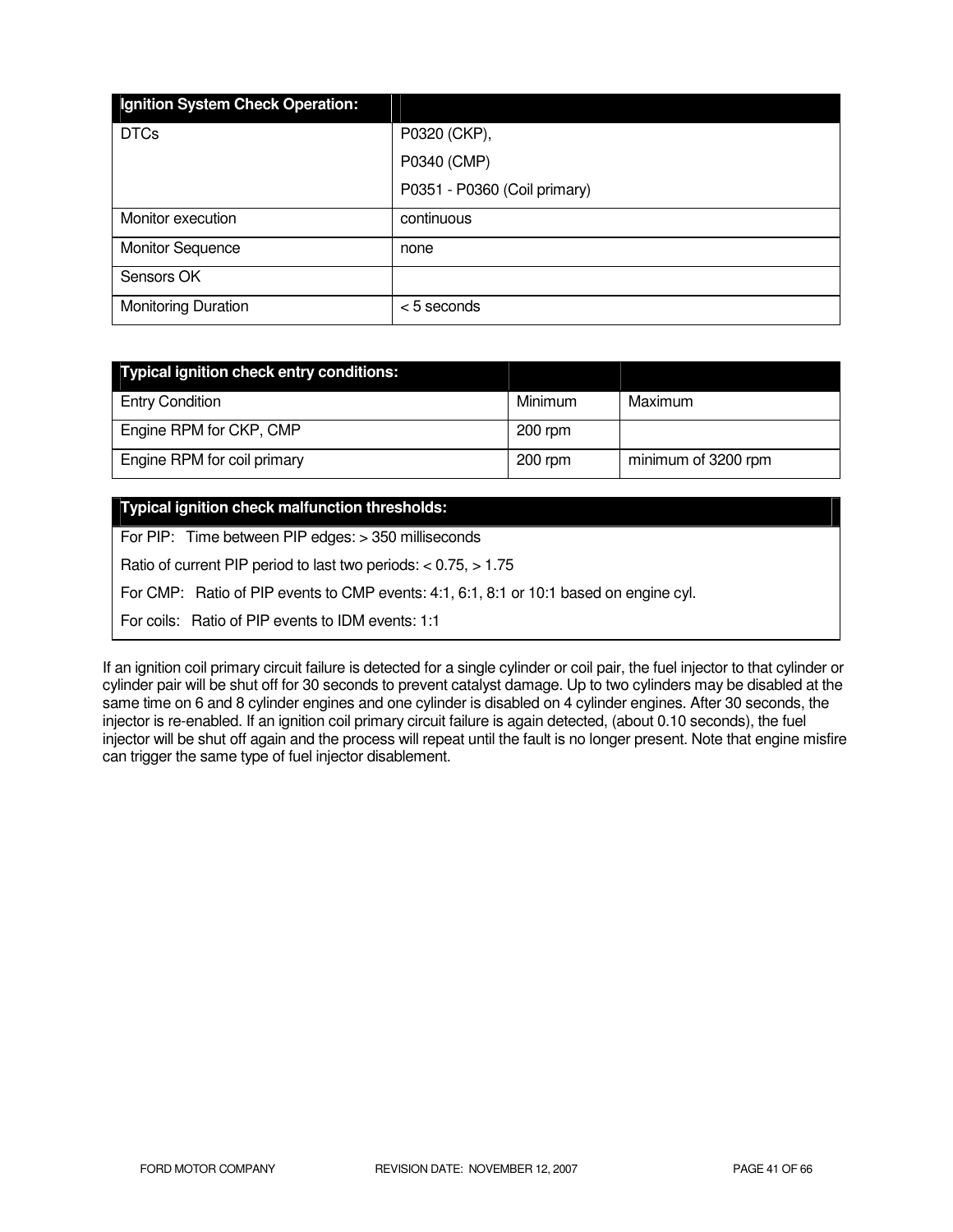| Ignition System Check Operation: | |
|---|---|
| DTCs | P0320 (CKP), P0340 (CMP) P0351 - P0360 (Coil primary) |
| Monitor execution | continuous |
| Monitor Sequence | none |
| Sensors OK | |
| Monitoring Duration | < 5 seconds |

| Typical ignition check entry conditions: | | |
|---|---|---|
| Entry Condition | Minimum | Maximum |
| Engine RPM for CKP, CMP | 200 rpm | |
| Engine RPM for coil primary | 200 rpm | minimum of 3200 rpm |

| Typical ignition check malfunction thresholds: |
|---|
| For PIP: Time between PIP edges: > 350 milliseconds |
| Ratio of current PIP period to last two periods: < 0.75, > 1.75 |
| For CMP: Ratio of PIP events to CMP events: 4:1, 6:1, 8:1 or 10:1 based on engine cyl. |
| For coils: Ratio of PIP events to IDM events: 1:1 |

If an ignition coil primary circuit failure is detected for a single cylinder or coil pair, the fuel injector to that cylinder or cylinder pair will be shut off for 30 seconds to prevent catalyst damage. Up to two cylinders may be disabled at the same time on 6 and 8 cylinder engines and one cylinder is disabled on 4 cylinder engines. After 30 seconds, the injector is re-enabled. If an ignition coil primary circuit failure is again detected, (about 0.10 seconds), the fuel injector will be shut off again and the process will repeat until the fault is no longer present. Note that engine misfire can trigger the same type of fuel injector disablement.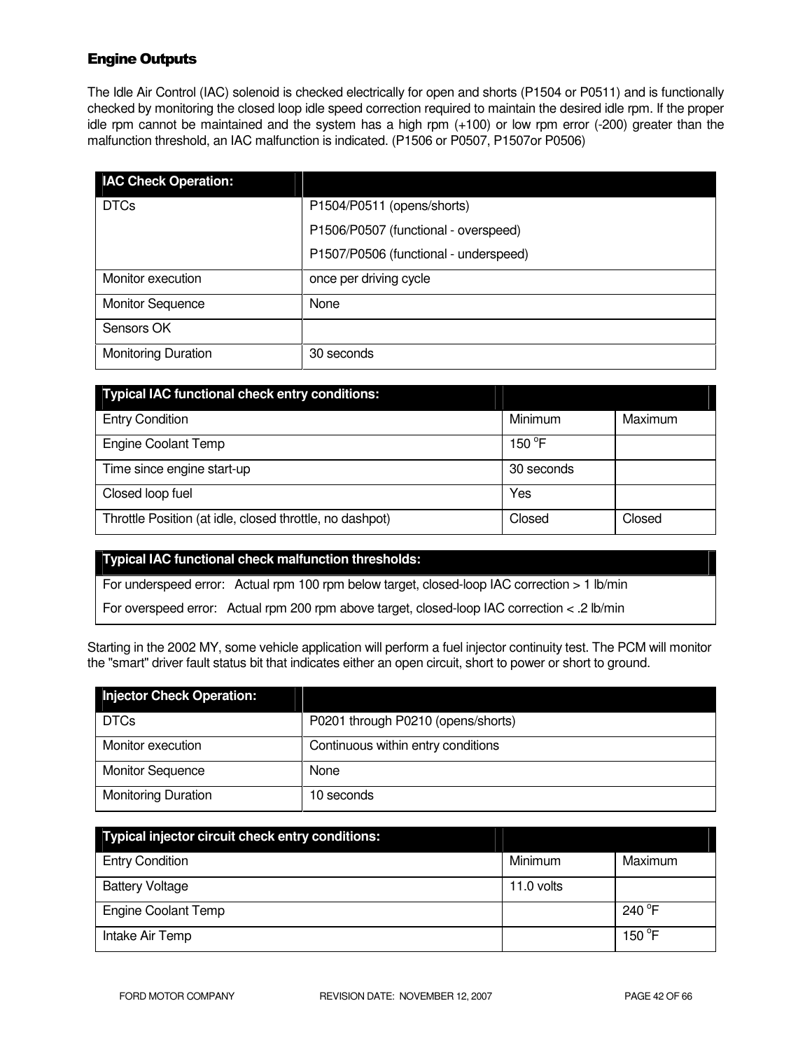## Engine Outputs

The Idle Air Control (IAC) solenoid is checked electrically for open and shorts (P1504 or P0511) and is functionally checked by monitoring the closed loop idle speed correction required to maintain the desired idle rpm. If the proper idle rpm cannot be maintained and the system has a high rpm (+100) or low rpm error (-200) greater than the malfunction threshold, an IAC malfunction is indicated. (P1506 or P0507, P1507or P0506)

| IAC Check Operation: | |
|---|---|
| DTCs | P1504/P0511 (opens/shorts)<br>P1506/P0507 (functional - overspeed)<br>P1507/P0506 (functional - underspeed) |
| Monitor execution | once per driving cycle |
| Monitor Sequence | None |
| Sensors OK | |
| Monitoring Duration | 30 seconds |

| Typical IAC functional check entry conditions: | | |
|---|---|---|
| Entry Condition | Minimum | Maximum |
| Engine Coolant Temp | 150 °F | |
| Time since engine start-up | 30 seconds | |
| Closed loop fuel | Yes | |
| Throttle Position (at idle, closed throttle, no dashpot) | Closed | Closed |

| Typical IAC functional check malfunction thresholds: |
|---|
| For underspeed error: Actual rpm 100 rpm below target, closed-loop IAC correction > 1 lb/min |
| For overspeed error: Actual rpm 200 rpm above target, closed-loop IAC correction < .2 lb/min |

Starting in the 2002 MY, some vehicle application will perform a fuel injector continuity test. The PCM will monitor the "smart" driver fault status bit that indicates either an open circuit, short to power or short to ground.

| Injector Check Operation: | |
|---|---|
| DTCs | P0201 through P0210 (opens/shorts) |
| Monitor execution | Continuous within entry conditions |
| Monitor Sequence | None |
| Monitoring Duration | 10 seconds |

| Typical injector circuit check entry conditions: | | |
|---|---|---|
| Entry Condition | Minimum | Maximum |
| Battery Voltage | 11.0 volts | |
| Engine Coolant Temp | | 240 °F |
| Intake Air Temp | | 150 °F |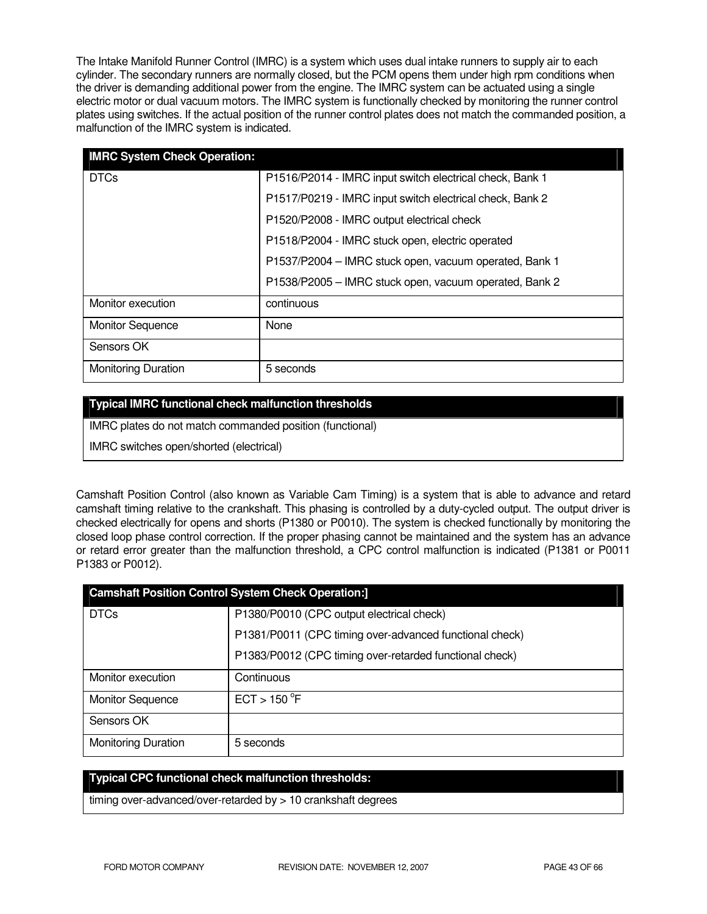The Intake Manifold Runner Control (IMRC) is a system which uses dual intake runners to supply air to each cylinder. The secondary runners are normally closed, but the PCM opens them under high rpm conditions when the driver is demanding additional power from the engine. The IMRC system can be actuated using a single electric motor or dual vacuum motors. The IMRC system is functionally checked by monitoring the runner control plates using switches. If the actual position of the runner control plates does not match the commanded position, a malfunction of the IMRC system is indicated.

| **IMRC System Check Operation:** | |
|---|---|
| DTCs | P1516/P2014 - IMRC input switch electrical check, Bank 1<br>P1517/P0219 - IMRC input switch electrical check, Bank 2<br>P1520/P2008 - IMRC output electrical check<br>P1518/P2004 - IMRC stuck open, electric operated<br>P1537/P2004 – IMRC stuck open, vacuum operated, Bank 1<br>P1538/P2005 – IMRC stuck open, vacuum operated, Bank 2 |
| Monitor execution | continuous |
| Monitor Sequence | None |
| Sensors OK | |
| Monitoring Duration | 5 seconds |

| **Typical IMRC functional check malfunction thresholds** |
|---|
| IMRC plates do not match commanded position (functional)<br>IMRC switches open/shorted (electrical) |

Camshaft Position Control (also known as Variable Cam Timing) is a system that is able to advance and retard camshaft timing relative to the crankshaft. This phasing is controlled by a duty-cycled output. The output driver is checked electrically for opens and shorts (P1380 or P0010). The system is checked functionally by monitoring the closed loop phase control correction. If the proper phasing cannot be maintained and the system has an advance or retard error greater than the malfunction threshold, a CPC control malfunction is indicated (P1381 or P0011 P1383 or P0012).

| **Camshaft Position Control System Check Operation:]** | |
|---|---|
| DTCs | P1380/P0010 (CPC output electrical check)<br>P1381/P0011 (CPC timing over-advanced functional check)<br>P1383/P0012 (CPC timing over-retarded functional check) |
| Monitor execution | Continuous |
| Monitor Sequence | ECT > 150 °F |
| Sensors OK | |
| Monitoring Duration | 5 seconds |

| **Typical CPC functional check malfunction thresholds:** |
|---|
| timing over-advanced/over-retarded by > 10 crankshaft degrees |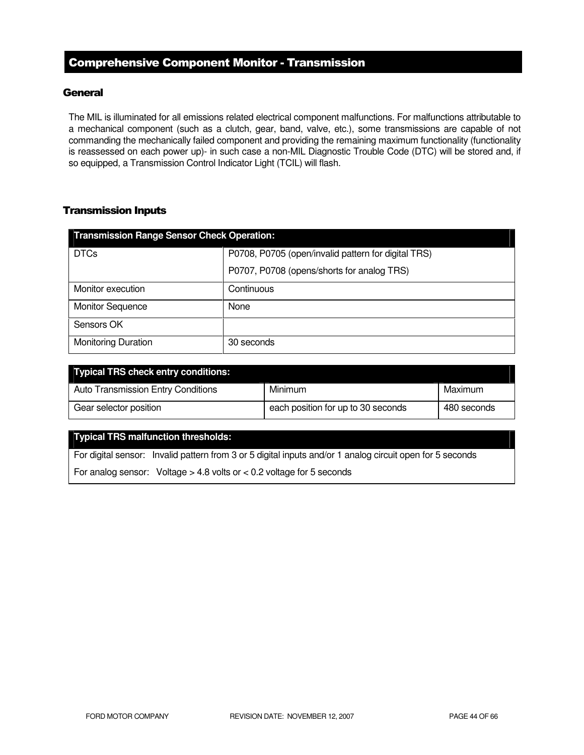# Comprehensive Component Monitor - Transmission

## General

The MIL is illuminated for all emissions related electrical component malfunctions. For malfunctions attributable to a mechanical component (such as a clutch, gear, band, valve, etc.), some transmissions are capable of not commanding the mechanically failed component and providing the remaining maximum functionality (functionality is reassessed on each power up)- in such case a non-MIL Diagnostic Trouble Code (DTC) will be stored and, if so equipped, a Transmission Control Indicator Light (TCIL) will flash.

## Transmission Inputs

| Transmission Range Sensor Check Operation: | |
|---|---|
| DTCs | P0708, P0705 (open/invalid pattern for digital TRS)<br>P0707, P0708 (opens/shorts for analog TRS) |
| Monitor execution | Continuous |
| Monitor Sequence | None |
| Sensors OK | |
| Monitoring Duration | 30 seconds |

| Typical TRS check entry conditions: | | |
|---|---|---|
| Auto Transmission Entry Conditions | Minimum | Maximum |
| Gear selector position | each position for up to 30 seconds | 480 seconds |

| Typical TRS malfunction thresholds: |
|---|
| For digital sensor: Invalid pattern from 3 or 5 digital inputs and/or 1 analog circuit open for 5 seconds<br>For analog sensor: Voltage > 4.8 volts or < 0.2 voltage for 5 seconds |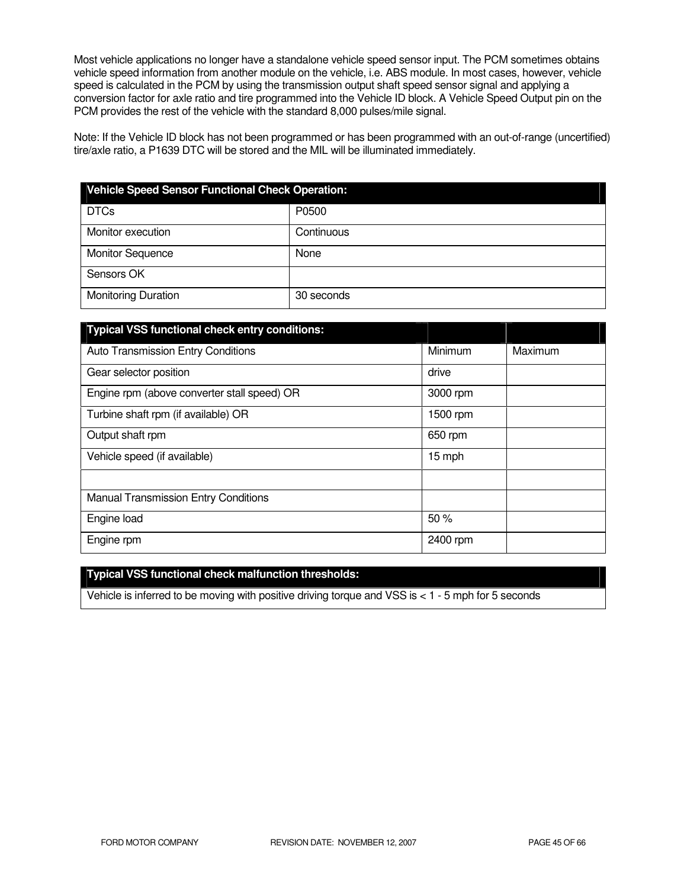Most vehicle applications no longer have a standalone vehicle speed sensor input. The PCM sometimes obtains vehicle speed information from another module on the vehicle, i.e. ABS module. In most cases, however, vehicle speed is calculated in the PCM by using the transmission output shaft speed sensor signal and applying a conversion factor for axle ratio and tire programmed into the Vehicle ID block. A Vehicle Speed Output pin on the PCM provides the rest of the vehicle with the standard 8,000 pulses/mile signal.

Note: If the Vehicle ID block has not been programmed or has been programmed with an out-of-range (uncertified) tire/axle ratio, a P1639 DTC will be stored and the MIL will be illuminated immediately.

| **Vehicle Speed Sensor Functional Check Operation:** | |
|---|---|
| DTCs | P0500 |
| Monitor execution | Continuous |
| Monitor Sequence | None |
| Sensors OK | |
| Monitoring Duration | 30 seconds |

| **Typical VSS functional check entry conditions:** | | |
|---|---|---|
| Auto Transmission Entry Conditions | Minimum | Maximum |
| Gear selector position | drive | |
| Engine rpm (above converter stall speed) OR | 3000 rpm | |
| Turbine shaft rpm (if available) OR | 1500 rpm | |
| Output shaft rpm | 650 rpm | |
| Vehicle speed (if available) | 15 mph | |
| | | |
| Manual Transmission Entry Conditions | | |
| Engine load | 50 % | |
| Engine rpm | 2400 rpm | |

| **Typical VSS functional check malfunction thresholds:** |
|---|
| Vehicle is inferred to be moving with positive driving torque and VSS is < 1 - 5 mph for 5 seconds |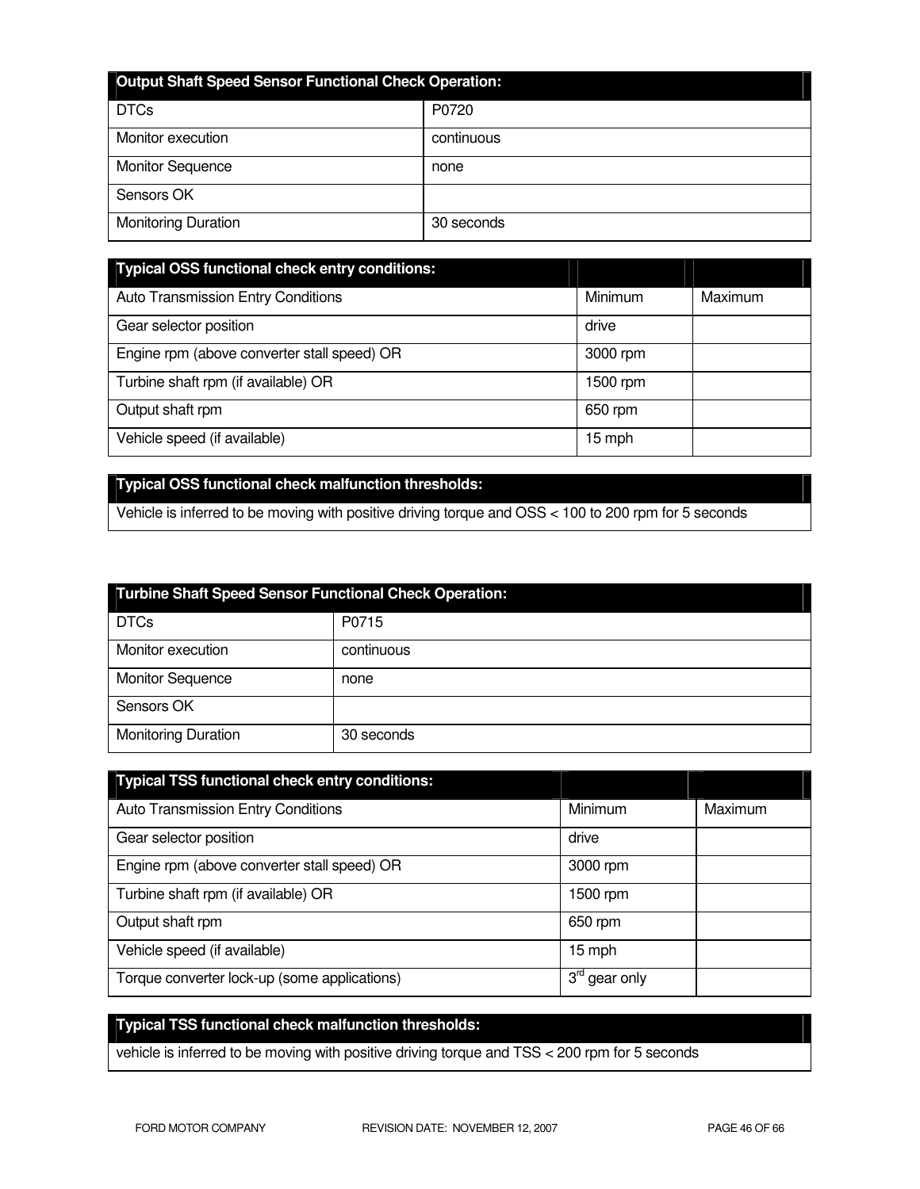| Output Shaft Speed Sensor Functional Check Operation: | |
|---|---|
| DTCs | P0720 |
| Monitor execution | continuous |
| Monitor Sequence | none |
| Sensors OK | |
| Monitoring Duration | 30 seconds |

| Typical OSS functional check entry conditions: | | |
|---|---|---|
| Auto Transmission Entry Conditions | Minimum | Maximum |
| Gear selector position | drive | |
| Engine rpm (above converter stall speed) OR | 3000 rpm | |
| Turbine shaft rpm (if available) OR | 1500 rpm | |
| Output shaft rpm | 650 rpm | |
| Vehicle speed (if available) | 15 mph | |

| Typical OSS functional check malfunction thresholds: |
|---|
| Vehicle is inferred to be moving with positive driving torque and OSS < 100 to 200 rpm for 5 seconds |

| Turbine Shaft Speed Sensor Functional Check Operation: | |
|---|---|
| DTCs | P0715 |
| Monitor execution | continuous |
| Monitor Sequence | none |
| Sensors OK | |
| Monitoring Duration | 30 seconds |

| Typical TSS functional check entry conditions: | | |
|---|---|---|
| Auto Transmission Entry Conditions | Minimum | Maximum |
| Gear selector position | drive | |
| Engine rpm (above converter stall speed) OR | 3000 rpm | |
| Turbine shaft rpm (if available) OR | 1500 rpm | |
| Output shaft rpm | 650 rpm | |
| Vehicle speed (if available) | 15 mph | |
| Torque converter lock-up (some applications) | 3rd gear only | |

| Typical TSS functional check malfunction thresholds: |
|---|
| vehicle is inferred to be moving with positive driving torque and TSS < 200 rpm for 5 seconds |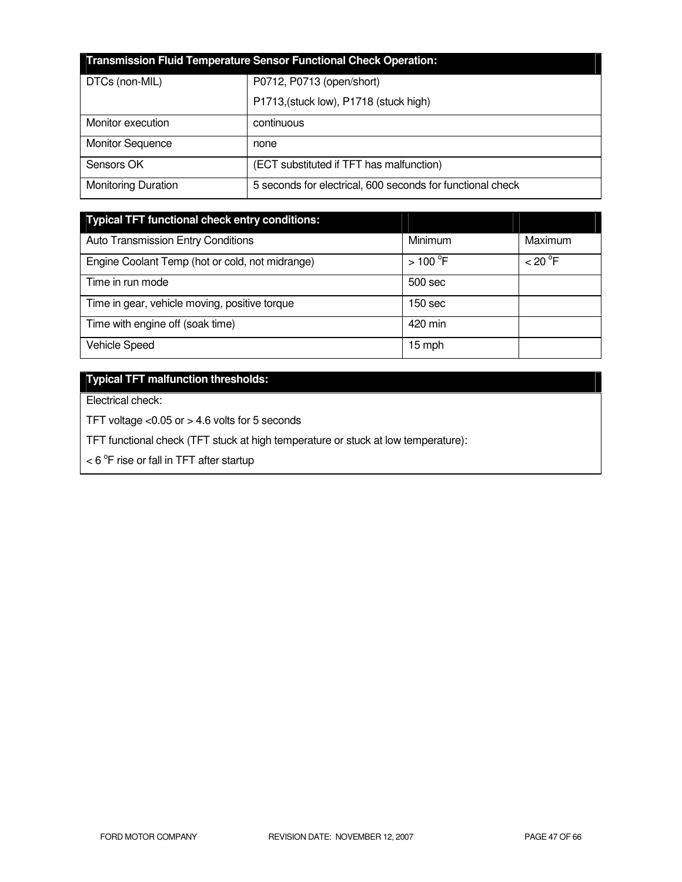| Transmission Fluid Temperature Sensor Functional Check Operation: | |
|---|---|
| DTCs (non-MIL) | P0712, P0713 (open/short)<br>P1713,(stuck low), P1718 (stuck high) |
| Monitor execution | continuous |
| Monitor Sequence | none |
| Sensors OK | (ECT substituted if TFT has malfunction) |
| Monitoring Duration | 5 seconds for electrical, 600 seconds for functional check |

| Typical TFT functional check entry conditions: | | |
|---|---|---|
| Auto Transmission Entry Conditions | Minimum | Maximum |
| Engine Coolant Temp (hot or cold, not midrange) | > 100 °F | < 20 °F |
| Time in run mode | 500 sec | |
| Time in gear, vehicle moving, positive torque | 150 sec | |
| Time with engine off (soak time) | 420 min | |
| Vehicle Speed | 15 mph | |

| Typical TFT malfunction thresholds: |
|---|
| Electrical check:<br>TFT voltage <0.05 or > 4.6 volts for 5 seconds<br>TFT functional check (TFT stuck at high temperature or stuck at low temperature):<br>< 6 °F rise or fall in TFT after startup |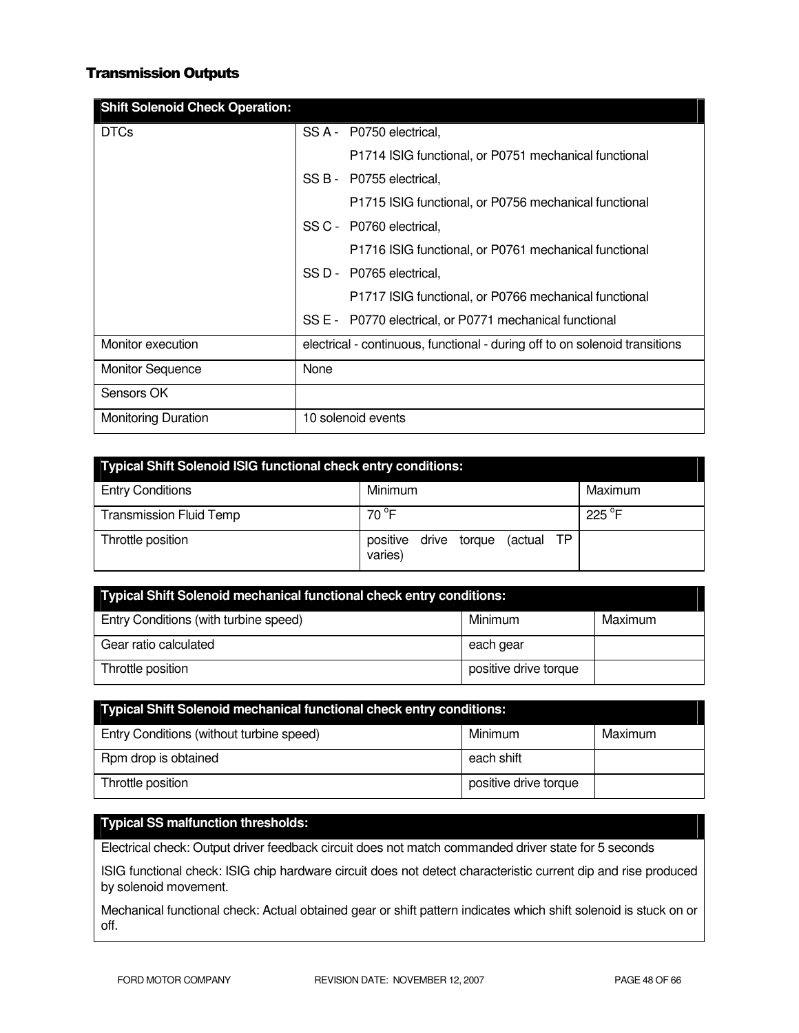## Transmission Outputs

| Shift Solenoid Check Operation: | |
|---|---|
| DTCs | SS A - P0750 electrical,<br>P1714 ISIG functional, or P0751 mechanical functional<br>SS B - P0755 electrical,<br>P1715 ISIG functional, or P0756 mechanical functional<br>SS C - P0760 electrical,<br>P1716 ISIG functional, or P0761 mechanical functional<br>SS D - P0765 electrical,<br>P1717 ISIG functional, or P0766 mechanical functional<br>SS E - P0770 electrical, or P0771 mechanical functional |
| Monitor execution | electrical - continuous, functional - during off to on solenoid transitions |
| Monitor Sequence | None |
| Sensors OK | |
| Monitoring Duration | 10 solenoid events |

| Typical Shift Solenoid ISIG functional check entry conditions: | | |
|---|---|---|
| Entry Conditions | Minimum | Maximum |
| Transmission Fluid Temp | 70 °F | 225 °F |
| Throttle position | positive drive torque (actual TP varies) | |

| Typical Shift Solenoid mechanical functional check entry conditions: | | |
|---|---|---|
| Entry Conditions (with turbine speed) | Minimum | Maximum |
| Gear ratio calculated | each gear | |
| Throttle position | positive drive torque | |

| Typical Shift Solenoid mechanical functional check entry conditions: | | |
|---|---|---|
| Entry Conditions (without turbine speed) | Minimum | Maximum |
| Rpm drop is obtained | each shift | |
| Throttle position | positive drive torque | |

| Typical SS malfunction thresholds: |
|---|
| Electrical check: Output driver feedback circuit does not match commanded driver state for 5 seconds |
| ISIG functional check: ISIG chip hardware circuit does not detect characteristic current dip and rise produced by solenoid movement. |
| Mechanical functional check: Actual obtained gear or shift pattern indicates which shift solenoid is stuck on or off. |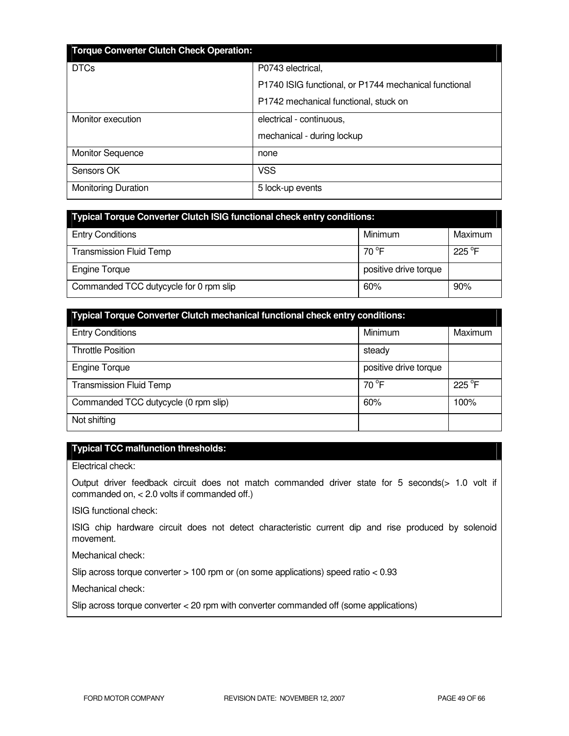| Torque Converter Clutch Check Operation: | |
|---|---|
| DTCs | P0743 electrical,<br>P1740 ISIG functional, or P1744 mechanical functional<br>P1742 mechanical functional, stuck on |
| Monitor execution | electrical - continuous,<br>mechanical - during lockup |
| Monitor Sequence | none |
| Sensors OK | VSS |
| Monitoring Duration | 5 lock-up events |

| Typical Torque Converter Clutch ISIG functional check entry conditions: | | |
|---|---|---|
| Entry Conditions | Minimum | Maximum |
| Transmission Fluid Temp | 70 °F | 225 °F |
| Engine Torque | positive drive torque | |
| Commanded TCC dutycycle for 0 rpm slip | 60% | 90% |

| Typical Torque Converter Clutch mechanical functional check entry conditions: | | |
|---|---|---|
| Entry Conditions | Minimum | Maximum |
| Throttle Position | steady | |
| Engine Torque | positive drive torque | |
| Transmission Fluid Temp | 70 °F | 225 °F |
| Commanded TCC dutycycle (0 rpm slip) | 60% | 100% |
| Not shifting | | |

**Typical TCC malfunction thresholds:**

Electrical check:

Output driver feedback circuit does not match commanded driver state for 5 seconds(> 1.0 volt if commanded on, < 2.0 volts if commanded off.)

ISIG functional check:

ISIG chip hardware circuit does not detect characteristic current dip and rise produced by solenoid movement.

Mechanical check:

Slip across torque converter > 100 rpm or (on some applications) speed ratio < 0.93

Mechanical check:

Slip across torque converter < 20 rpm with converter commanded off (some applications)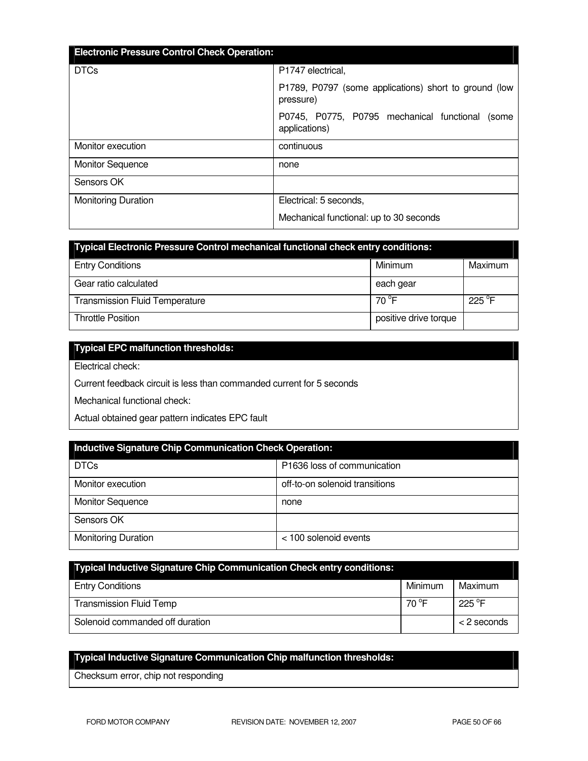| Electronic Pressure Control Check Operation: | |
|---|---|
| DTCs | P1747 electrical,<br>P1789, P0797 (some applications) short to ground (low pressure)<br>P0745, P0775, P0795 mechanical functional (some applications) |
| Monitor execution | continuous |
| Monitor Sequence | none |
| Sensors OK | |
| Monitoring Duration | Electrical: 5 seconds,<br>Mechanical functional: up to 30 seconds |

| Typical Electronic Pressure Control mechanical functional check entry conditions: | | |
|---|---|---|
| Entry Conditions | Minimum | Maximum |
| Gear ratio calculated | each gear | |
| Transmission Fluid Temperature | 70 °F | 225 °F |
| Throttle Position | positive drive torque | |

| Typical EPC malfunction thresholds: |
|---|
| Electrical check: |
| Current feedback circuit is less than commanded current for 5 seconds |
| Mechanical functional check: |
| Actual obtained gear pattern indicates EPC fault |

| Inductive Signature Chip Communication Check Operation: | |
|---|---|
| DTCs | P1636 loss of communication |
| Monitor execution | off-to-on solenoid transitions |
| Monitor Sequence | none |
| Sensors OK | |
| Monitoring Duration | < 100 solenoid events |

| Typical Inductive Signature Chip Communication Check entry conditions: | | |
|---|---|---|
| Entry Conditions | Minimum | Maximum |
| Transmission Fluid Temp | 70 °F | 225 °F |
| Solenoid commanded off duration | | < 2 seconds |

| Typical Inductive Signature Communication Chip malfunction thresholds: |
|---|
| Checksum error, chip not responding |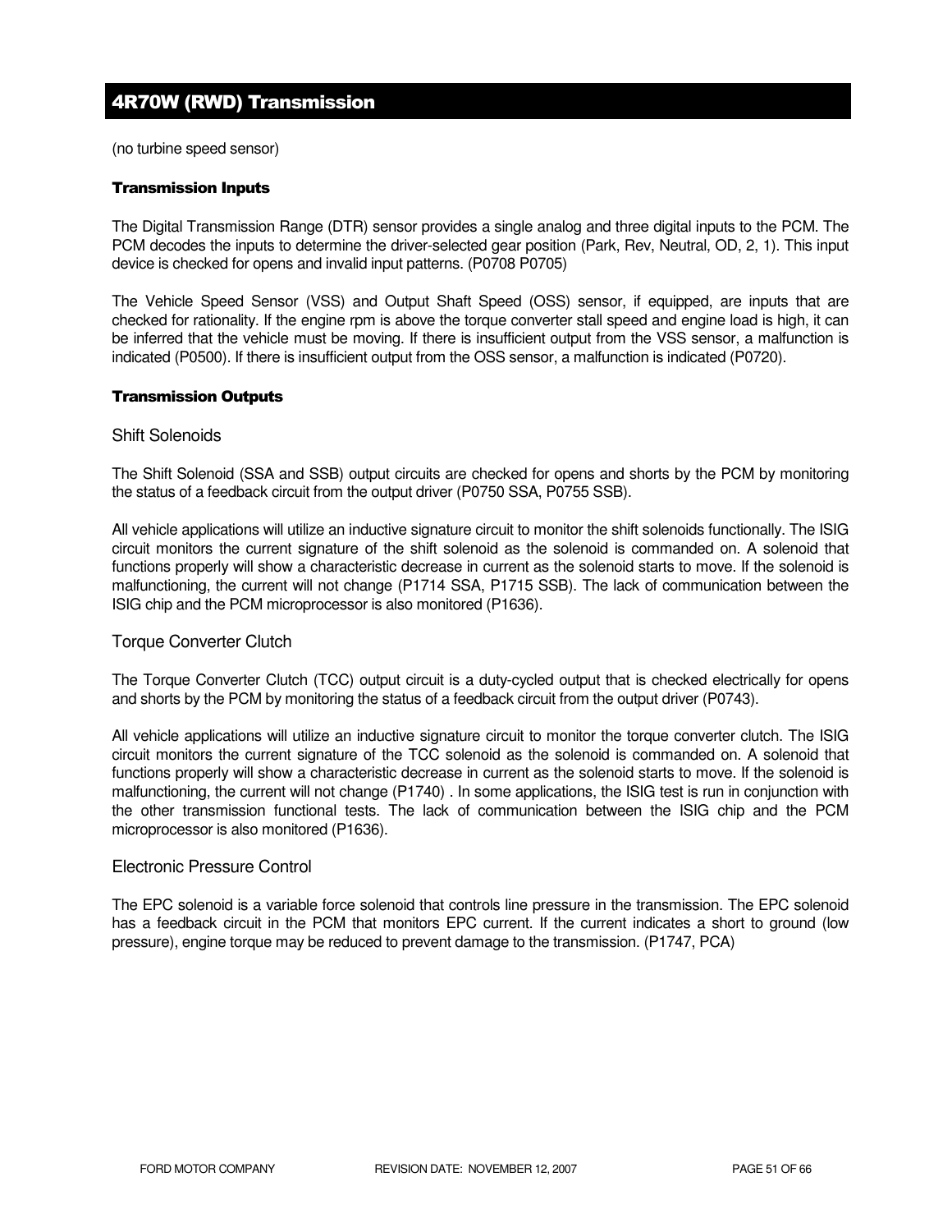## 4R70W (RWD) Transmission

(no turbine speed sensor)

#### Transmission Inputs

The Digital Transmission Range (DTR) sensor provides a single analog and three digital inputs to the PCM. The PCM decodes the inputs to determine the driver-selected gear position (Park, Rev, Neutral, OD, 2, 1). This input device is checked for opens and invalid input patterns. (P0708 P0705)

The Vehicle Speed Sensor (VSS) and Output Shaft Speed (OSS) sensor, if equipped, are inputs that are checked for rationality. If the engine rpm is above the torque converter stall speed and engine load is high, it can be inferred that the vehicle must be moving. If there is insufficient output from the VSS sensor, a malfunction is indicated (P0500). If there is insufficient output from the OSS sensor, a malfunction is indicated (P0720).

#### Transmission Outputs

### Shift Solenoids

The Shift Solenoid (SSA and SSB) output circuits are checked for opens and shorts by the PCM by monitoring the status of a feedback circuit from the output driver (P0750 SSA, P0755 SSB).

All vehicle applications will utilize an inductive signature circuit to monitor the shift solenoids functionally. The ISIG circuit monitors the current signature of the shift solenoid as the solenoid is commanded on. A solenoid that functions properly will show a characteristic decrease in current as the solenoid starts to move. If the solenoid is malfunctioning, the current will not change (P1714 SSA, P1715 SSB). The lack of communication between the ISIG chip and the PCM microprocessor is also monitored (P1636).

### Torque Converter Clutch

The Torque Converter Clutch (TCC) output circuit is a duty-cycled output that is checked electrically for opens and shorts by the PCM by monitoring the status of a feedback circuit from the output driver (P0743).

All vehicle applications will utilize an inductive signature circuit to monitor the torque converter clutch. The ISIG circuit monitors the current signature of the TCC solenoid as the solenoid is commanded on. A solenoid that functions properly will show a characteristic decrease in current as the solenoid starts to move. If the solenoid is malfunctioning, the current will not change (P1740) . In some applications, the ISIG test is run in conjunction with the other transmission functional tests. The lack of communication between the ISIG chip and the PCM microprocessor is also monitored (P1636).

### Electronic Pressure Control

The EPC solenoid is a variable force solenoid that controls line pressure in the transmission. The EPC solenoid has a feedback circuit in the PCM that monitors EPC current. If the current indicates a short to ground (low pressure), engine torque may be reduced to prevent damage to the transmission. (P1747, PCA)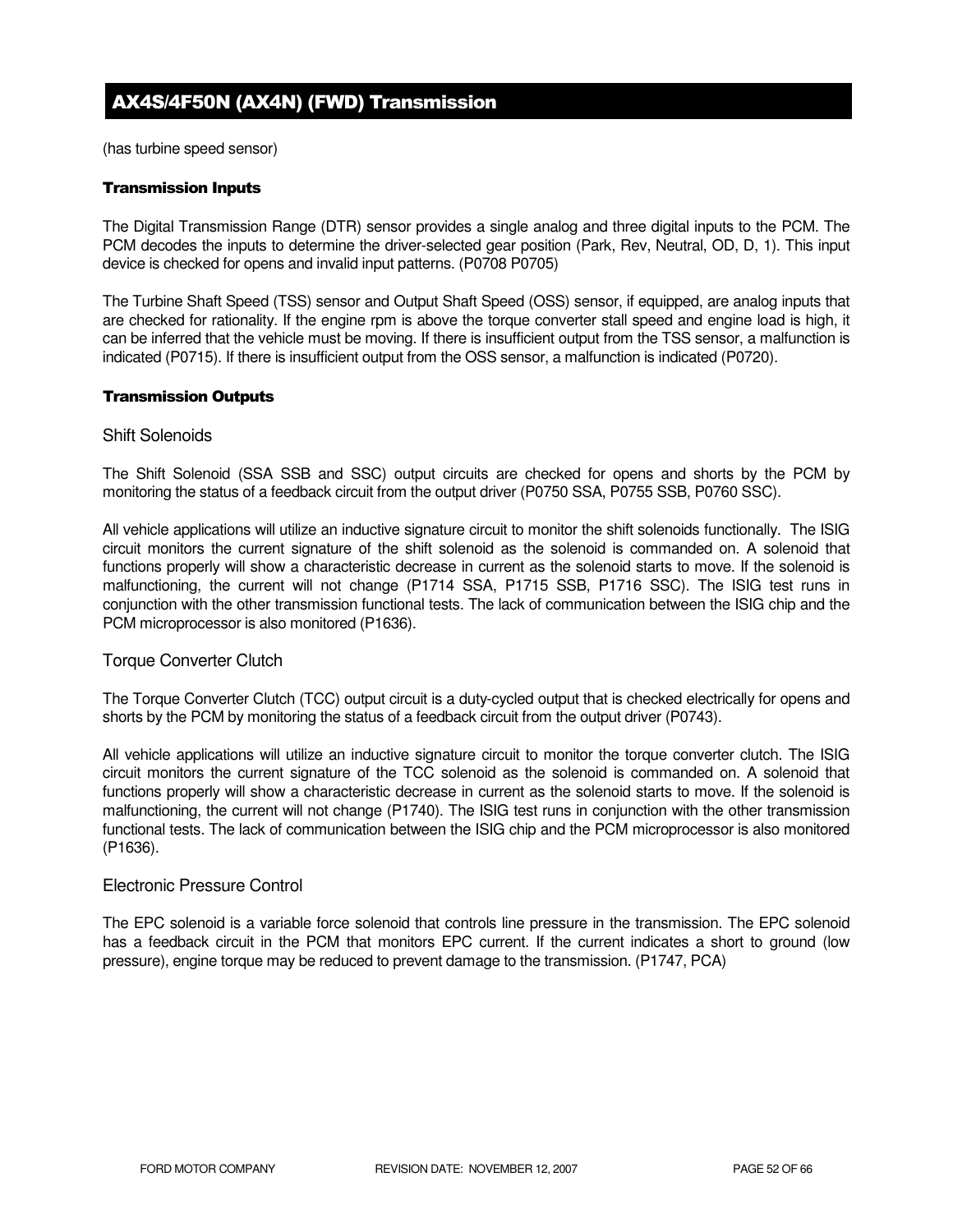# AX4S/4F50N (AX4N) (FWD) Transmission

(has turbine speed sensor)

### Transmission Inputs

The Digital Transmission Range (DTR) sensor provides a single analog and three digital inputs to the PCM. The PCM decodes the inputs to determine the driver-selected gear position (Park, Rev, Neutral, OD, D, 1). This input device is checked for opens and invalid input patterns. (P0708 P0705)

The Turbine Shaft Speed (TSS) sensor and Output Shaft Speed (OSS) sensor, if equipped, are analog inputs that are checked for rationality. If the engine rpm is above the torque converter stall speed and engine load is high, it can be inferred that the vehicle must be moving. If there is insufficient output from the TSS sensor, a malfunction is indicated (P0715). If there is insufficient output from the OSS sensor, a malfunction is indicated (P0720).

### Transmission Outputs

#### Shift Solenoids

The Shift Solenoid (SSA SSB and SSC) output circuits are checked for opens and shorts by the PCM by monitoring the status of a feedback circuit from the output driver (P0750 SSA, P0755 SSB, P0760 SSC).

All vehicle applications will utilize an inductive signature circuit to monitor the shift solenoids functionally. The ISIG circuit monitors the current signature of the shift solenoid as the solenoid is commanded on. A solenoid that functions properly will show a characteristic decrease in current as the solenoid starts to move. If the solenoid is malfunctioning, the current will not change (P1714 SSA, P1715 SSB, P1716 SSC). The ISIG test runs in conjunction with the other transmission functional tests. The lack of communication between the ISIG chip and the PCM microprocessor is also monitored (P1636).

#### Torque Converter Clutch

The Torque Converter Clutch (TCC) output circuit is a duty-cycled output that is checked electrically for opens and shorts by the PCM by monitoring the status of a feedback circuit from the output driver (P0743).

All vehicle applications will utilize an inductive signature circuit to monitor the torque converter clutch. The ISIG circuit monitors the current signature of the TCC solenoid as the solenoid is commanded on. A solenoid that functions properly will show a characteristic decrease in current as the solenoid starts to move. If the solenoid is malfunctioning, the current will not change (P1740). The ISIG test runs in conjunction with the other transmission functional tests. The lack of communication between the ISIG chip and the PCM microprocessor is also monitored (P1636).

#### Electronic Pressure Control

The EPC solenoid is a variable force solenoid that controls line pressure in the transmission. The EPC solenoid has a feedback circuit in the PCM that monitors EPC current. If the current indicates a short to ground (low pressure), engine torque may be reduced to prevent damage to the transmission. (P1747, PCA)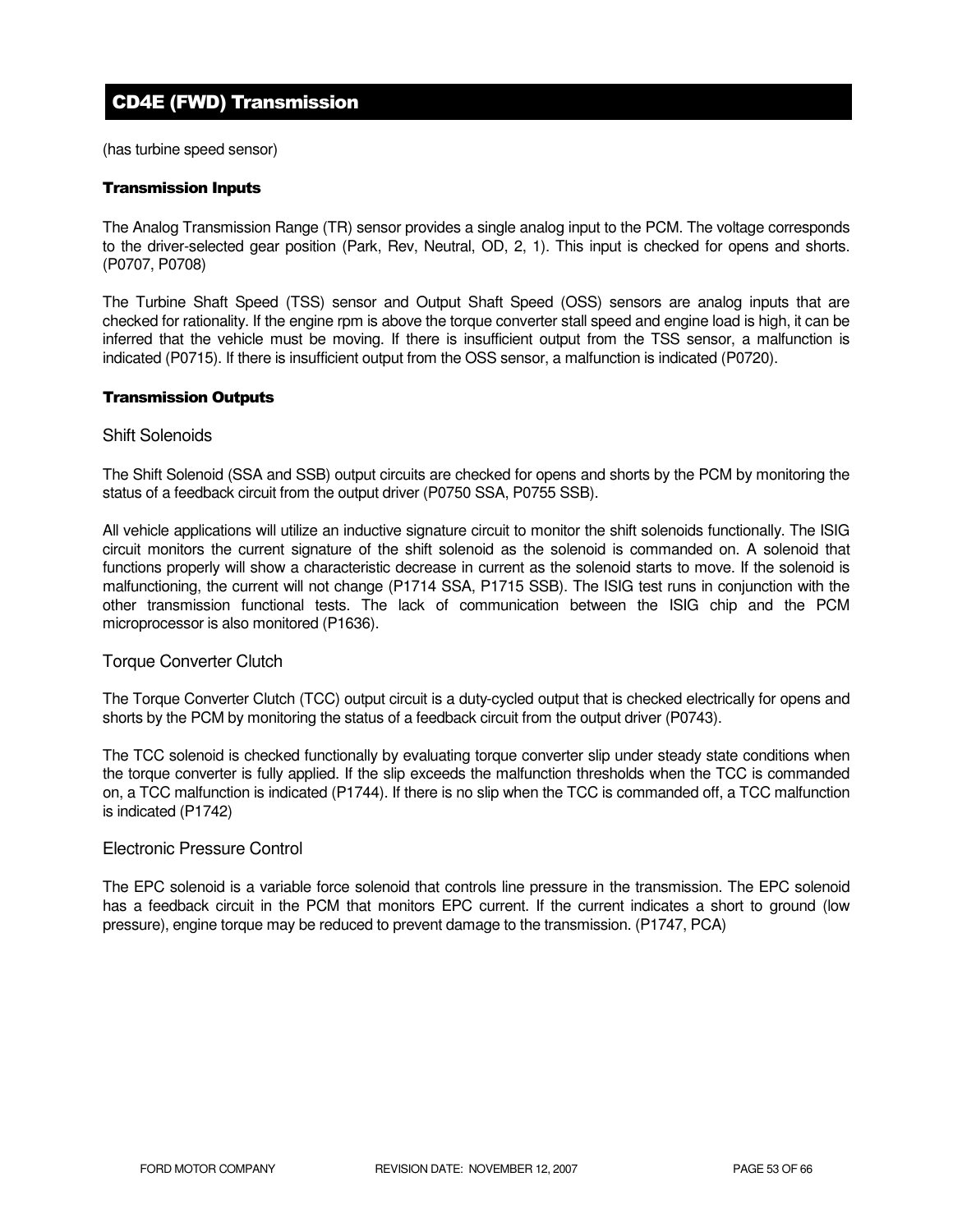## CD4E (FWD) Transmission

(has turbine speed sensor)

### Transmission Inputs

The Analog Transmission Range (TR) sensor provides a single analog input to the PCM. The voltage corresponds to the driver-selected gear position (Park, Rev, Neutral, OD, 2, 1). This input is checked for opens and shorts. (P0707, P0708)

The Turbine Shaft Speed (TSS) sensor and Output Shaft Speed (OSS) sensors are analog inputs that are checked for rationality. If the engine rpm is above the torque converter stall speed and engine load is high, it can be inferred that the vehicle must be moving. If there is insufficient output from the TSS sensor, a malfunction is indicated (P0715). If there is insufficient output from the OSS sensor, a malfunction is indicated (P0720).

### Transmission Outputs

#### Shift Solenoids

The Shift Solenoid (SSA and SSB) output circuits are checked for opens and shorts by the PCM by monitoring the status of a feedback circuit from the output driver (P0750 SSA, P0755 SSB).

All vehicle applications will utilize an inductive signature circuit to monitor the shift solenoids functionally. The ISIG circuit monitors the current signature of the shift solenoid as the solenoid is commanded on. A solenoid that functions properly will show a characteristic decrease in current as the solenoid starts to move. If the solenoid is malfunctioning, the current will not change (P1714 SSA, P1715 SSB). The ISIG test runs in conjunction with the other transmission functional tests. The lack of communication between the ISIG chip and the PCM microprocessor is also monitored (P1636).

#### Torque Converter Clutch

The Torque Converter Clutch (TCC) output circuit is a duty-cycled output that is checked electrically for opens and shorts by the PCM by monitoring the status of a feedback circuit from the output driver (P0743).

The TCC solenoid is checked functionally by evaluating torque converter slip under steady state conditions when the torque converter is fully applied. If the slip exceeds the malfunction thresholds when the TCC is commanded on, a TCC malfunction is indicated (P1744). If there is no slip when the TCC is commanded off, a TCC malfunction is indicated (P1742)

#### Electronic Pressure Control

The EPC solenoid is a variable force solenoid that controls line pressure in the transmission. The EPC solenoid has a feedback circuit in the PCM that monitors EPC current. If the current indicates a short to ground (low pressure), engine torque may be reduced to prevent damage to the transmission. (P1747, PCA)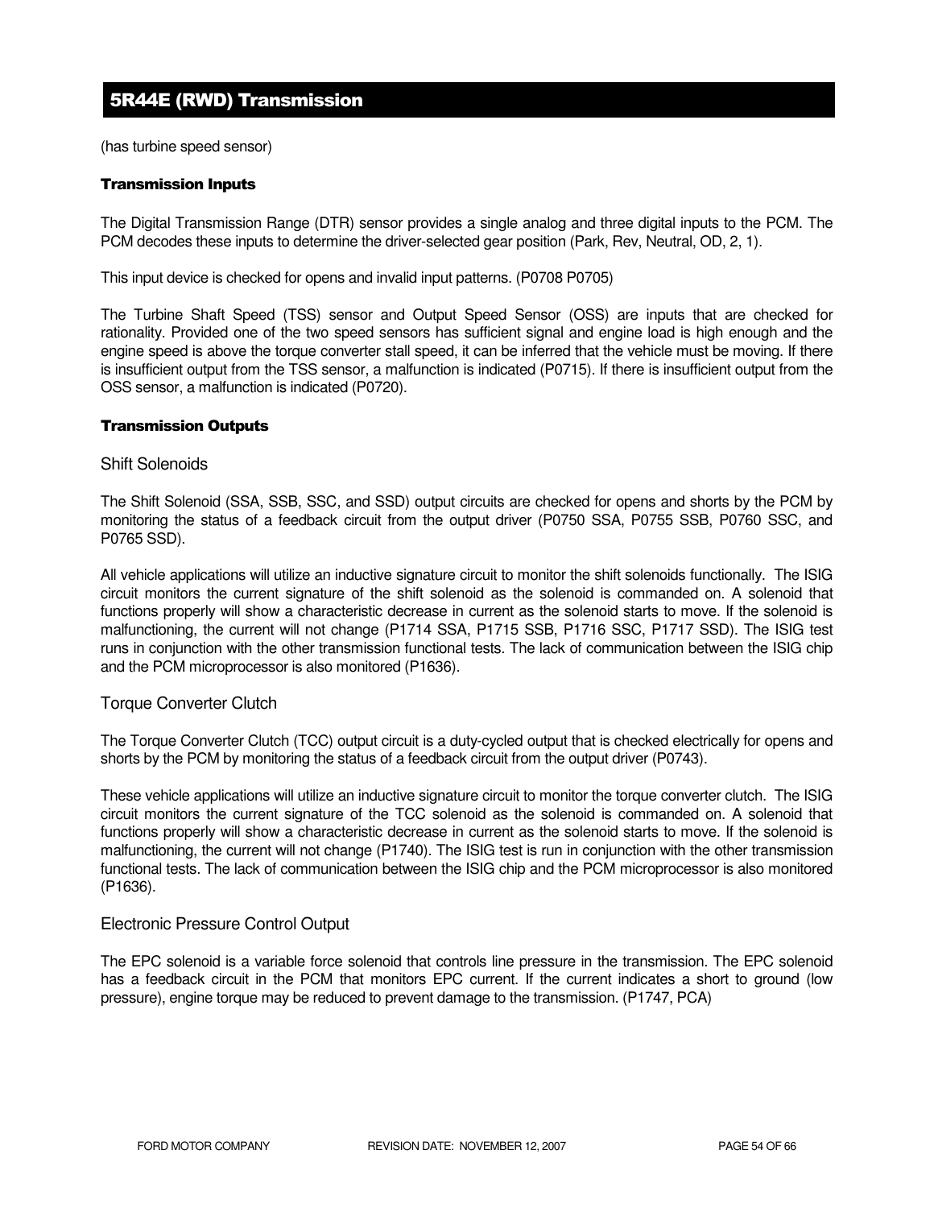## 5R44E (RWD) Transmission

(has turbine speed sensor)

### Transmission Inputs

The Digital Transmission Range (DTR) sensor provides a single analog and three digital inputs to the PCM. The PCM decodes these inputs to determine the driver-selected gear position (Park, Rev, Neutral, OD, 2, 1).

This input device is checked for opens and invalid input patterns. (P0708 P0705)

The Turbine Shaft Speed (TSS) sensor and Output Speed Sensor (OSS) are inputs that are checked for rationality. Provided one of the two speed sensors has sufficient signal and engine load is high enough and the engine speed is above the torque converter stall speed, it can be inferred that the vehicle must be moving. If there is insufficient output from the TSS sensor, a malfunction is indicated (P0715). If there is insufficient output from the OSS sensor, a malfunction is indicated (P0720).

### Transmission Outputs

#### Shift Solenoids

The Shift Solenoid (SSA, SSB, SSC, and SSD) output circuits are checked for opens and shorts by the PCM by monitoring the status of a feedback circuit from the output driver (P0750 SSA, P0755 SSB, P0760 SSC, and P0765 SSD).

All vehicle applications will utilize an inductive signature circuit to monitor the shift solenoids functionally. The ISIG circuit monitors the current signature of the shift solenoid as the solenoid is commanded on. A solenoid that functions properly will show a characteristic decrease in current as the solenoid starts to move. If the solenoid is malfunctioning, the current will not change (P1714 SSA, P1715 SSB, P1716 SSC, P1717 SSD). The ISIG test runs in conjunction with the other transmission functional tests. The lack of communication between the ISIG chip and the PCM microprocessor is also monitored (P1636).

#### Torque Converter Clutch

The Torque Converter Clutch (TCC) output circuit is a duty-cycled output that is checked electrically for opens and shorts by the PCM by monitoring the status of a feedback circuit from the output driver (P0743).

These vehicle applications will utilize an inductive signature circuit to monitor the torque converter clutch. The ISIG circuit monitors the current signature of the TCC solenoid as the solenoid is commanded on. A solenoid that functions properly will show a characteristic decrease in current as the solenoid starts to move. If the solenoid is malfunctioning, the current will not change (P1740). The ISIG test is run in conjunction with the other transmission functional tests. The lack of communication between the ISIG chip and the PCM microprocessor is also monitored (P1636).

#### Electronic Pressure Control Output

The EPC solenoid is a variable force solenoid that controls line pressure in the transmission. The EPC solenoid has a feedback circuit in the PCM that monitors EPC current. If the current indicates a short to ground (low pressure), engine torque may be reduced to prevent damage to the transmission. (P1747, PCA)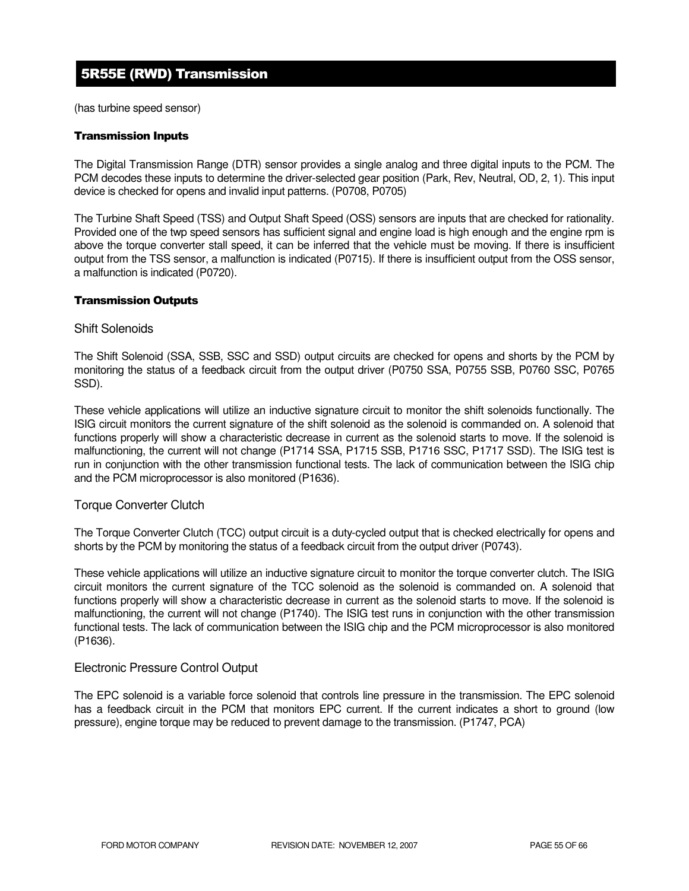# 5R55E (RWD) Transmission

(has turbine speed sensor)

### Transmission Inputs

The Digital Transmission Range (DTR) sensor provides a single analog and three digital inputs to the PCM. The PCM decodes these inputs to determine the driver-selected gear position (Park, Rev, Neutral, OD, 2, 1). This input device is checked for opens and invalid input patterns. (P0708, P0705)

The Turbine Shaft Speed (TSS) and Output Shaft Speed (OSS) sensors are inputs that are checked for rationality. Provided one of the twp speed sensors has sufficient signal and engine load is high enough and the engine rpm is above the torque converter stall speed, it can be inferred that the vehicle must be moving. If there is insufficient output from the TSS sensor, a malfunction is indicated (P0715). If there is insufficient output from the OSS sensor, a malfunction is indicated (P0720).

### Transmission Outputs

#### Shift Solenoids

The Shift Solenoid (SSA, SSB, SSC and SSD) output circuits are checked for opens and shorts by the PCM by monitoring the status of a feedback circuit from the output driver (P0750 SSA, P0755 SSB, P0760 SSC, P0765 SSD).

These vehicle applications will utilize an inductive signature circuit to monitor the shift solenoids functionally. The ISIG circuit monitors the current signature of the shift solenoid as the solenoid is commanded on. A solenoid that functions properly will show a characteristic decrease in current as the solenoid starts to move. If the solenoid is malfunctioning, the current will not change (P1714 SSA, P1715 SSB, P1716 SSC, P1717 SSD). The ISIG test is run in conjunction with the other transmission functional tests. The lack of communication between the ISIG chip and the PCM microprocessor is also monitored (P1636).

#### Torque Converter Clutch

The Torque Converter Clutch (TCC) output circuit is a duty-cycled output that is checked electrically for opens and shorts by the PCM by monitoring the status of a feedback circuit from the output driver (P0743).

These vehicle applications will utilize an inductive signature circuit to monitor the torque converter clutch. The ISIG circuit monitors the current signature of the TCC solenoid as the solenoid is commanded on. A solenoid that functions properly will show a characteristic decrease in current as the solenoid starts to move. If the solenoid is malfunctioning, the current will not change (P1740). The ISIG test runs in conjunction with the other transmission functional tests. The lack of communication between the ISIG chip and the PCM microprocessor is also monitored (P1636).

#### Electronic Pressure Control Output

The EPC solenoid is a variable force solenoid that controls line pressure in the transmission. The EPC solenoid has a feedback circuit in the PCM that monitors EPC current. If the current indicates a short to ground (low pressure), engine torque may be reduced to prevent damage to the transmission. (P1747, PCA)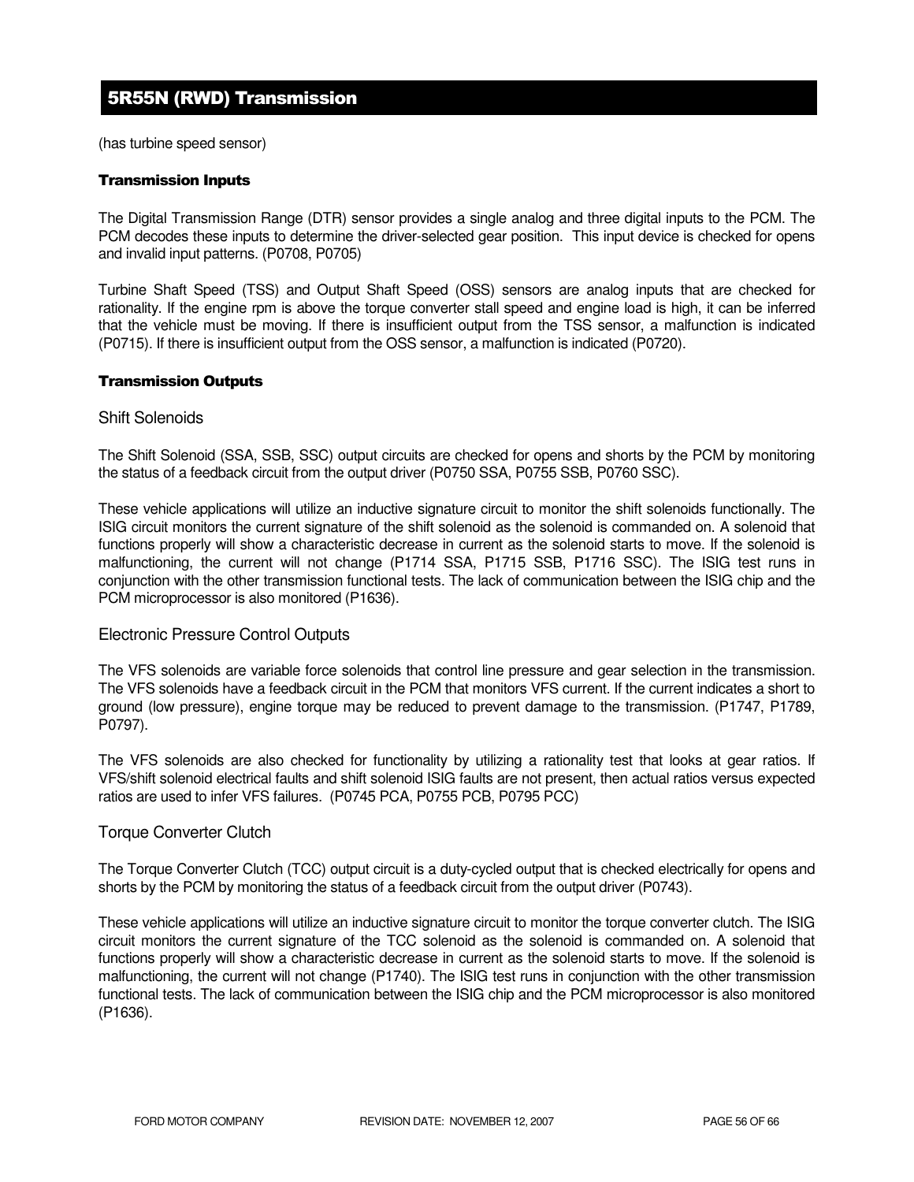# 5R55N (RWD) Transmission

(has turbine speed sensor)

### Transmission Inputs

The Digital Transmission Range (DTR) sensor provides a single analog and three digital inputs to the PCM. The PCM decodes these inputs to determine the driver-selected gear position. This input device is checked for opens and invalid input patterns. (P0708, P0705)

Turbine Shaft Speed (TSS) and Output Shaft Speed (OSS) sensors are analog inputs that are checked for rationality. If the engine rpm is above the torque converter stall speed and engine load is high, it can be inferred that the vehicle must be moving. If there is insufficient output from the TSS sensor, a malfunction is indicated (P0715). If there is insufficient output from the OSS sensor, a malfunction is indicated (P0720).

### Transmission Outputs

#### Shift Solenoids

The Shift Solenoid (SSA, SSB, SSC) output circuits are checked for opens and shorts by the PCM by monitoring the status of a feedback circuit from the output driver (P0750 SSA, P0755 SSB, P0760 SSC).

These vehicle applications will utilize an inductive signature circuit to monitor the shift solenoids functionally. The ISIG circuit monitors the current signature of the shift solenoid as the solenoid is commanded on. A solenoid that functions properly will show a characteristic decrease in current as the solenoid starts to move. If the solenoid is malfunctioning, the current will not change (P1714 SSA, P1715 SSB, P1716 SSC). The ISIG test runs in conjunction with the other transmission functional tests. The lack of communication between the ISIG chip and the PCM microprocessor is also monitored (P1636).

#### Electronic Pressure Control Outputs

The VFS solenoids are variable force solenoids that control line pressure and gear selection in the transmission. The VFS solenoids have a feedback circuit in the PCM that monitors VFS current. If the current indicates a short to ground (low pressure), engine torque may be reduced to prevent damage to the transmission. (P1747, P1789, P0797).

The VFS solenoids are also checked for functionality by utilizing a rationality test that looks at gear ratios. If VFS/shift solenoid electrical faults and shift solenoid ISIG faults are not present, then actual ratios versus expected ratios are used to infer VFS failures. (P0745 PCA, P0755 PCB, P0795 PCC)

#### Torque Converter Clutch

The Torque Converter Clutch (TCC) output circuit is a duty-cycled output that is checked electrically for opens and shorts by the PCM by monitoring the status of a feedback circuit from the output driver (P0743).

These vehicle applications will utilize an inductive signature circuit to monitor the torque converter clutch. The ISIG circuit monitors the current signature of the TCC solenoid as the solenoid is commanded on. A solenoid that functions properly will show a characteristic decrease in current as the solenoid starts to move. If the solenoid is malfunctioning, the current will not change (P1740). The ISIG test runs in conjunction with the other transmission functional tests. The lack of communication between the ISIG chip and the PCM microprocessor is also monitored (P1636).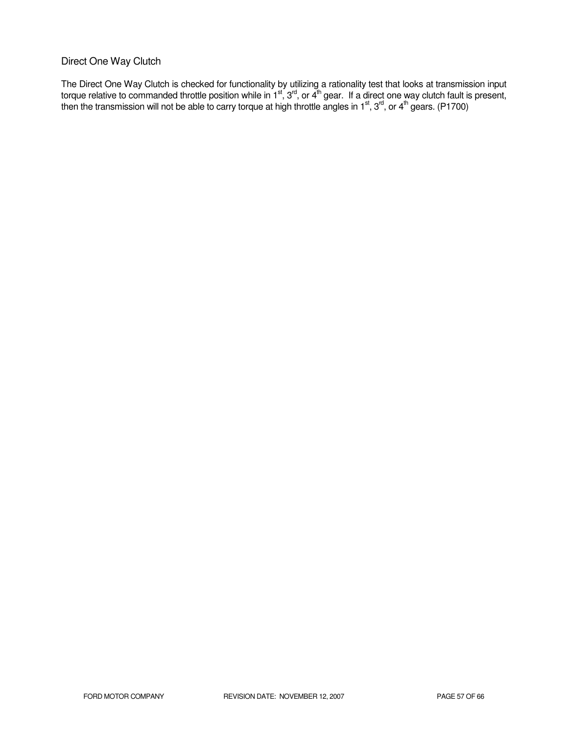## Direct One Way Clutch

The Direct One Way Clutch is checked for functionality by utilizing a rationality test that looks at transmission input torque relative to commanded throttle position while in 1st, 3rd, or 4th gear. If a direct one way clutch fault is present, then the transmission will not be able to carry torque at high throttle angles in 1st, 3rd, or 4th gears. (P1700)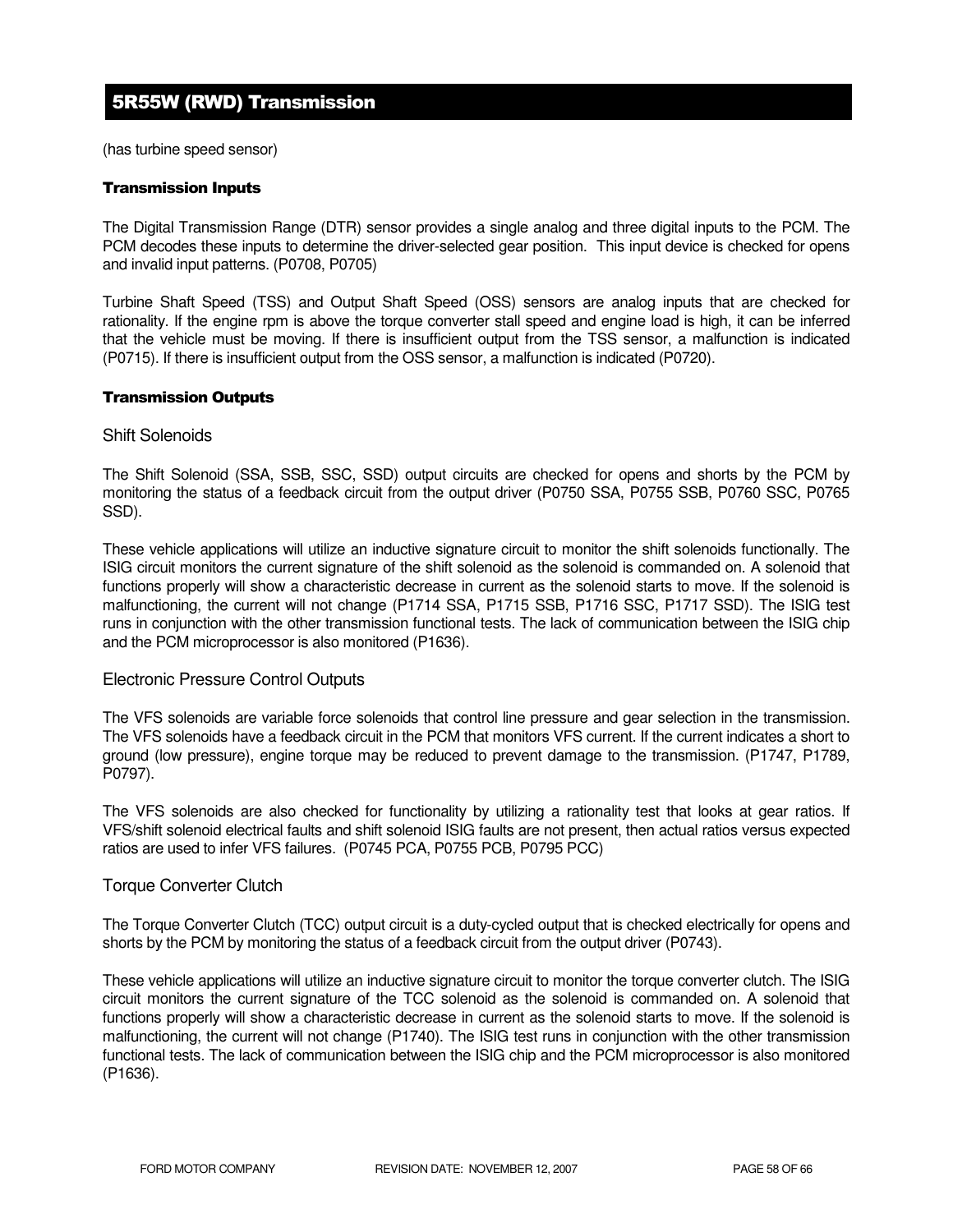# 5R55W (RWD) Transmission

(has turbine speed sensor)

### Transmission Inputs

The Digital Transmission Range (DTR) sensor provides a single analog and three digital inputs to the PCM. The PCM decodes these inputs to determine the driver-selected gear position.  This input device is checked for opens and invalid input patterns. (P0708, P0705)

Turbine Shaft Speed (TSS) and Output Shaft Speed (OSS) sensors are analog inputs that are checked for rationality. If the engine rpm is above the torque converter stall speed and engine load is high, it can be inferred that the vehicle must be moving. If there is insufficient output from the TSS sensor, a malfunction is indicated (P0715). If there is insufficient output from the OSS sensor, a malfunction is indicated (P0720).

### Transmission Outputs

#### Shift Solenoids

The Shift Solenoid (SSA, SSB, SSC, SSD) output circuits are checked for opens and shorts by the PCM by monitoring the status of a feedback circuit from the output driver (P0750 SSA, P0755 SSB, P0760 SSC, P0765 SSD).

These vehicle applications will utilize an inductive signature circuit to monitor the shift solenoids functionally. The ISIG circuit monitors the current signature of the shift solenoid as the solenoid is commanded on. A solenoid that functions properly will show a characteristic decrease in current as the solenoid starts to move. If the solenoid is malfunctioning, the current will not change (P1714 SSA, P1715 SSB, P1716 SSC, P1717 SSD). The ISIG test runs in conjunction with the other transmission functional tests. The lack of communication between the ISIG chip and the PCM microprocessor is also monitored (P1636).

#### Electronic Pressure Control Outputs

The VFS solenoids are variable force solenoids that control line pressure and gear selection in the transmission. The VFS solenoids have a feedback circuit in the PCM that monitors VFS current. If the current indicates a short to ground (low pressure), engine torque may be reduced to prevent damage to the transmission. (P1747, P1789, P0797).

The VFS solenoids are also checked for functionality by utilizing a rationality test that looks at gear ratios. If VFS/shift solenoid electrical faults and shift solenoid ISIG faults are not present, then actual ratios versus expected ratios are used to infer VFS failures.  (P0745 PCA, P0755 PCB, P0795 PCC)

#### Torque Converter Clutch

The Torque Converter Clutch (TCC) output circuit is a duty-cycled output that is checked electrically for opens and shorts by the PCM by monitoring the status of a feedback circuit from the output driver (P0743).

These vehicle applications will utilize an inductive signature circuit to monitor the torque converter clutch. The ISIG circuit monitors the current signature of the TCC solenoid as the solenoid is commanded on. A solenoid that functions properly will show a characteristic decrease in current as the solenoid starts to move. If the solenoid is malfunctioning, the current will not change (P1740). The ISIG test runs in conjunction with the other transmission functional tests. The lack of communication between the ISIG chip and the PCM microprocessor is also monitored (P1636).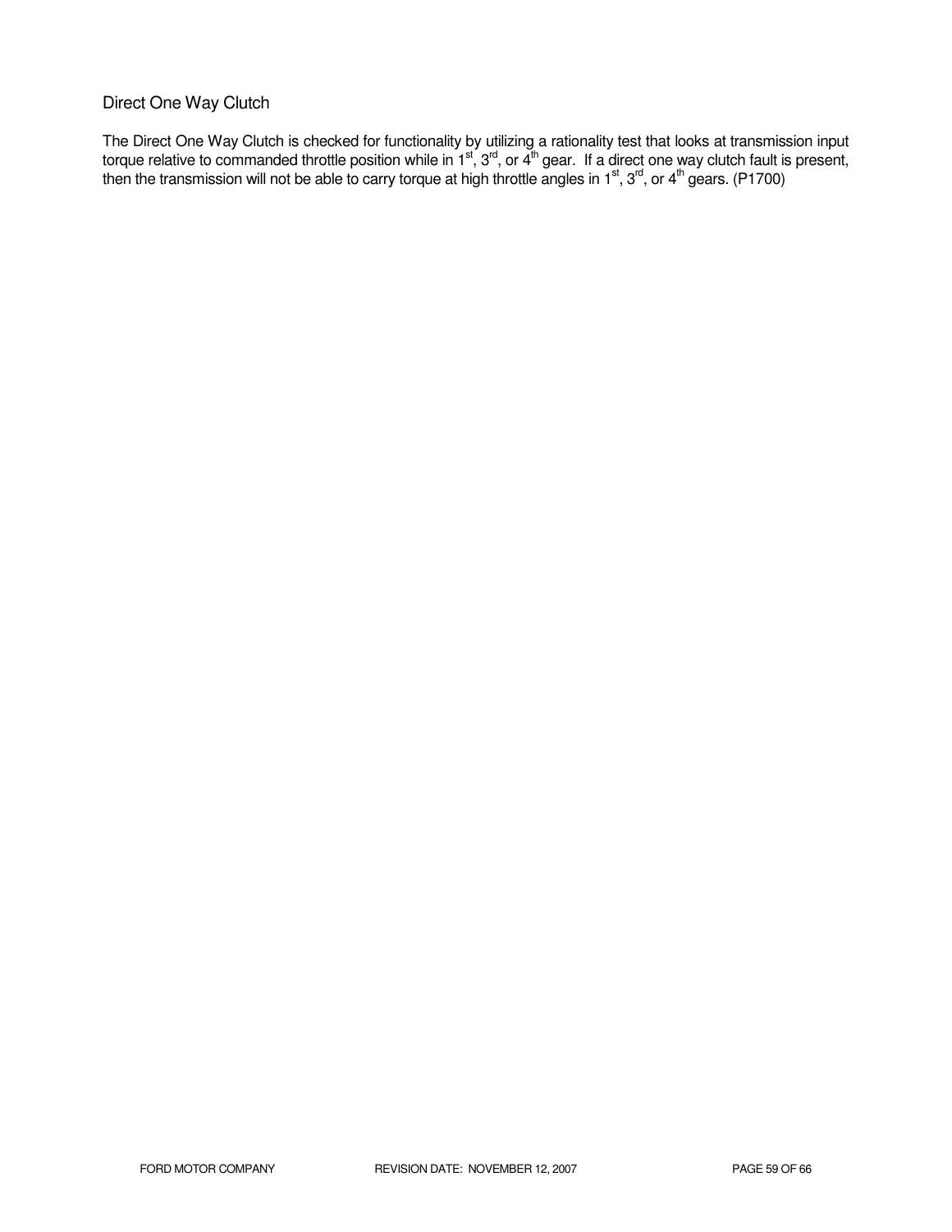## Direct One Way Clutch

The Direct One Way Clutch is checked for functionality by utilizing a rationality test that looks at transmission input torque relative to commanded throttle position while in 1st, 3rd, or 4th gear. If a direct one way clutch fault is present, then the transmission will not be able to carry torque at high throttle angles in 1st, 3rd, or 4th gears. (P1700)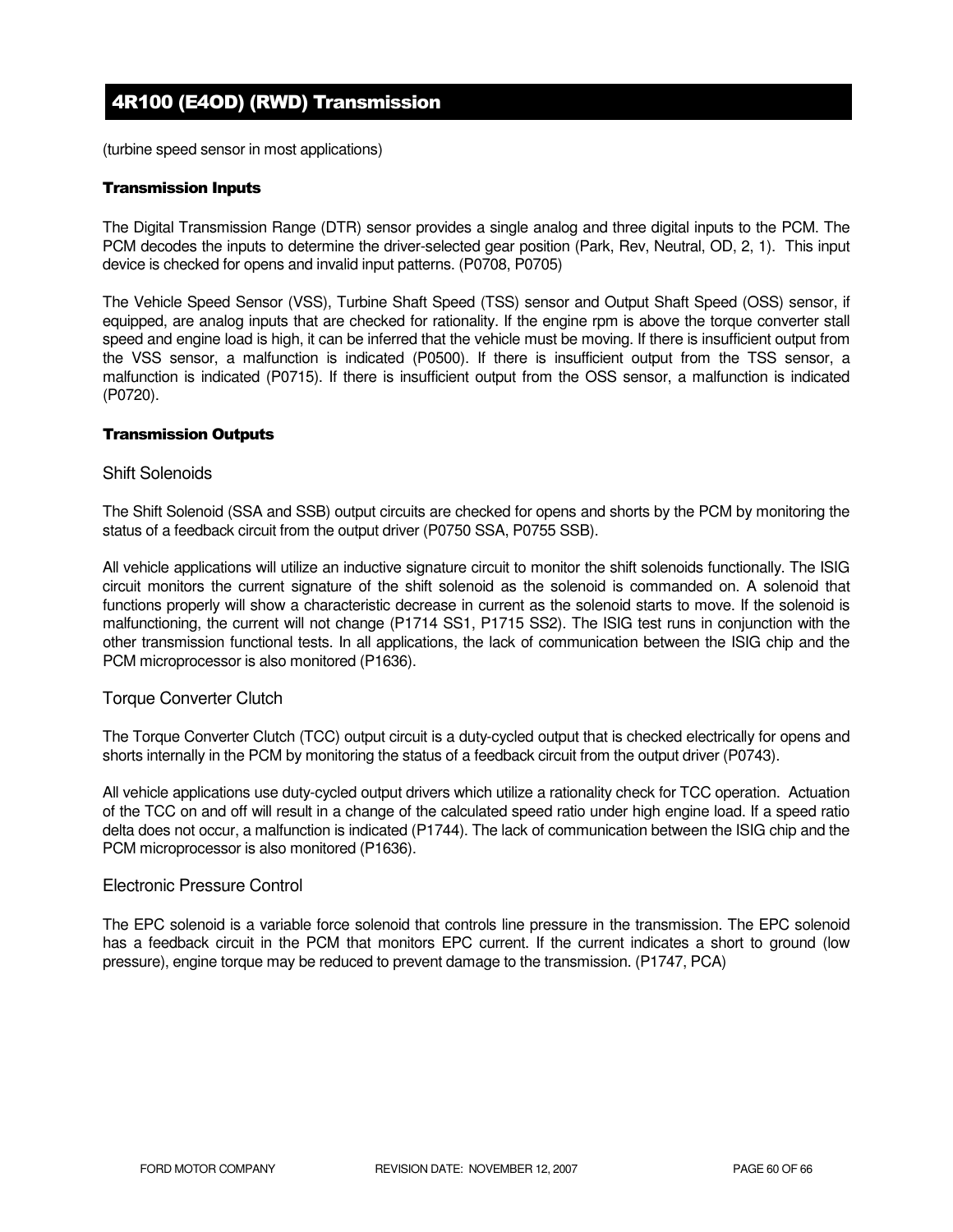# 4R100 (E4OD) (RWD) Transmission

(turbine speed sensor in most applications)

### Transmission Inputs

The Digital Transmission Range (DTR) sensor provides a single analog and three digital inputs to the PCM. The PCM decodes the inputs to determine the driver-selected gear position (Park, Rev, Neutral, OD, 2, 1). This input device is checked for opens and invalid input patterns. (P0708, P0705)

The Vehicle Speed Sensor (VSS), Turbine Shaft Speed (TSS) sensor and Output Shaft Speed (OSS) sensor, if equipped, are analog inputs that are checked for rationality. If the engine rpm is above the torque converter stall speed and engine load is high, it can be inferred that the vehicle must be moving. If there is insufficient output from the VSS sensor, a malfunction is indicated (P0500). If there is insufficient output from the TSS sensor, a malfunction is indicated (P0715). If there is insufficient output from the OSS sensor, a malfunction is indicated (P0720).

### Transmission Outputs

#### Shift Solenoids

The Shift Solenoid (SSA and SSB) output circuits are checked for opens and shorts by the PCM by monitoring the status of a feedback circuit from the output driver (P0750 SSA, P0755 SSB).

All vehicle applications will utilize an inductive signature circuit to monitor the shift solenoids functionally. The ISIG circuit monitors the current signature of the shift solenoid as the solenoid is commanded on. A solenoid that functions properly will show a characteristic decrease in current as the solenoid starts to move. If the solenoid is malfunctioning, the current will not change (P1714 SS1, P1715 SS2). The ISIG test runs in conjunction with the other transmission functional tests. In all applications, the lack of communication between the ISIG chip and the PCM microprocessor is also monitored (P1636).

#### Torque Converter Clutch

The Torque Converter Clutch (TCC) output circuit is a duty-cycled output that is checked electrically for opens and shorts internally in the PCM by monitoring the status of a feedback circuit from the output driver (P0743).

All vehicle applications use duty-cycled output drivers which utilize a rationality check for TCC operation. Actuation of the TCC on and off will result in a change of the calculated speed ratio under high engine load. If a speed ratio delta does not occur, a malfunction is indicated (P1744). The lack of communication between the ISIG chip and the PCM microprocessor is also monitored (P1636).

#### Electronic Pressure Control

The EPC solenoid is a variable force solenoid that controls line pressure in the transmission. The EPC solenoid has a feedback circuit in the PCM that monitors EPC current. If the current indicates a short to ground (low pressure), engine torque may be reduced to prevent damage to the transmission. (P1747, PCA)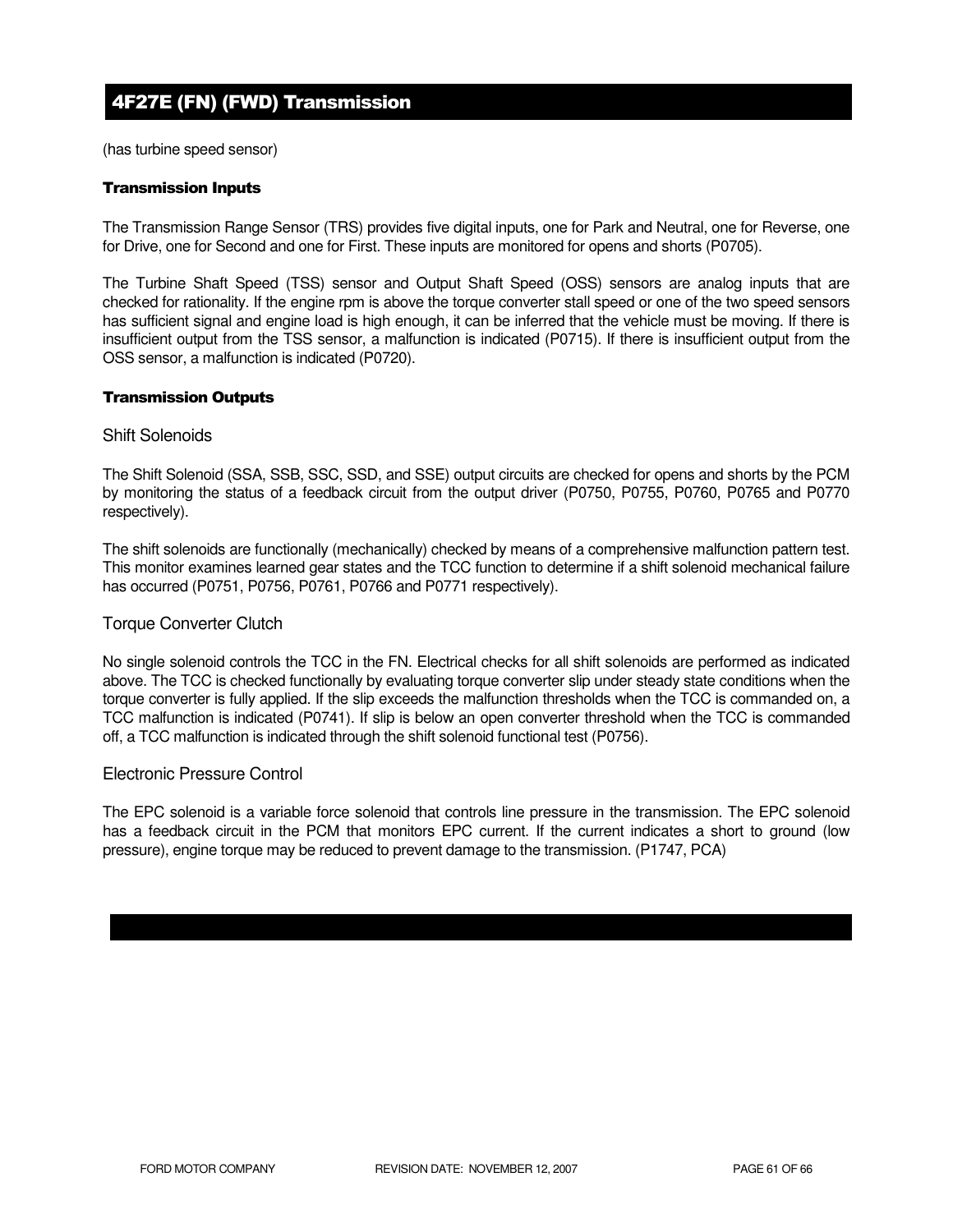## 4F27E (FN) (FWD) Transmission

(has turbine speed sensor)

### Transmission Inputs

The Transmission Range Sensor (TRS) provides five digital inputs, one for Park and Neutral, one for Reverse, one for Drive, one for Second and one for First. These inputs are monitored for opens and shorts (P0705).

The Turbine Shaft Speed (TSS) sensor and Output Shaft Speed (OSS) sensors are analog inputs that are checked for rationality. If the engine rpm is above the torque converter stall speed or one of the two speed sensors has sufficient signal and engine load is high enough, it can be inferred that the vehicle must be moving. If there is insufficient output from the TSS sensor, a malfunction is indicated (P0715). If there is insufficient output from the OSS sensor, a malfunction is indicated (P0720).

### Transmission Outputs

#### Shift Solenoids

The Shift Solenoid (SSA, SSB, SSC, SSD, and SSE) output circuits are checked for opens and shorts by the PCM by monitoring the status of a feedback circuit from the output driver (P0750, P0755, P0760, P0765 and P0770 respectively).

The shift solenoids are functionally (mechanically) checked by means of a comprehensive malfunction pattern test. This monitor examines learned gear states and the TCC function to determine if a shift solenoid mechanical failure has occurred (P0751, P0756, P0761, P0766 and P0771 respectively).

#### Torque Converter Clutch

No single solenoid controls the TCC in the FN. Electrical checks for all shift solenoids are performed as indicated above. The TCC is checked functionally by evaluating torque converter slip under steady state conditions when the torque converter is fully applied. If the slip exceeds the malfunction thresholds when the TCC is commanded on, a TCC malfunction is indicated (P0741). If slip is below an open converter threshold when the TCC is commanded off, a TCC malfunction is indicated through the shift solenoid functional test (P0756).

#### Electronic Pressure Control

The EPC solenoid is a variable force solenoid that controls line pressure in the transmission. The EPC solenoid has a feedback circuit in the PCM that monitors EPC current. If the current indicates a short to ground (low pressure), engine torque may be reduced to prevent damage to the transmission. (P1747, PCA)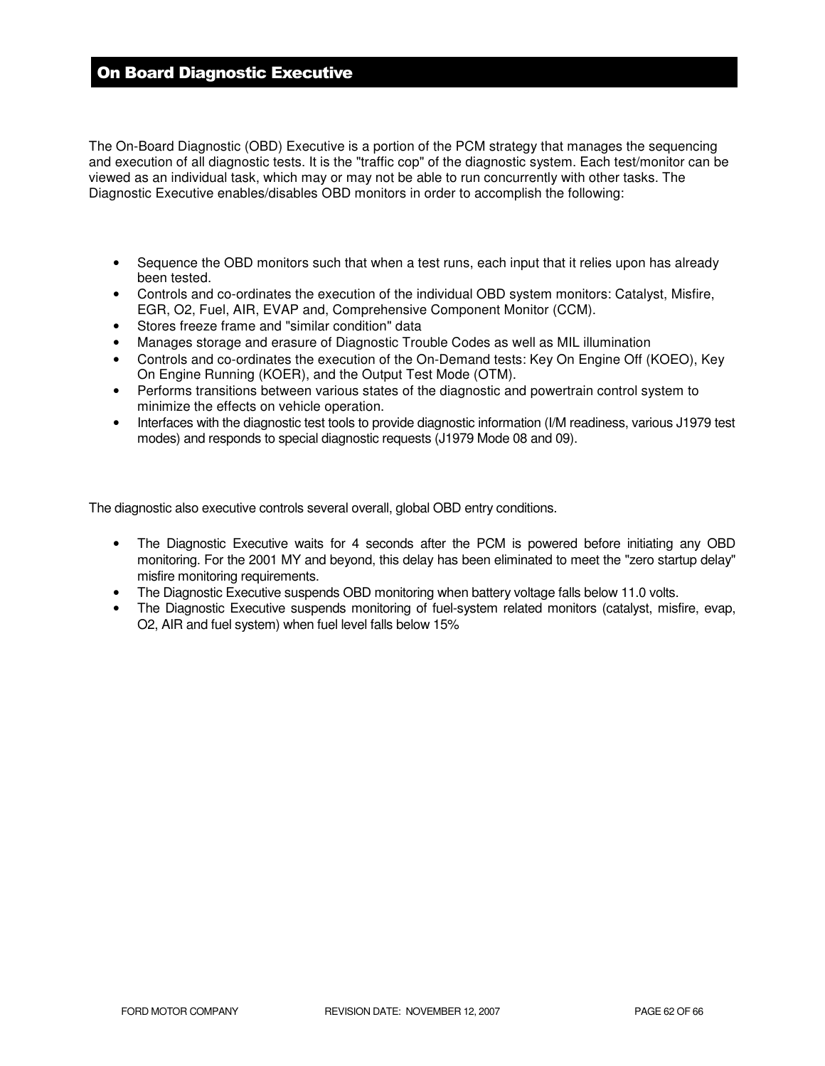## On Board Diagnostic Executive

The On-Board Diagnostic (OBD) Executive is a portion of the PCM strategy that manages the sequencing and execution of all diagnostic tests. It is the "traffic cop" of the diagnostic system. Each test/monitor can be viewed as an individual task, which may or may not be able to run concurrently with other tasks. The Diagnostic Executive enables/disables OBD monitors in order to accomplish the following:

- Sequence the OBD monitors such that when a test runs, each input that it relies upon has already been tested.
- Controls and co-ordinates the execution of the individual OBD system monitors: Catalyst, Misfire, EGR, O2, Fuel, AIR, EVAP and, Comprehensive Component Monitor (CCM).
- Stores freeze frame and "similar condition" data
- Manages storage and erasure of Diagnostic Trouble Codes as well as MIL illumination
- Controls and co-ordinates the execution of the On-Demand tests: Key On Engine Off (KOEO), Key On Engine Running (KOER), and the Output Test Mode (OTM).
- Performs transitions between various states of the diagnostic and powertrain control system to minimize the effects on vehicle operation.
- Interfaces with the diagnostic test tools to provide diagnostic information (I/M readiness, various J1979 test modes) and responds to special diagnostic requests (J1979 Mode 08 and 09).

The diagnostic also executive controls several overall, global OBD entry conditions.

- The Diagnostic Executive waits for 4 seconds after the PCM is powered before initiating any OBD monitoring. For the 2001 MY and beyond, this delay has been eliminated to meet the "zero startup delay" misfire monitoring requirements.
- The Diagnostic Executive suspends OBD monitoring when battery voltage falls below 11.0 volts.
- The Diagnostic Executive suspends monitoring of fuel-system related monitors (catalyst, misfire, evap, O2, AIR and fuel system) when fuel level falls below 15%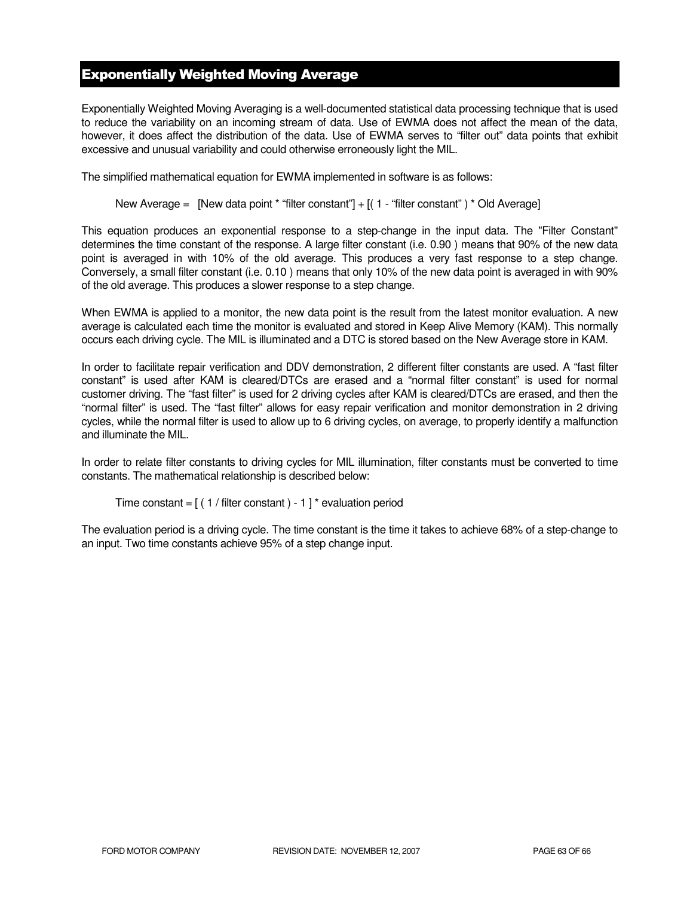## Exponentially Weighted Moving Average

Exponentially Weighted Moving Averaging is a well-documented statistical data processing technique that is used to reduce the variability on an incoming stream of data. Use of EWMA does not affect the mean of the data, however, it does affect the distribution of the data. Use of EWMA serves to “filter out” data points that exhibit excessive and unusual variability and could otherwise erroneously light the MIL.

The simplified mathematical equation for EWMA implemented in software is as follows:

New Average = [New data point * “filter constant”] + [( 1 - “filter constant” ) * Old Average]

This equation produces an exponential response to a step-change in the input data. The "Filter Constant" determines the time constant of the response. A large filter constant (i.e. 0.90 ) means that 90% of the new data point is averaged in with 10% of the old average. This produces a very fast response to a step change. Conversely, a small filter constant (i.e. 0.10 ) means that only 10% of the new data point is averaged in with 90% of the old average. This produces a slower response to a step change.

When EWMA is applied to a monitor, the new data point is the result from the latest monitor evaluation. A new average is calculated each time the monitor is evaluated and stored in Keep Alive Memory (KAM). This normally occurs each driving cycle. The MIL is illuminated and a DTC is stored based on the New Average store in KAM.

In order to facilitate repair verification and DDV demonstration, 2 different filter constants are used. A “fast filter constant” is used after KAM is cleared/DTCs are erased and a “normal filter constant” is used for normal customer driving. The “fast filter” is used for 2 driving cycles after KAM is cleared/DTCs are erased, and then the “normal filter” is used. The “fast filter” allows for easy repair verification and monitor demonstration in 2 driving cycles, while the normal filter is used to allow up to 6 driving cycles, on average, to properly identify a malfunction and illuminate the MIL.

In order to relate filter constants to driving cycles for MIL illumination, filter constants must be converted to time constants. The mathematical relationship is described below:

Time constant = [ ( 1 / filter constant ) - 1 ] * evaluation period

The evaluation period is a driving cycle. The time constant is the time it takes to achieve 68% of a step-change to an input. Two time constants achieve 95% of a step change input.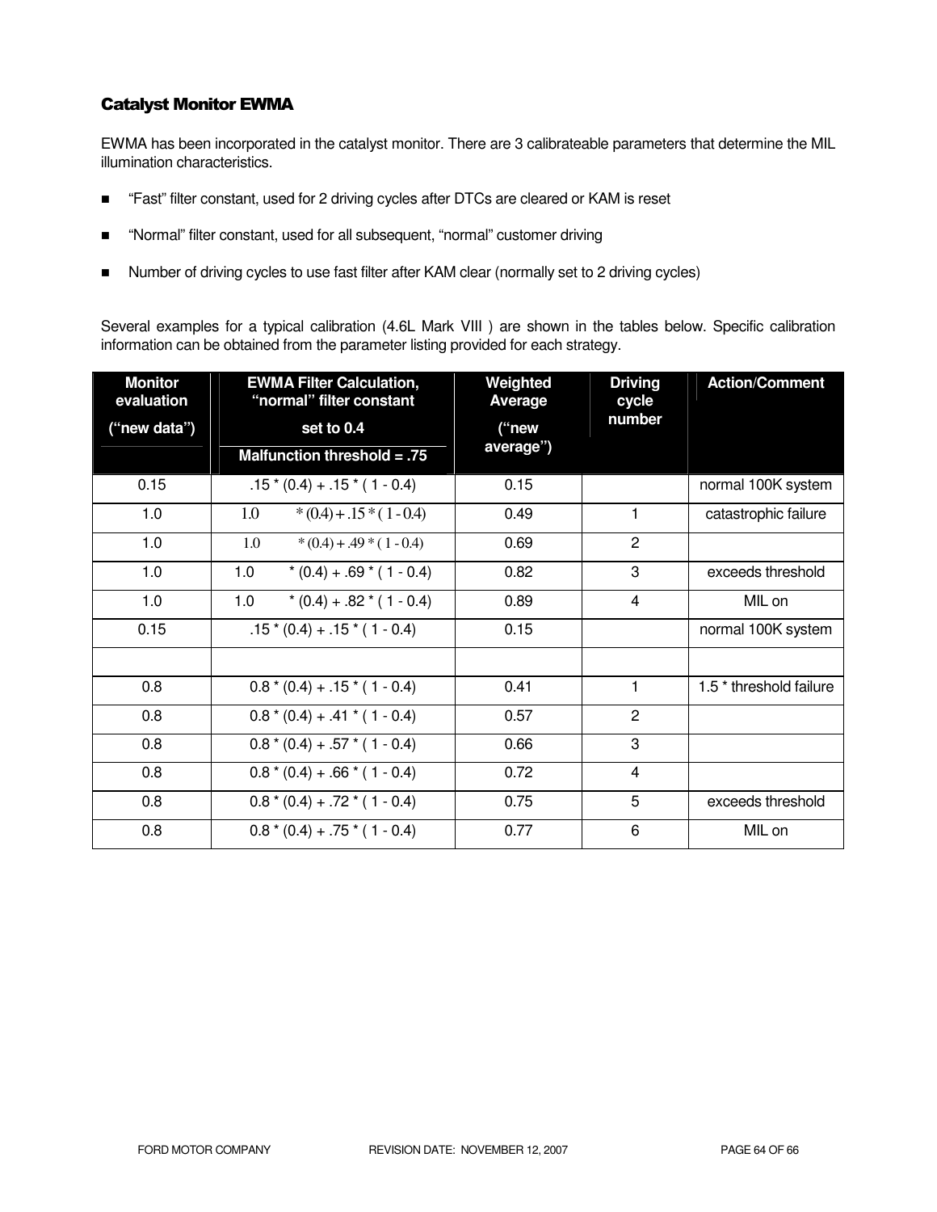### Catalyst Monitor EWMA

EWMA has been incorporated in the catalyst monitor. There are 3 calibrateable parameters that determine the MIL illumination characteristics.

- "Fast" filter constant, used for 2 driving cycles after DTCs are cleared or KAM is reset
- "Normal" filter constant, used for all subsequent, "normal" customer driving
- Number of driving cycles to use fast filter after KAM clear (normally set to 2 driving cycles)

Several examples for a typical calibration (4.6L Mark VIII ) are shown in the tables below. Specific calibration information can be obtained from the parameter listing provided for each strategy.

| Monitor evaluation ("new data") | EWMA Filter Calculation, "normal" filter constant set to 0.4 Malfunction threshold = .75 | Weighted Average ("new average") | Driving cycle number | Action/Comment |
|---|---|---|---|---|
| 0.15 | .15 * (0.4) + .15 * ( 1 - 0.4) | 0.15 | | normal 100K system |
| 1.0 | 1.0 * (0.4) + .15 * ( 1 - 0.4) | 0.49 | 1 | catastrophic failure |
| 1.0 | 1.0 * (0.4) + .49 * ( 1 - 0.4) | 0.69 | 2 | |
| 1.0 | 1.0 * (0.4) + .69 * ( 1 - 0.4) | 0.82 | 3 | exceeds threshold |
| 1.0 | 1.0 * (0.4) + .82 * ( 1 - 0.4) | 0.89 | 4 | MIL on |
| 0.15 | .15 * (0.4) + .15 * ( 1 - 0.4) | 0.15 | | normal 100K system |
| | | | | |
| 0.8 | 0.8 * (0.4) + .15 * ( 1 - 0.4) | 0.41 | 1 | 1.5 * threshold failure |
| 0.8 | 0.8 * (0.4) + .41 * ( 1 - 0.4) | 0.57 | 2 | |
| 0.8 | 0.8 * (0.4) + .57 * ( 1 - 0.4) | 0.66 | 3 | |
| 0.8 | 0.8 * (0.4) + .66 * ( 1 - 0.4) | 0.72 | 4 | |
| 0.8 | 0.8 * (0.4) + .72 * ( 1 - 0.4) | 0.75 | 5 | exceeds threshold |
| 0.8 | 0.8 * (0.4) + .75 * ( 1 - 0.4) | 0.77 | 6 | MIL on |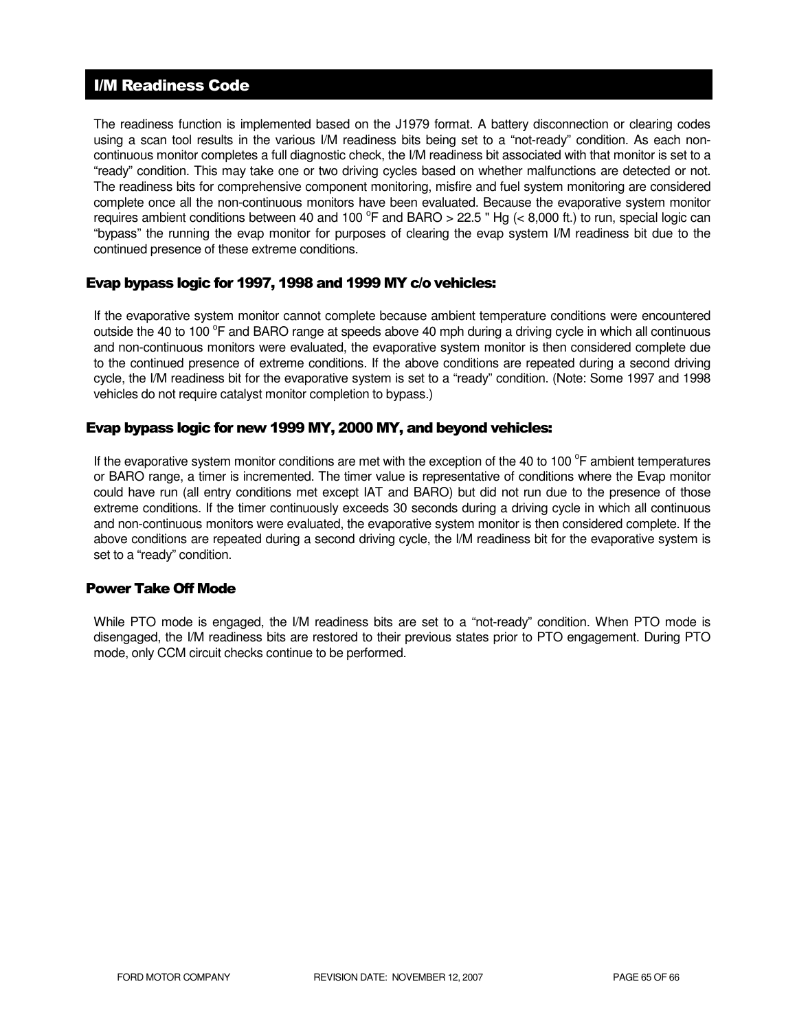## I/M Readiness Code

The readiness function is implemented based on the J1979 format. A battery disconnection or clearing codes using a scan tool results in the various I/M readiness bits being set to a "not-ready" condition. As each non-continuous monitor completes a full diagnostic check, the I/M readiness bit associated with that monitor is set to a "ready" condition. This may take one or two driving cycles based on whether malfunctions are detected or not. The readiness bits for comprehensive component monitoring, misfire and fuel system monitoring are considered complete once all the non-continuous monitors have been evaluated. Because the evaporative system monitor requires ambient conditions between 40 and 100 $^{o}$F and BARO > 22.5 " Hg (< 8,000 ft.) to run, special logic can "bypass" the running the evap monitor for purposes of clearing the evap system I/M readiness bit due to the continued presence of these extreme conditions.

### Evap bypass logic for 1997, 1998 and 1999 MY c/o vehicles:

If the evaporative system monitor cannot complete because ambient temperature conditions were encountered outside the 40 to 100 $^{o}$F and BARO range at speeds above 40 mph during a driving cycle in which all continuous and non-continuous monitors were evaluated, the evaporative system monitor is then considered complete due to the continued presence of extreme conditions. If the above conditions are repeated during a second driving cycle, the I/M readiness bit for the evaporative system is set to a "ready" condition. (Note: Some 1997 and 1998 vehicles do not require catalyst monitor completion to bypass.)

### Evap bypass logic for new 1999 MY, 2000 MY, and beyond vehicles:

If the evaporative system monitor conditions are met with the exception of the 40 to 100 $^{o}$F ambient temperatures or BARO range, a timer is incremented. The timer value is representative of conditions where the Evap monitor could have run (all entry conditions met except IAT and BARO) but did not run due to the presence of those extreme conditions. If the timer continuously exceeds 30 seconds during a driving cycle in which all continuous and non-continuous monitors were evaluated, the evaporative system monitor is then considered complete. If the above conditions are repeated during a second driving cycle, the I/M readiness bit for the evaporative system is set to a "ready" condition.

### Power Take Off Mode

While PTO mode is engaged, the I/M readiness bits are set to a "not-ready" condition. When PTO mode is disengaged, the I/M readiness bits are restored to their previous states prior to PTO engagement. During PTO mode, only CCM circuit checks continue to be performed.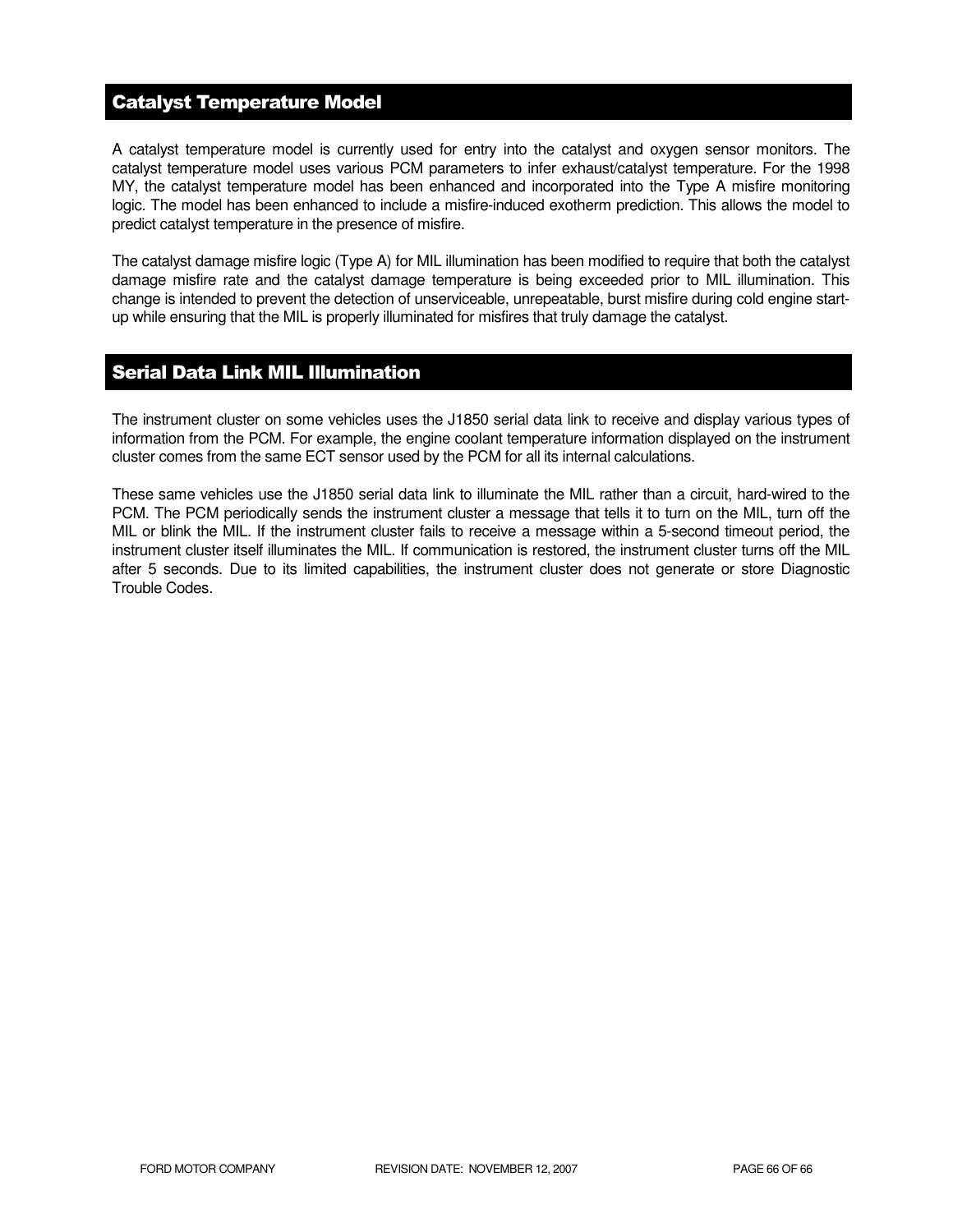## Catalyst Temperature Model

A catalyst temperature model is currently used for entry into the catalyst and oxygen sensor monitors. The catalyst temperature model uses various PCM parameters to infer exhaust/catalyst temperature. For the 1998 MY, the catalyst temperature model has been enhanced and incorporated into the Type A misfire monitoring logic. The model has been enhanced to include a misfire-induced exotherm prediction. This allows the model to predict catalyst temperature in the presence of misfire.

The catalyst damage misfire logic (Type A) for MIL illumination has been modified to require that both the catalyst damage misfire rate and the catalyst damage temperature is being exceeded prior to MIL illumination. This change is intended to prevent the detection of unserviceable, unrepeatable, burst misfire during cold engine start-up while ensuring that the MIL is properly illuminated for misfires that truly damage the catalyst.

## Serial Data Link MIL Illumination

The instrument cluster on some vehicles uses the J1850 serial data link to receive and display various types of information from the PCM. For example, the engine coolant temperature information displayed on the instrument cluster comes from the same ECT sensor used by the PCM for all its internal calculations.

These same vehicles use the J1850 serial data link to illuminate the MIL rather than a circuit, hard-wired to the PCM. The PCM periodically sends the instrument cluster a message that tells it to turn on the MIL, turn off the MIL or blink the MIL. If the instrument cluster fails to receive a message within a 5-second timeout period, the instrument cluster itself illuminates the MIL. If communication is restored, the instrument cluster turns off the MIL after 5 seconds. Due to its limited capabilities, the instrument cluster does not generate or store Diagnostic Trouble Codes.